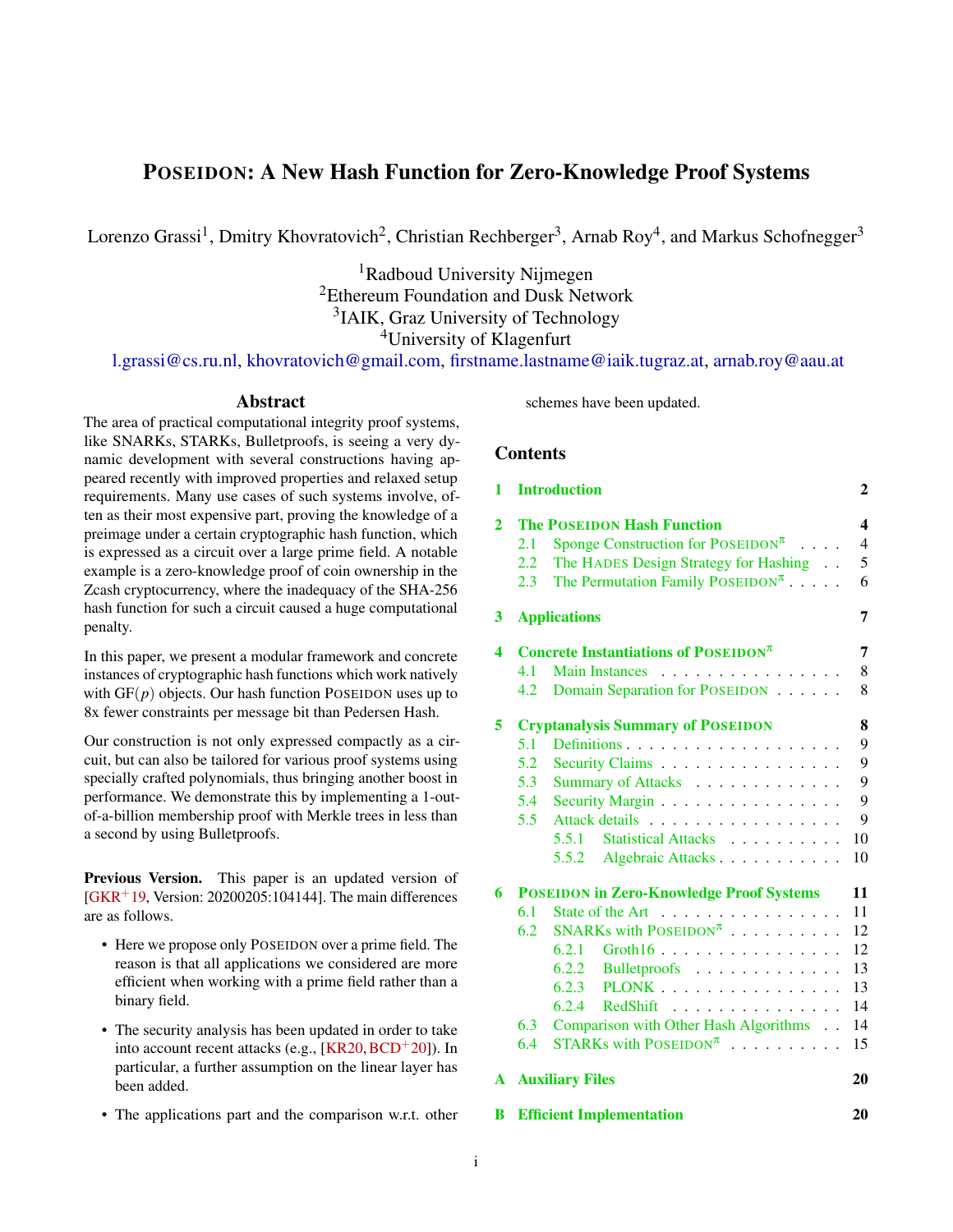# POSEIDON: A New Hash Function for Zero-Knowledge Proof Systems

Lorenzo Grassi[1], Dmitry Khovratovich[2], Christian Rechberger[3], Arnab Roy[4], and Markus Schofnegger[3]

[1]Radboud University Nijmegen
[2]Ethereum Foundation and Dusk Network
[3]IAIK, Graz University of Technology
[4]University of Klagenfurt

l.grassi@cs.ru.nl, khovratovich@gmail.com, firstname.lastname@iaik.tugraz.at, arnab.roy@aau.at

## Abstract

The area of practical computational integrity proof systems, like SNARKs, STARKs, Bulletproofs, is seeing a very dynamic development with several constructions having appeared recently with improved properties and relaxed setup requirements. Many use cases of such systems involve, often as their most expensive part, proving the knowledge of a preimage under a certain cryptographic hash function, which is expressed as a circuit over a large prime field. A notable example is a zero-knowledge proof of coin ownership in the Zcash cryptocurrency, where the inadequacy of the SHA-256 hash function for such a circuit caused a huge computational penalty.

In this paper, we present a modular framework and concrete instances of cryptographic hash functions which work natively with GF($p$) objects. Our hash function POSEIDON uses up to 8x fewer constraints per message bit than Pedersen Hash.

Our construction is not only expressed compactly as a circuit, but can also be tailored for various proof systems using specially crafted polynomials, thus bringing another boost in performance. We demonstrate this by implementing a 1-out-of-a-billion membership proof with Merkle trees in less than a second by using Bulletproofs.

**Previous Version.** This paper is an updated version of [GKR+19, Version: 20200205:104144]. The main differences are as follows.

- Here we propose only POSEIDON over a prime field. The reason is that all applications we considered are more efficient when working with a prime field rather than a binary field.
- The security analysis has been updated in order to take into account recent attacks (e.g., [KR20, BCD+20]). In particular, a further assumption on the linear layer has been added.
- The applications part and the comparison w.r.t. other schemes have been updated.

## Contents

1 Introduction — 2

2 The POSEIDON Hash Function — 4
- 2.1 Sponge Construction for POSEIDON$^\pi$ — 4
- 2.2 The HADES Design Strategy for Hashing — 5
- 2.3 The Permutation Family POSEIDON$^\pi$ — 6

3 Applications — 7

4 Concrete Instantiations of POSEIDON$^\pi$ — 7
- 4.1 Main Instances — 8
- 4.2 Domain Separation for POSEIDON — 8

5 Cryptanalysis Summary of POSEIDON — 8
- 5.1 Definitions — 9
- 5.2 Security Claims — 9
- 5.3 Summary of Attacks — 9
- 5.4 Security Margin — 9
- 5.5 Attack details — 9
  - 5.5.1 Statistical Attacks — 10
  - 5.5.2 Algebraic Attacks — 10

6 POSEIDON in Zero-Knowledge Proof Systems — 11
- 6.1 State of the Art — 11
- 6.2 SNARKs with POSEIDON$^\pi$ — 12
  - 6.2.1 Groth16 — 12
  - 6.2.2 Bulletproofs — 13
  - 6.2.3 PLONK — 13
  - 6.2.4 RedShift — 14
- 6.3 Comparison with Other Hash Algorithms — 14
- 6.4 STARKs with POSEIDON$^\pi$ — 15

A Auxiliary Files — 20

B Efficient Implementation — 20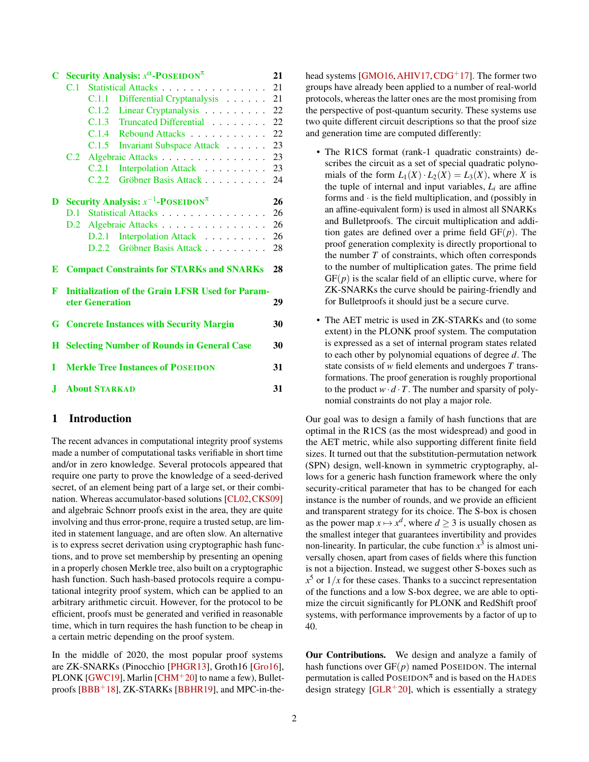- C Security Analysis: $x^\alpha$-POSEIDON$^\pi$ — 21
  - C.1 Statistical Attacks — 21
    - C.1.1 Differential Cryptanalysis — 21
    - C.1.2 Linear Cryptanalysis — 22
    - C.1.3 Truncated Differential — 22
    - C.1.4 Rebound Attacks — 22
    - C.1.5 Invariant Subspace Attack — 23
  - C.2 Algebraic Attacks — 23
    - C.2.1 Interpolation Attack — 23
    - C.2.2 Gröbner Basis Attack — 24
- D Security Analysis: $x^{-1}$-POSEIDON$^\pi$ — 26
  - D.1 Statistical Attacks — 26
  - D.2 Algebraic Attacks — 26
    - D.2.1 Interpolation Attack — 26
    - D.2.2 Gröbner Basis Attack — 28
- E Compact Constraints for STARKs and SNARKs — 28
- F Initialization of the Grain LFSR Used for Parameter Generation — 29
- G Concrete Instances with Security Margin — 30
- H Selecting Number of Rounds in General Case — 30
- I Merkle Tree Instances of POSEIDON — 31
- J About STARKAD — 31

# 1 Introduction

The recent advances in computational integrity proof systems made a number of computational tasks verifiable in short time and/or in zero knowledge. Several protocols appeared that require one party to prove the knowledge of a seed-derived secret, of an element being part of a large set, or their combination. Whereas accumulator-based solutions [CL02, CKS09] and algebraic Schnorr proofs exist in the area, they are quite involving and thus error-prone, require a trusted setup, are limited in statement language, and are often slow. An alternative is to express secret derivation using cryptographic hash functions, and to prove set membership by presenting an opening in a properly chosen Merkle tree, also built on a cryptographic hash function. Such hash-based protocols require a computational integrity proof system, which can be applied to an arbitrary arithmetic circuit. However, for the protocol to be efficient, proofs must be generated and verified in reasonable time, which in turn requires the hash function to be cheap in a certain metric depending on the proof system.

In the middle of 2020, the most popular proof systems are ZK-SNARKs (Pinocchio [PHGR13], Groth16 [Gro16], PLONK [GWC19], Marlin [CHM+20] to name a few), Bulletproofs [BBB+18], ZK-STARKs [BBHR19], and MPC-in-the-head systems [GMO16, AHIV17, CDG+17]. The former two groups have already been applied to a number of real-world protocols, whereas the latter ones are the most promising from the perspective of post-quantum security. These systems use two quite different circuit descriptions so that the proof size and generation time are computed differently:

- The R1CS format (rank-1 quadratic constraints) describes the circuit as a set of special quadratic polynomials of the form $L_1(X) \cdot L_2(X) = L_3(X)$, where $X$ is the tuple of internal and input variables, $L_i$ are affine forms and $\cdot$ is the field multiplication, and (possibly in an affine-equivalent form) is used in almost all SNARKs and Bulletproofs. The circuit multiplication and addition gates are defined over a prime field $\mathrm{GF}(p)$. The proof generation complexity is directly proportional to the number $T$ of constraints, which often corresponds to the number of multiplication gates. The prime field $\mathrm{GF}(p)$ is the scalar field of an elliptic curve, where for ZK-SNARKs the curve should be pairing-friendly and for Bulletproofs it should just be a secure curve.
- The AET metric is used in ZK-STARKs and (to some extent) in the PLONK proof system. The computation is expressed as a set of internal program states related to each other by polynomial equations of degree $d$. The state consists of $w$ field elements and undergoes $T$ transformations. The proof generation is roughly proportional to the product $w \cdot d \cdot T$. The number and sparsity of polynomial constraints do not play a major role.

Our goal was to design a family of hash functions that are optimal in the R1CS (as the most widespread) and good in the AET metric, while also supporting different finite field sizes. It turned out that the substitution-permutation network (SPN) design, well-known in symmetric cryptography, allows for a generic hash function framework where the only security-critical parameter that has to be changed for each instance is the number of rounds, and we provide an efficient and transparent strategy for its choice. The S-box is chosen as the power map $x \mapsto x^d$, where $d \geq 3$ is usually chosen as the smallest integer that guarantees invertibility and provides non-linearity. In particular, the cube function $x^3$ is almost universally chosen, apart from cases of fields where this function is not a bijection. Instead, we suggest other S-boxes such as $x^5$ or $1/x$ for these cases. Thanks to a succinct representation of the functions and a low S-box degree, we are able to optimize the circuit significantly for PLONK and RedShift proof systems, with performance improvements by a factor of up to 40.

**Our Contributions.** We design and analyze a family of hash functions over $\mathrm{GF}(p)$ named POSEIDON. The internal permutation is called POSEIDON$^\pi$ and is based on the HADES design strategy [GLR+20], which is essentially a strategy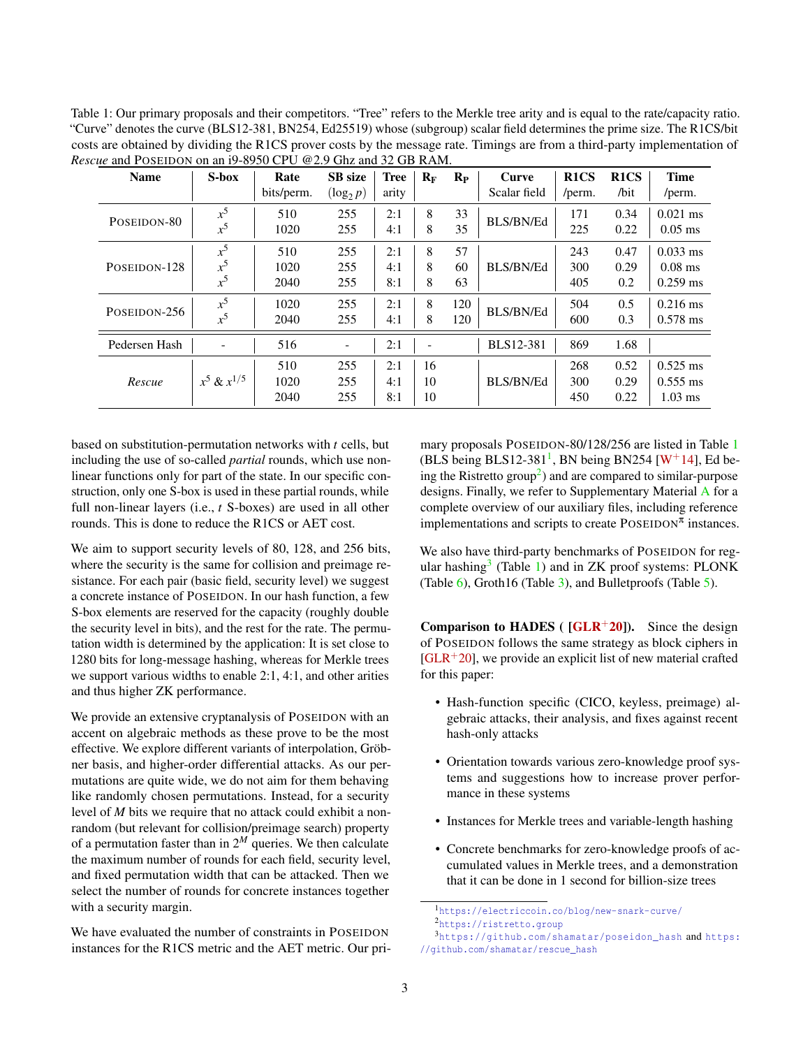Table 1: Our primary proposals and their competitors. “Tree” refers to the Merkle tree arity and is equal to the rate/capacity ratio. “Curve” denotes the curve (BLS12-381, BN254, Ed25519) whose (subgroup) scalar field determines the prime size. The R1CS/bit costs are obtained by dividing the R1CS prover costs by the message rate. Timings are from a third-party implementation of *Rescue* and POSEIDON on an i9-8950 CPU @2.9 Ghz and 32 GB RAM.

| Name | S-box | Rate bits/perm. | SB size ($\log_2 p$) | Tree arity | $R_F$ | $R_P$ | Curve Scalar field | R1CS /perm. | R1CS /bit | Time /perm. |
|---|---|---|---|---|---|---|---|---|---|---|
| POSEIDON-80 | $x^5$ | 510 | 255 | 2:1 | 8 | 33 | BLS/BN/Ed | 171 | 0.34 | 0.021 ms |
| | $x^5$ | 1020 | 255 | 4:1 | 8 | 35 | | 225 | 0.22 | 0.05 ms |
| POSEIDON-128 | $x^5$ | 510 | 255 | 2:1 | 8 | 57 | BLS/BN/Ed | 243 | 0.47 | 0.033 ms |
| | $x^5$ | 1020 | 255 | 4:1 | 8 | 60 | | 300 | 0.29 | 0.08 ms |
| | $x^5$ | 2040 | 255 | 8:1 | 8 | 63 | | 405 | 0.2 | 0.259 ms |
| POSEIDON-256 | $x^5$ | 1020 | 255 | 2:1 | 8 | 120 | BLS/BN/Ed | 504 | 0.5 | 0.216 ms |
| | $x^5$ | 2040 | 255 | 4:1 | 8 | 120 | | 600 | 0.3 | 0.578 ms |
| Pedersen Hash | - | 516 | - | 2:1 | - | | BLS12-381 | 869 | 1.68 | |
| *Rescue* | $x^5$ & $x^{1/5}$ | 510 | 255 | 2:1 | 16 | | BLS/BN/Ed | 268 | 0.52 | 0.525 ms |
| | | 1020 | 255 | 4:1 | 10 | | | 300 | 0.29 | 0.555 ms |
| | | 2040 | 255 | 8:1 | 10 | | | 450 | 0.22 | 1.03 ms |

based on substitution-permutation networks with $t$ cells, but including the use of so-called *partial* rounds, which use non-linear functions only for part of the state. In our specific construction, only one S-box is used in these partial rounds, while full non-linear layers (i.e., $t$ S-boxes) are used in all other rounds. This is done to reduce the R1CS or AET cost.

We aim to support security levels of 80, 128, and 256 bits, where the security is the same for collision and preimage resistance. For each pair (basic field, security level) we suggest a concrete instance of POSEIDON. In our hash function, a few S-box elements are reserved for the capacity (roughly double the security level in bits), and the rest for the rate. The permutation width is determined by the application: It is set close to 1280 bits for long-message hashing, whereas for Merkle trees we support various widths to enable 2:1, 4:1, and other arities and thus higher ZK performance.

We provide an extensive cryptanalysis of POSEIDON with an accent on algebraic methods as these prove to be the most effective. We explore different variants of interpolation, Gröbner basis, and higher-order differential attacks. As our permutations are quite wide, we do not aim for them behaving like randomly chosen permutations. Instead, for a security level of $M$ bits we require that no attack could exhibit a non-random (but relevant for collision/preimage search) property of a permutation faster than in $2^M$ queries. We then calculate the maximum number of rounds for each field, security level, and fixed permutation width that can be attacked. Then we select the number of rounds for concrete instances together with a security margin.

We have evaluated the number of constraints in POSEIDON instances for the R1CS metric and the AET metric. Our primary proposals POSEIDON-80/128/256 are listed in Table 1 (BLS being BLS12-381[1], BN being BN254 [W+14], Ed being the Ristretto group[2]) and are compared to similar-purpose designs. Finally, we refer to Supplementary Material A for a complete overview of our auxiliary files, including reference implementations and scripts to create POSEIDON$^\pi$ instances.

We also have third-party benchmarks of POSEIDON for regular hashing[3] (Table 1) and in ZK proof systems: PLONK (Table 6), Groth16 (Table 3), and Bulletproofs (Table 5).

**Comparison to HADES ( [GLR+20]).** Since the design of POSEIDON follows the same strategy as block ciphers in [GLR+20], we provide an explicit list of new material crafted for this paper:

- Hash-function specific (CICO, keyless, preimage) algebraic attacks, their analysis, and fixes against recent hash-only attacks
- Orientation towards various zero-knowledge proof systems and suggestions how to increase prover performance in these systems
- Instances for Merkle trees and variable-length hashing
- Concrete benchmarks for zero-knowledge proofs of accumulated values in Merkle trees, and a demonstration that it can be done in 1 second for billion-size trees

[1] https://electriccoin.co/blog/new-snark-curve/

[2] https://ristretto.group

[3] https://github.com/shamatar/poseidon_hash and https://github.com/shamatar/rescue_hash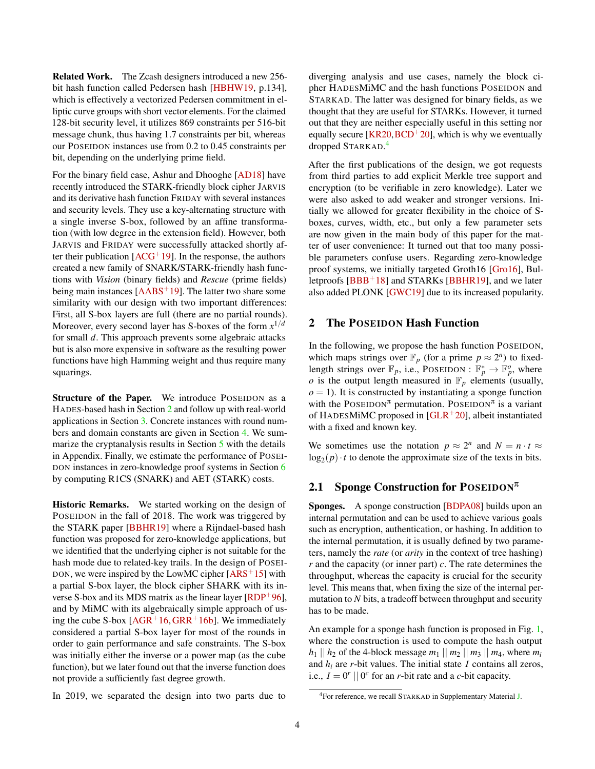**Related Work.** The Zcash designers introduced a new 256-bit hash function called Pedersen hash [HBHW19, p.134], which is effectively a vectorized Pedersen commitment in elliptic curve groups with short vector elements. For the claimed 128-bit security level, it utilizes 869 constraints per 516-bit message chunk, thus having 1.7 constraints per bit, whereas our POSEIDON instances use from 0.2 to 0.45 constraints per bit, depending on the underlying prime field.

For the binary field case, Ashur and Dhooghe [AD18] have recently introduced the STARK-friendly block cipher JARVIS and its derivative hash function FRIDAY with several instances and security levels. They use a key-alternating structure with a single inverse S-box, followed by an affine transformation (with low degree in the extension field). However, both JARVIS and FRIDAY were successfully attacked shortly after their publication [ACG+19]. In the response, the authors created a new family of SNARK/STARK-friendly hash functions with *Vision* (binary fields) and *Rescue* (prime fields) being main instances [AABS+19]. The latter two share some similarity with our design with two important differences: First, all S-box layers are full (there are no partial rounds). Moreover, every second layer has S-boxes of the form $x^{1/d}$ for small $d$. This approach prevents some algebraic attacks but is also more expensive in software as the resulting power functions have high Hamming weight and thus require many squarings.

**Structure of the Paper.** We introduce POSEIDON as a HADES-based hash in Section 2 and follow up with real-world applications in Section 3. Concrete instances with round numbers and domain constants are given in Section 4. We summarize the cryptanalysis results in Section 5 with the details in Appendix. Finally, we estimate the performance of POSEIDON instances in zero-knowledge proof systems in Section 6 by computing R1CS (SNARK) and AET (STARK) costs.

**Historic Remarks.** We started working on the design of POSEIDON in the fall of 2018. The work was triggered by the STARK paper [BBHR19] where a Rijndael-based hash function was proposed for zero-knowledge applications, but we identified that the underlying cipher is not suitable for the hash mode due to related-key trails. In the design of POSEIDON, we were inspired by the LowMC cipher [ARS+15] with a partial S-box layer, the block cipher SHARK with its inverse S-box and its MDS matrix as the linear layer [RDP+96], and by MiMC with its algebraically simple approach of using the cube S-box [AGR+16, GRR+16b]. We immediately considered a partial S-box layer for most of the rounds in order to gain performance and safe constraints. The S-box was initially either the inverse or a power map (as the cube function), but we later found out that the inverse function does not provide a sufficiently fast degree growth.

In 2019, we separated the design into two parts due to diverging analysis and use cases, namely the block cipher HADESMiMC and the hash functions POSEIDON and STARKAD. The latter was designed for binary fields, as we thought that they are useful for STARKs. However, it turned out that they are neither especially useful in this setting nor equally secure [KR20, BCD+20], which is why we eventually dropped STARKAD.[4]

After the first publications of the design, we got requests from third parties to add explicit Merkle tree support and encryption (to be verifiable in zero knowledge). Later we were also asked to add weaker and stronger versions. Initially we allowed for greater flexibility in the choice of S-boxes, curves, width, etc., but only a few parameter sets are now given in the main body of this paper for the matter of user convenience: It turned out that too many possible parameters confuse users. Regarding zero-knowledge proof systems, we initially targeted Groth16 [Gro16], Bulletproofs [BBB+18] and STARKs [BBHR19], and we later also added PLONK [GWC19] due to its increased popularity.

## 2 The POSEIDON Hash Function

In the following, we propose the hash function POSEIDON, which maps strings over $\mathbb{F}_p$ (for a prime $p \approx 2^n$) to fixed-length strings over $\mathbb{F}_p$, i.e., POSEIDON : $\mathbb{F}_p^* \to \mathbb{F}_p^o$, where $o$ is the output length measured in $\mathbb{F}_p$ elements (usually, $o = 1$). It is constructed by instantiating a sponge function with the POSEIDON$^\pi$ permutation. POSEIDON$^\pi$ is a variant of HADESMiMC proposed in [GLR+20], albeit instantiated with a fixed and known key.

We sometimes use the notation $p \approx 2^n$ and $N = n \cdot t \approx \log_2(p) \cdot t$ to denote the approximate size of the texts in bits.

### 2.1 Sponge Construction for POSEIDON$^\pi$

**Sponges.** A sponge construction [BDPA08] builds upon an internal permutation and can be used to achieve various goals such as encryption, authentication, or hashing. In addition to the internal permutation, it is usually defined by two parameters, namely the *rate* (or *arity* in the context of tree hashing) $r$ and the capacity (or inner part) $c$. The rate determines the throughput, whereas the capacity is crucial for the security level. This means that, when fixing the size of the internal permutation to $N$ bits, a tradeoff between throughput and security has to be made.

An example for a sponge hash function is proposed in Fig. 1, where the construction is used to compute the hash output $h_1 \mid\mid h_2$ of the 4-block message $m_1 \mid\mid m_2 \mid\mid m_3 \mid\mid m_4$, where $m_i$ and $h_i$ are $r$-bit values. The initial state $I$ contains all zeros, i.e., $I = 0^r \mid\mid 0^c$ for an $r$-bit rate and a $c$-bit capacity.

[4] For reference, we recall STARKAD in Supplementary Material J.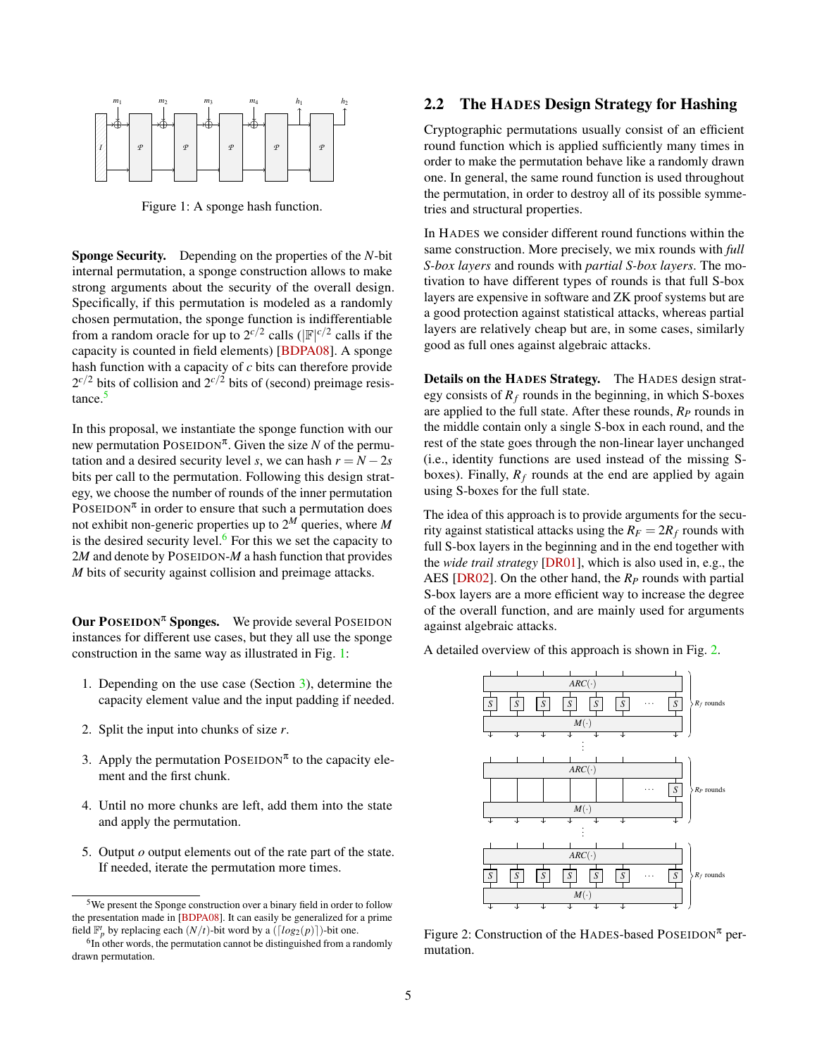Figure 1: A sponge hash function.

**Sponge Security.** Depending on the properties of the $N$-bit internal permutation, a sponge construction allows to make strong arguments about the security of the overall design. Specifically, if this permutation is modeled as a randomly chosen sponge permutation, the sponge function is indifferentiable from a random oracle for up to $2^{c/2}$ calls ($|\mathbb{F}|^{c/2}$ calls if the capacity is counted in field elements) [BDPA08]. A sponge hash function with a capacity of $c$ bits can therefore provide $2^{c/2}$ bits of collision and $2^{c/2}$ bits of (second) preimage resistance.[5]

In this proposal, we instantiate the sponge function with our new permutation POSEIDON$^{\pi}$. Given the size $N$ of the permutation and a desired security level $s$, we can hash $r = N - 2s$ bits per call to the permutation. Following this design strategy, we choose the number of rounds of the inner permutation POSEIDON$^{\pi}$ in order to ensure that such a permutation does not exhibit non-generic properties up to $2^M$ queries, where $M$ is the desired security level.[6] For this we set the capacity to $2M$ and denote by POSEIDON-$M$ a hash function that provides $M$ bits of security against collision and preimage attacks.

**Our POSEIDON$^{\pi}$ Sponges.** We provide several POSEIDON instances for different use cases, but they all use the sponge construction in the same way as illustrated in Fig. 1:

1. Depending on the use case (Section 3), determine the capacity element value and the input padding if needed.

2. Split the input into chunks of size $r$.

3. Apply the permutation POSEIDON$^{\pi}$ to the capacity element and the first chunk.

4. Until no more chunks are left, add them into the state and apply the permutation.

5. Output $o$ output elements out of the rate part of the state. If needed, iterate the permutation more times.

[5] We present the Sponge construction over a binary field in order to follow the presentation made in [BDPA08]. It can easily be generalized for a prime field $\mathbb{F}_p^t$ by replacing each $(N/t)$-bit word by a $(\lceil log_2(p) \rceil)$-bit one.

[6] In other words, the permutation cannot be distinguished from a randomly drawn permutation.

## 2.2 The HADES Design Strategy for Hashing

Cryptographic permutations usually consist of an efficient round function which is applied sufficiently many times in order to make the permutation behave like a randomly drawn one. In general, the same round function is used throughout the permutation, in order to destroy all of its possible symmetries and structural properties.

In HADES we consider different round functions within the same construction. More precisely, we mix rounds with *full S-box layers* and rounds with *partial S-box layers*. The motivation to have different types of rounds is that full S-box layers are expensive in software and ZK proof systems but are a good protection against statistical attacks, whereas partial layers are relatively cheap but are, in some cases, similarly good as full ones against algebraic attacks.

**Details on the HADES Strategy.** The HADES design strategy consists of $R_f$ rounds in the beginning, in which S-boxes are applied to the full state. After these rounds, $R_P$ rounds in the middle contain only a single S-box in each round, and the rest of the state goes through the non-linear layer unchanged (i.e., identity functions are used instead of the missing S-boxes). Finally, $R_f$ rounds at the end are applied by again using S-boxes for the full state.

The idea of this approach is to provide arguments for the security against statistical attacks using the $R_F = 2R_f$ rounds with full S-box layers in the beginning and in the end together with the *wide trail strategy* [DR01], which is also used in, e.g., the AES [DR02]. On the other hand, the $R_P$ rounds with partial S-box layers are a more efficient way to increase the degree of the overall function, and are mainly used for arguments against algebraic attacks.

A detailed overview of this approach is shown in Fig. 2.

Figure 2: Construction of the HADES-based POSEIDON$^{\pi}$ permutation.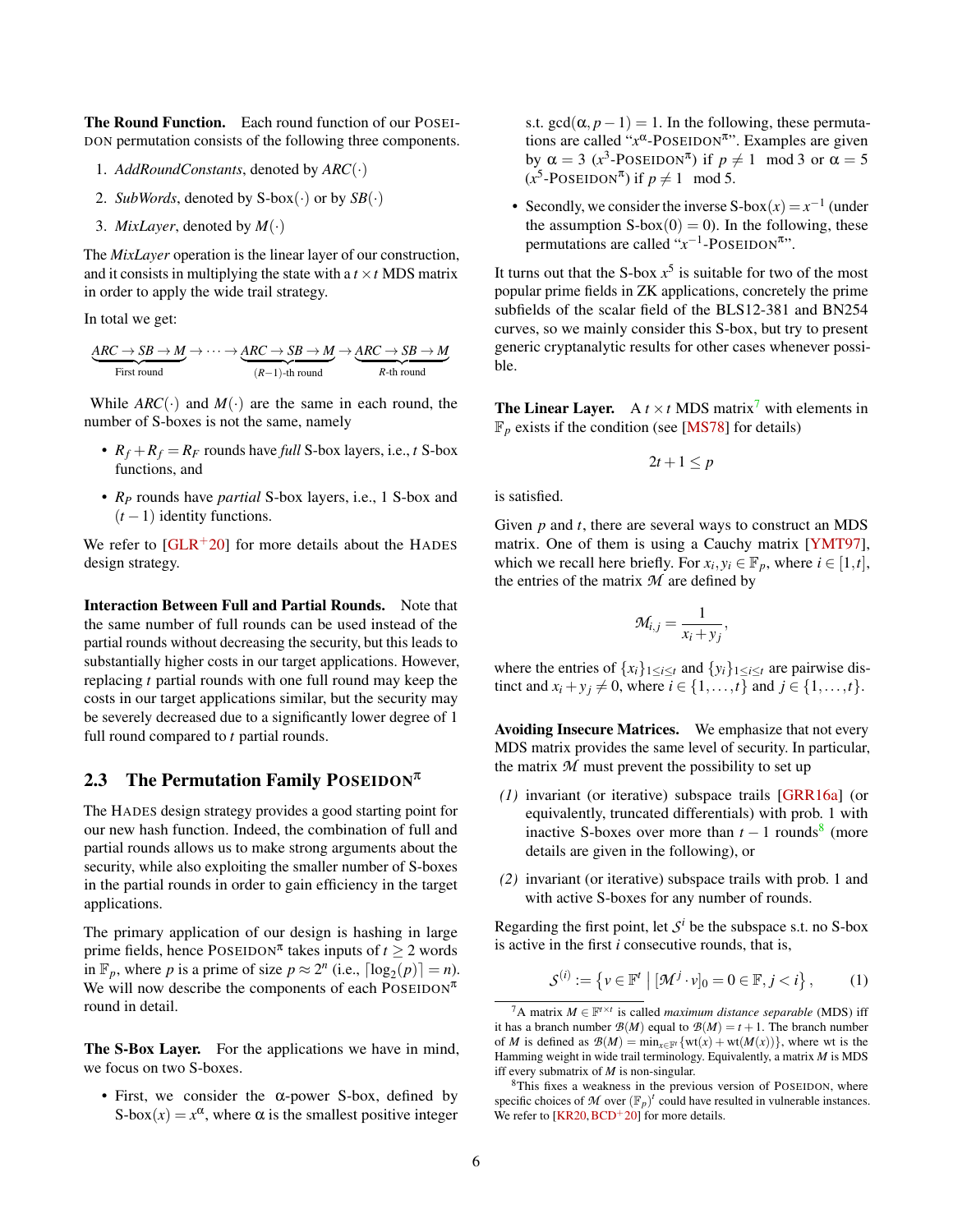**The Round Function.** Each round function of our POSEIDON permutation consists of the following three components.

1. *AddRoundConstants*, denoted by $ARC(\cdot)$
2. *SubWords*, denoted by S-box$(\cdot)$ or by $SB(\cdot)$
3. *MixLayer*, denoted by $M(\cdot)$

The *MixLayer* operation is the linear layer of our construction, and it consists in multiplying the state with a $t \times t$ MDS matrix in order to apply the wide trail strategy.

In total we get:

$$\underbrace{ARC \to SB \to M}_{\text{First round}} \to \cdots \to \underbrace{ARC \to SB \to M}_{(R-1)\text{-th round}} \to \underbrace{ARC \to SB \to M}_{R\text{-th round}}$$

While $ARC(\cdot)$ and $M(\cdot)$ are the same in each round, the number of S-boxes is not the same, namely

- $R_f + R_f = R_F$ rounds have *full* S-box layers, i.e., $t$ S-box functions, and
- $R_P$ rounds have *partial* S-box layers, i.e., 1 S-box and $(t-1)$ identity functions.

We refer to [GLR+20] for more details about the HADES design strategy.

**Interaction Between Full and Partial Rounds.** Note that the same number of full rounds can be used instead of the partial rounds without decreasing the security, but this leads to substantially higher costs in our target applications. However, replacing $t$ partial rounds with one full round may keep the costs in our target applications similar, but the security may be severely decreased due to a significantly lower degree of 1 full round compared to $t$ partial rounds.

## 2.3 The Permutation Family POSEIDON$^\pi$

The HADES design strategy provides a good starting point for our new hash function. Indeed, the combination of full and partial rounds allows us to make strong arguments about the security, while also exploiting the smaller number of S-boxes in the partial rounds in order to gain efficiency in the target applications.

The primary application of our design is hashing in large prime fields, hence POSEIDON$^\pi$ takes inputs of $t \geq 2$ words in $\mathbb{F}_p$, where $p$ is a prime of size $p \approx 2^n$ (i.e., $\lceil \log_2(p) \rceil = n$). We will now describe the components of each POSEIDON$^\pi$ round in detail.

**The S-Box Layer.** For the applications we have in mind, we focus on two S-boxes.

- First, we consider the $\alpha$-power S-box, defined by S-box$(x) = x^\alpha$, where $\alpha$ is the smallest positive integer s.t. $\gcd(\alpha, p-1) = 1$. In the following, these permutations are called "$x^\alpha$-POSEIDON$^\pi$". Examples are given by $\alpha = 3$ ($x^3$-POSEIDON$^\pi$) if $p \neq 1 \mod 3$ or $\alpha = 5$ ($x^5$-POSEIDON$^\pi$) if $p \neq 1 \mod 5$.
- Secondly, we consider the inverse S-box$(x) = x^{-1}$ (under the assumption S-box$(0) = 0$). In the following, these permutations are called "$x^{-1}$-POSEIDON$^\pi$".

It turns out that the S-box $x^5$ is suitable for two of the most popular prime fields in ZK applications, concretely the prime subfields of the scalar field of the BLS12-381 and BN254 curves, so we mainly consider this S-box, but try to present generic cryptanalytic results for other cases whenever possible.

**The Linear Layer.** A $t \times t$ MDS matrix[7] with elements in $\mathbb{F}_p$ exists if the condition (see [MS78] for details)

$$2t + 1 \leq p$$

is satisfied.

Given $p$ and $t$, there are several ways to construct an MDS matrix. One of them is using a Cauchy matrix [YMT97], which we recall here briefly. For $x_i, y_i \in \mathbb{F}_p$, where $i \in [1, t]$, the entries of the matrix $\mathcal{M}$ are defined by

$$\mathcal{M}_{i,j} = \frac{1}{x_i + y_j},$$

where the entries of $\{x_i\}_{1 \leq i \leq t}$ and $\{y_i\}_{1 \leq i \leq t}$ are pairwise distinct and $x_i + y_j \neq 0$, where $i \in \{1, \ldots, t\}$ and $j \in \{1, \ldots, t\}$.

**Avoiding Insecure Matrices.** We emphasize that not every MDS matrix provides the same level of security. In particular, the matrix $\mathcal{M}$ must prevent the possibility to set up

*(1)* invariant (or iterative) subspace trails [GRR16a] (or equivalently, truncated differentials) with prob. 1 with inactive S-boxes over more than $t-1$ rounds[8] (more details are given in the following), or

*(2)* invariant (or iterative) subspace trails with prob. 1 and with active S-boxes for any number of rounds.

Regarding the first point, let $\mathcal{S}^i$ be the subspace s.t. no S-box is active in the first $i$ consecutive rounds, that is,

$$\mathcal{S}^{(i)} := \left\{ v \in \mathbb{F}^t \;\middle|\; [\mathcal{M}^j \cdot v]_0 = 0 \in \mathbb{F}, j < i \right\}, \tag{1}$$

[7] A matrix $M \in \mathbb{F}^{t \times t}$ is called *maximum distance separable* (MDS) iff it has a branch number $\mathcal{B}(M)$ equal to $\mathcal{B}(M) = t + 1$. The branch number of $M$ is defined as $\mathcal{B}(M) = \min_{x \in \mathbb{F}^t} \{\text{wt}(x) + \text{wt}(M(x))\}$, where wt is the Hamming weight in wide trail terminology. Equivalently, a matrix $M$ is MDS iff every submatrix of $M$ is non-singular.

[8] This fixes a weakness in the previous version of POSEIDON, where specific choices of $\mathcal{M}$ over $(\mathbb{F}_p)^t$ could have resulted in vulnerable instances. We refer to [KR20, BCD+20] for more details.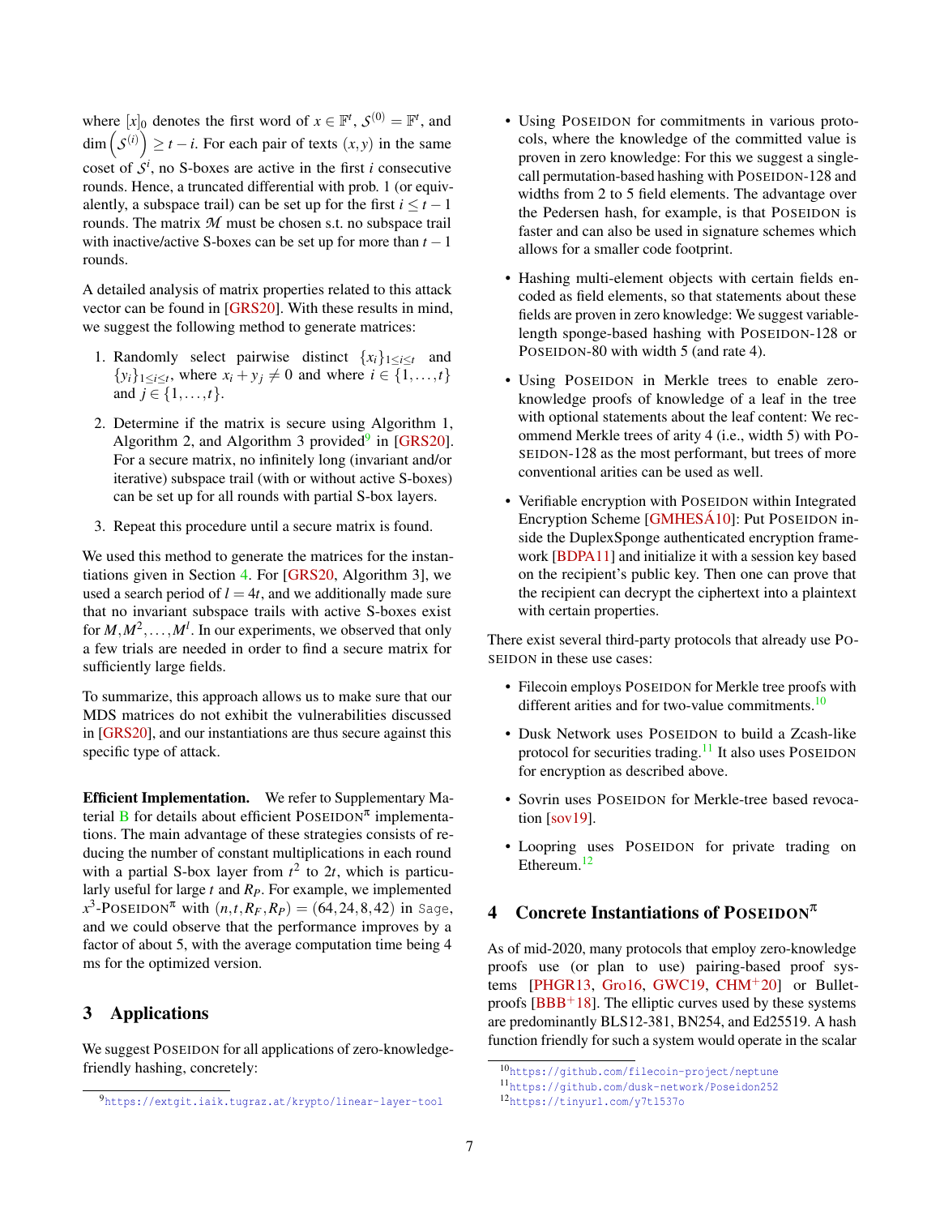where $[x]_0$ denotes the first word of $x \in \mathbb{F}^t$, $\mathcal{S}^{(0)} = \mathbb{F}^t$, and $\dim\left(\mathcal{S}^{(i)}\right) \geq t - i$. For each pair of texts $(x, y)$ in the same coset of $\mathcal{S}^i$, no S-boxes are active in the first $i$ consecutive rounds. Hence, a truncated differential with prob. 1 (or equivalently, a subspace trail) can be set up for the first $i \leq t-1$ rounds. The matrix $\mathcal{M}$ must be chosen s.t. no subspace trail with inactive/active S-boxes can be set up for more than $t-1$ rounds.

A detailed analysis of matrix properties related to this attack vector can be found in [GRS20]. With these results in mind, we suggest the following method to generate matrices:

1. Randomly select pairwise distinct $\{x_i\}_{1 \leq i \leq t}$ and $\{y_i\}_{1 \leq i \leq t}$, where $x_i + y_j \neq 0$ and where $i \in \{1, \ldots, t\}$ and $j \in \{1, \ldots, t\}$.
2. Determine if the matrix is secure using Algorithm 1, Algorithm 2, and Algorithm 3 provided[9] in [GRS20]. For a secure matrix, no infinitely long (invariant and/or iterative) subspace trail (with or without active S-boxes) can be set up for all rounds with partial S-box layers.
3. Repeat this procedure until a secure matrix is found.

We used this method to generate the matrices for the instantiations given in Section 4. For [GRS20, Algorithm 3], we used a search period of $l = 4t$, and we additionally made sure that no invariant subspace trails with active S-boxes exist for $M, M^2, \ldots, M^l$. In our experiments, we observed that only a few trials are needed in order to find a secure matrix for sufficiently large fields.

To summarize, this approach allows us to make sure that our MDS matrices do not exhibit the vulnerabilities discussed in [GRS20], and our instantiations are thus secure against this specific type of attack.

**Efficient Implementation.** We refer to Supplementary Material B for details about efficient POSEIDON$^\pi$ implementations. The main advantage of these strategies consists of reducing the number of constant multiplications in each round with a partial S-box layer from $t^2$ to $2t$, which is particularly useful for large $t$ and $R_P$. For example, we implemented $x^3$-POSEIDON$^\pi$ with $(n, t, R_F, R_P) = (64, 24, 8, 42)$ in `Sage`, and we could observe that the performance improves by a factor of about 5, with the average computation time being 4 ms for the optimized version.

## 3 Applications

We suggest POSEIDON for all applications of zero-knowledge-friendly hashing, concretely:

- Using POSEIDON for commitments in various protocols, where the knowledge of the committed value is proven in zero knowledge: For this we suggest a single-call permutation-based hashing with POSEIDON-128 and widths from 2 to 5 field elements. The advantage over the Pedersen hash, for example, is that POSEIDON is faster and can also be used in signature schemes which allows for a smaller code footprint.
- Hashing multi-element objects with certain fields encoded as field elements, so that statements about these fields are proven in zero knowledge: We suggest variable-length sponge-based hashing with POSEIDON-128 or POSEIDON-80 with width 5 (and rate 4).
- Using POSEIDON in Merkle trees to enable zero-knowledge proofs of knowledge of a leaf in the tree with optional statements about the leaf content: We recommend Merkle trees of arity 4 (i.e., width 5) with POSEIDON-128 as the most performant, but trees of more conventional arities can be used as well.
- Verifiable encryption with POSEIDON within Integrated Encryption Scheme [GMHESÁ10]: Put POSEIDON inside the DuplexSponge authenticated encryption framework [BDPA11] and initialize it with a session key based on the recipient's public key. Then one can prove that the recipient can decrypt the ciphertext into a plaintext with certain properties.

There exist several third-party protocols that already use POSEIDON in these use cases:

- Filecoin employs POSEIDON for Merkle tree proofs with different arities and for two-value commitments.[10]
- Dusk Network uses POSEIDON to build a Zcash-like protocol for securities trading.[11] It also uses POSEIDON for encryption as described above.
- Sovrin uses POSEIDON for Merkle-tree based revocation [sov19].
- Loopring uses POSEIDON for private trading on Ethereum.[12]

## 4 Concrete Instantiations of POSEIDON$^\pi$

As of mid-2020, many protocols that employ zero-knowledge proofs use (or plan to use) pairing-based proof systems [PHGR13, Gro16, GWC19, CHM$^+$20] or Bulletproofs [BBB$^+$18]. The elliptic curves used by these systems are predominantly BLS12-381, BN254, and Ed25519. A hash function friendly for such a system would operate in the scalar

[9] https://extgit.iaik.tugraz.at/krypto/linear-layer-tool

[10] https://github.com/filecoin-project/neptune

[11] https://github.com/dusk-network/Poseidon252

[12] https://tinyurl.com/y7tl537o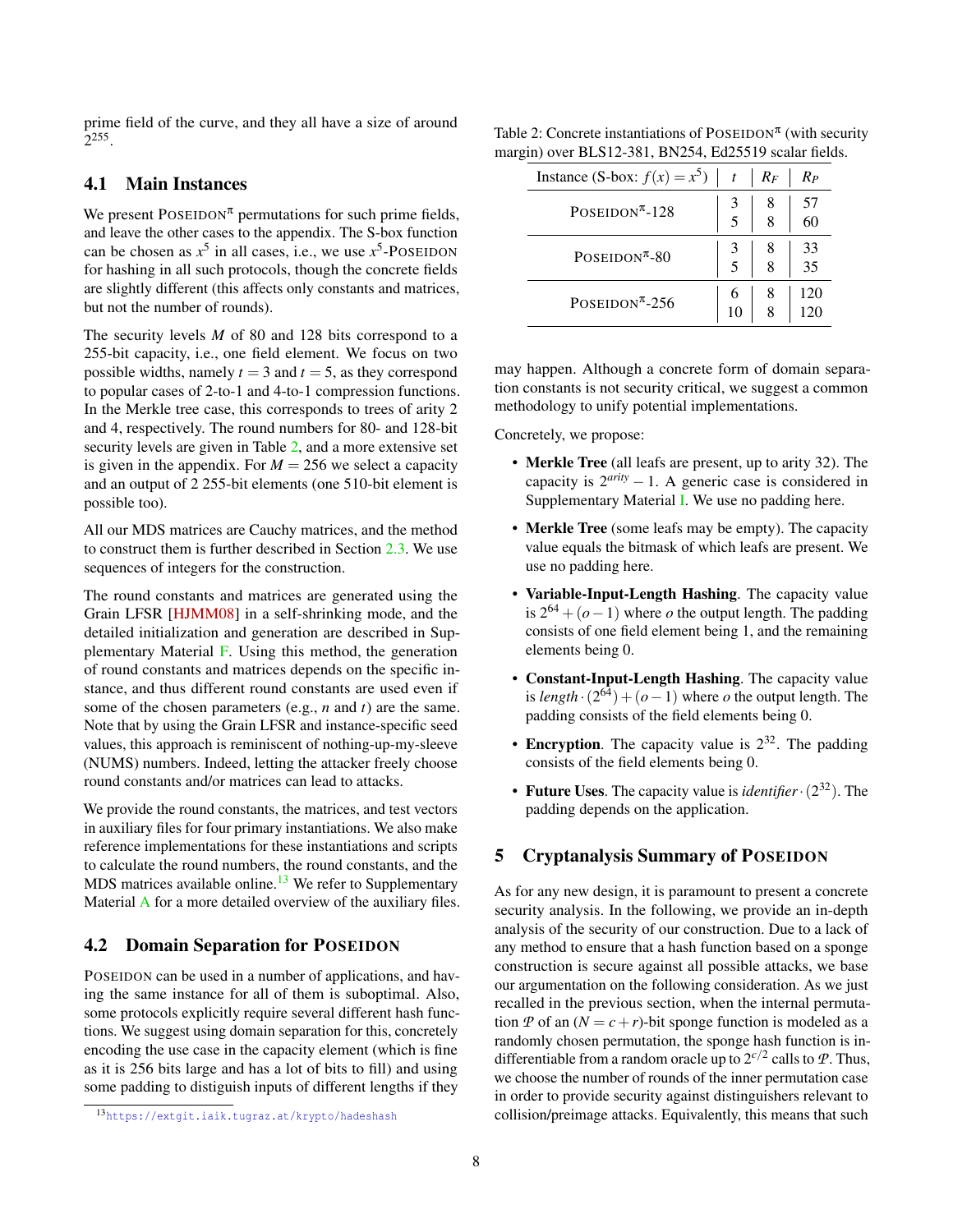prime field of the curve, and they all have a size of around $2^{255}$.

### 4.1 Main Instances

We present POSEIDON$^{\pi}$ permutations for such prime fields, and leave the other cases to the appendix. The S-box function can be chosen as $x^5$ in all cases, i.e., we use $x^5$-POSEIDON for hashing in all such protocols, though the concrete fields are slightly different (this affects only constants and matrices, but not the number of rounds).

The security levels $M$ of 80 and 128 bits correspond to a 255-bit capacity, i.e., one field element. We focus on two possible widths, namely $t = 3$ and $t = 5$, as they correspond to popular cases of 2-to-1 and 4-to-1 compression functions. In the Merkle tree case, this corresponds to trees of arity 2 and 4, respectively. The round numbers for 80- and 128-bit security levels are given in Table 2, and a more extensive set is given in the appendix. For $M = 256$ we select a capacity and an output of 2 255-bit elements (one 510-bit element is possible too).

All our MDS matrices are Cauchy matrices, and the method to construct them is further described in Section 2.3. We use sequences of integers for the construction.

The round constants and matrices are generated using the Grain LFSR [HJMM08] in a self-shrinking mode, and the detailed initialization and generation are described in Supplementary Material F. Using this method, the generation of round constants and matrices depends on the specific instance, and thus different round constants are used even if some of the chosen parameters (e.g., $n$ and $t$) are the same. Note that by using the Grain LFSR and instance-specific seed values, this approach is reminiscent of nothing-up-my-sleeve (NUMS) numbers. Indeed, letting the attacker freely choose round constants and/or matrices can lead to attacks.

We provide the round constants, the matrices, and test vectors in auxiliary files for four primary instantiations. We also make reference implementations for these instantiations and scripts to calculate the round numbers, the round constants, and the MDS matrices available online.[13] We refer to Supplementary Material A for a more detailed overview of the auxiliary files.

### 4.2 Domain Separation for POSEIDON

POSEIDON can be used in a number of applications, and having the same instance for all of them is suboptimal. Also, some protocols explicitly require several different hash functions. We suggest using domain separation for this, concretely encoding the use case in the capacity element (which is fine as it is 256 bits large and has a lot of bits to fill) and using some padding to distiguish inputs of different lengths if they may happen. Although a concrete form of domain separation constants is not security critical, we suggest a common methodology to unify potential implementations.

[13] https://extgit.iaik.tugraz.at/krypto/hadeshash

Table 2: Concrete instantiations of POSEIDON$^{\pi}$ (with security margin) over BLS12-381, BN254, Ed25519 scalar fields.

| Instance (S-box: $f(x) = x^5$) | $t$ | $R_F$ | $R_P$ |
|---|---|---|---|
| POSEIDON$^{\pi}$-128 | 3 | 8 | 57 |
| | 5 | 8 | 60 |
| POSEIDON$^{\pi}$-80 | 3 | 8 | 33 |
| | 5 | 8 | 35 |
| POSEIDON$^{\pi}$-256 | 6 | 8 | 120 |
| | 10 | 8 | 120 |

Concretely, we propose:

- **Merkle Tree** (all leafs are present, up to arity 32). The capacity is $2^{arity} - 1$. A generic case is considered in Supplementary Material I. We use no padding here.
- **Merkle Tree** (some leafs may be empty). The capacity value equals the bitmask of which leafs are present. We use no padding here.
- **Variable-Input-Length Hashing**. The capacity value is $2^{64} + (o - 1)$ where $o$ the output length. The padding consists of one field element being 1, and the remaining elements being 0.
- **Constant-Input-Length Hashing**. The capacity value is $length \cdot (2^{64}) + (o - 1)$ where $o$ the output length. The padding consists of the field elements being 0.
- **Encryption**. The capacity value is $2^{32}$. The padding consists of the field elements being 0.
- **Future Uses**. The capacity value is $identifier \cdot (2^{32})$. The padding depends on the application.

## 5 Cryptanalysis Summary of POSEIDON

As for any new design, it is paramount to present a concrete security analysis. In the following, we provide an in-depth analysis of the security of our construction. Due to a lack of any method to ensure that a hash function based on a sponge construction is secure against all possible attacks, we base our argumentation on the following consideration. As we just recalled in the previous section, when the internal permutation $\mathcal{P}$ of an $(N = c + r)$-bit sponge function is modeled as a randomly chosen permutation, the sponge hash function is indifferentiable from a random oracle up to $2^{c/2}$ calls to $\mathcal{P}$. Thus, we choose the number of rounds of the inner permutation case in order to provide security against distinguishers relevant to collision/preimage attacks. Equivalently, this means that such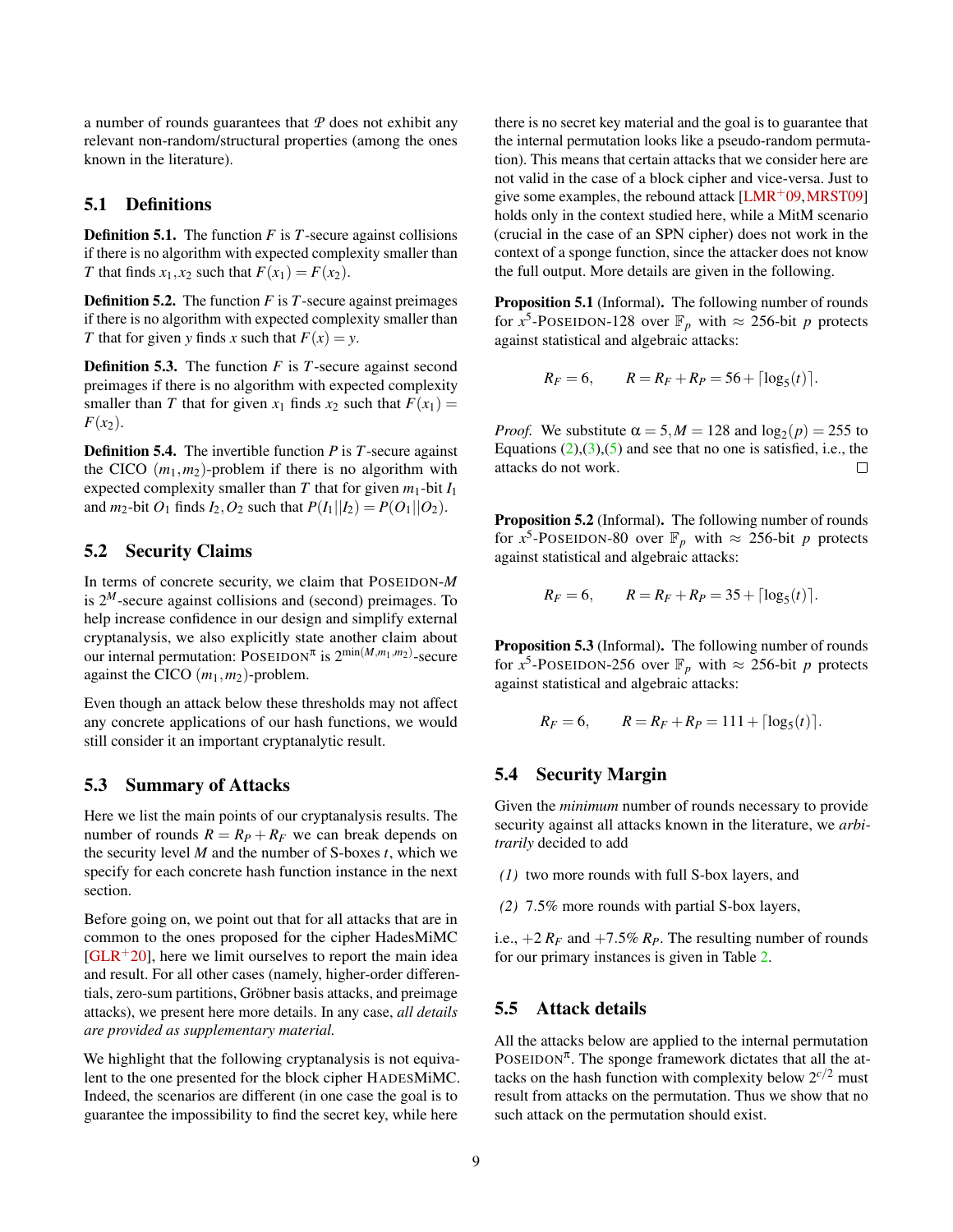a number of rounds guarantees that $\mathcal{P}$ does not exhibit any relevant non-random/structural properties (among the ones known in the literature).

## 5.1 Definitions

**Definition 5.1.** The function $F$ is $T$-secure against collisions if there is no algorithm with expected complexity smaller than $T$ that finds $x_1, x_2$ such that $F(x_1) = F(x_2)$.

**Definition 5.2.** The function $F$ is $T$-secure against preimages if there is no algorithm with expected complexity smaller than $T$ that for given $y$ finds $x$ such that $F(x) = y$.

**Definition 5.3.** The function $F$ is $T$-secure against second preimages if there is no algorithm with expected complexity smaller than $T$ that for given $x_1$ finds $x_2$ such that $F(x_1) = F(x_2)$.

**Definition 5.4.** The invertible function $P$ is $T$-secure against the CICO $(m_1, m_2)$-problem if there is no algorithm with expected complexity smaller than $T$ that for given $m_1$-bit $I_1$ and $m_2$-bit $O_1$ finds $I_2, O_2$ such that $P(I_1||I_2) = P(O_1||O_2)$.

## 5.2 Security Claims

In terms of concrete security, we claim that POSEIDON-$M$ is $2^M$-secure against collisions and (second) preimages. To help increase confidence in our design and simplify external cryptanalysis, we also explicitly state another claim about our internal permutation: POSEIDON$^\pi$ is $2^{\min(M, m_1, m_2)}$-secure against the CICO $(m_1, m_2)$-problem.

Even though an attack below these thresholds may not affect any concrete applications of our hash functions, we would still consider it an important cryptanalytic result.

## 5.3 Summary of Attacks

Here we list the main points of our cryptanalysis results. The number of rounds $R = R_P + R_F$ we can break depends on the security level $M$ and the number of S-boxes $t$, which we specify for each concrete hash function instance in the next section.

Before going on, we point out that for all attacks that are in common to the ones proposed for the cipher HadesMiMC [GLR+20], here we limit ourselves to report the main idea and result. For all other cases (namely, higher-order differentials, zero-sum partitions, Gröbner basis attacks, and preimage attacks), we present here more details. In any case, *all details are provided as supplementary material.*

We highlight that the following cryptanalysis is not equivalent to the one presented for the block cipher HADESMiMC. Indeed, the scenarios are different (in one case the goal is to guarantee the impossibility to find the secret key, while here there is no secret key material and the goal is to guarantee that the internal permutation looks like a pseudo-random permutation). This means that certain attacks that we consider here are not valid in the case of a block cipher and vice-versa. Just to give some examples, the rebound attack [LMR+09, MRST09] holds only in the context studied here, while a MitM scenario (crucial in the case of an SPN cipher) does not work in the context of a sponge function, since the attacker does not know the full output. More details are given in the following.

**Proposition 5.1** (Informal)**.** The following number of rounds for $x^5$-POSEIDON-128 over $\mathbb{F}_p$ with $\approx$ 256-bit $p$ protects against statistical and algebraic attacks:

$$R_F = 6, \qquad R = R_F + R_P = 56 + \lceil \log_5(t) \rceil.$$

*Proof.* We substitute $\alpha = 5, M = 128$ and $\log_2(p) = 255$ to Equations (2),(3),(5) and see that no one is satisfied, i.e., the attacks do not work. □

**Proposition 5.2** (Informal)**.** The following number of rounds for $x^5$-POSEIDON-80 over $\mathbb{F}_p$ with $\approx$ 256-bit $p$ protects against statistical and algebraic attacks:

$$R_F = 6, \qquad R = R_F + R_P = 35 + \lceil \log_5(t) \rceil.$$

**Proposition 5.3** (Informal)**.** The following number of rounds for $x^5$-POSEIDON-256 over $\mathbb{F}_p$ with $\approx$ 256-bit $p$ protects against statistical and algebraic attacks:

$$R_F = 6, \qquad R = R_F + R_P = 111 + \lceil \log_5(t) \rceil.$$

## 5.4 Security Margin

Given the *minimum* number of rounds necessary to provide security against all attacks known in the literature, we *arbitrarily* decided to add

*(1)* two more rounds with full S-box layers, and

*(2)* 7.5% more rounds with partial S-box layers,

i.e., $+2\ R_F$ and $+7.5\%\ R_P$. The resulting number of rounds for our primary instances is given in Table 2.

## 5.5 Attack details

All the attacks below are applied to the internal permutation POSEIDON$^\pi$. The sponge framework dictates that all the attacks on the hash function with complexity below $2^{c/2}$ must result from attacks on the permutation. Thus we show that no such attack on the permutation should exist.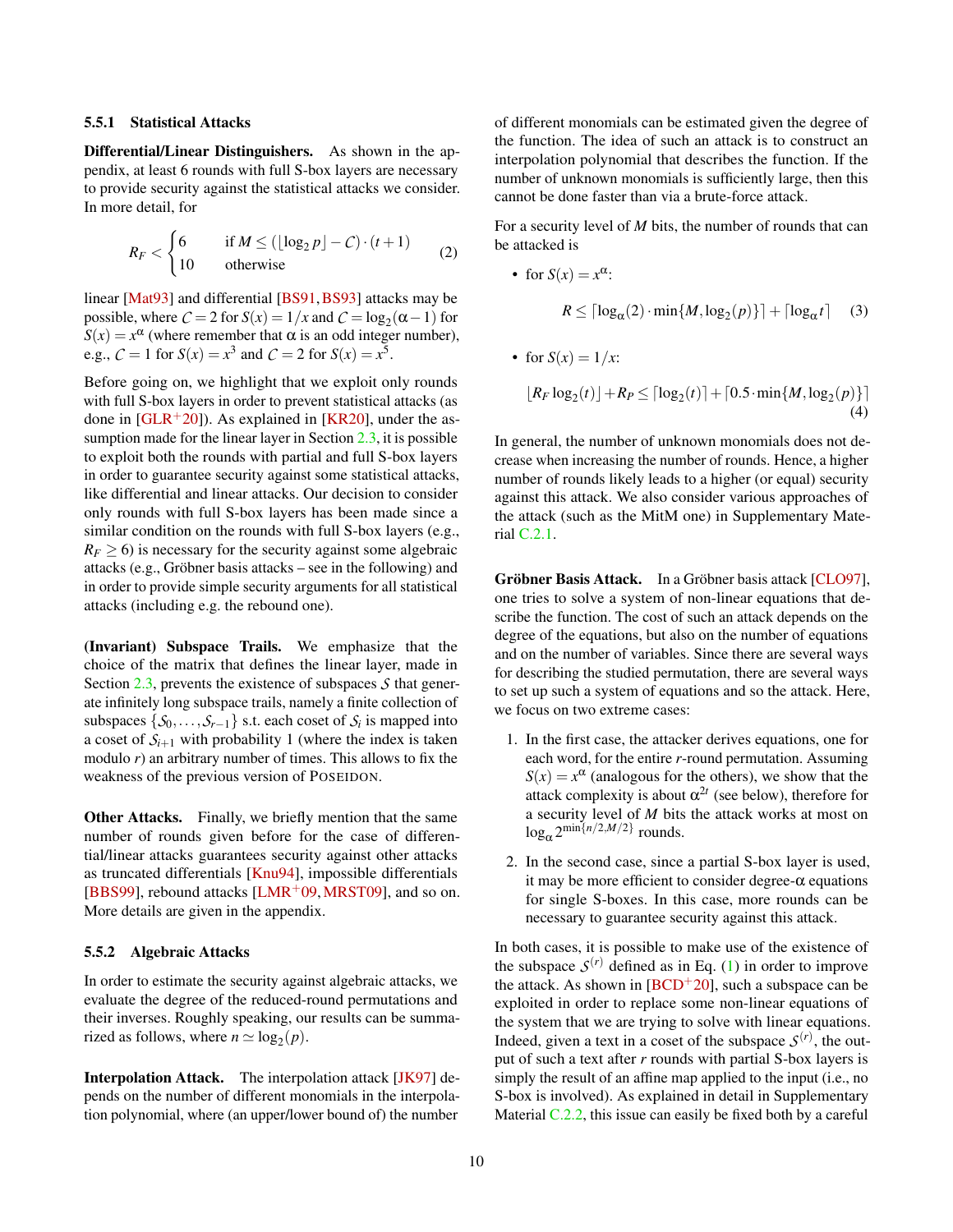#### 5.5.1 Statistical Attacks

**Differential/Linear Distinguishers.** As shown in the appendix, at least 6 rounds with full S-box layers are necessary to provide security against the statistical attacks we consider. In more detail, for

$$R_F < \begin{cases} 6 & \text{if } M \leq (\lfloor \log_2 p \rfloor - \mathcal{C}) \cdot (t+1) \\ 10 & \text{otherwise} \end{cases} \quad (2)$$

linear [Mat93] and differential [BS91, BS93] attacks may be possible, where $\mathcal{C} = 2$ for $S(x) = 1/x$ and $\mathcal{C} = \log_2(\alpha - 1)$ for $S(x) = x^\alpha$ (where remember that $\alpha$ is an odd integer number), e.g., $\mathcal{C} = 1$ for $S(x) = x^3$ and $\mathcal{C} = 2$ for $S(x) = x^5$.

Before going on, we highlight that we exploit only rounds with full S-box layers in order to prevent statistical attacks (as done in [GLR+20]). As explained in [KR20], under the assumption made for the linear layer in Section 2.3, it is possible to exploit both the rounds with partial and full S-box layers in order to guarantee security against some statistical attacks, like differential and linear attacks. Our decision to consider only rounds with full S-box layers has been made since a similar condition on the rounds with full S-box layers (e.g., $R_F \geq 6$) is necessary for the security against some algebraic attacks (e.g., Gröbner basis attacks – see in the following) and in order to provide simple security arguments for all statistical attacks (including e.g. the rebound one).

**(Invariant) Subspace Trails.** We emphasize that the choice of the matrix that defines the linear layer, made in Section 2.3, prevents the existence of subspaces $\mathcal{S}$ that generate infinitely long subspace trails, namely a finite collection of subspaces $\{\mathcal{S}_0, \ldots, \mathcal{S}_{r-1}\}$ s.t. each coset of $\mathcal{S}_i$ is mapped into a coset of $\mathcal{S}_{i+1}$ with probability 1 (where the index is taken modulo $r$) an arbitrary number of times. This allows to fix the weakness of the previous version of POSEIDON.

**Other Attacks.** Finally, we briefly mention that the same number of rounds given before for the case of differential/linear attacks guarantees security against other attacks as truncated differentials [Knu94], impossible differentials [BBS99], rebound attacks [LMR+09, MRST09], and so on. More details are given in the appendix.

#### 5.5.2 Algebraic Attacks

In order to estimate the security against algebraic attacks, we evaluate the degree of the reduced-round permutations and their inverses. Roughly speaking, our results can be summarized as follows, where $n \simeq \log_2(p)$.

**Interpolation Attack.** The interpolation attack [JK97] depends on the number of different monomials in the interpolation polynomial, where (an upper/lower bound of) the number of different monomials can be estimated given the degree of the function. The idea of such an attack is to construct an interpolation polynomial that describes the function. If the number of unknown monomials is sufficiently large, then this cannot be done faster than via a brute-force attack.

For a security level of $M$ bits, the number of rounds that can be attacked is

- for $S(x) = x^\alpha$:

$$R \leq \lceil \log_\alpha(2) \cdot \min\{M, \log_2(p)\} \rceil + \lceil \log_\alpha t \rceil \quad (3)$$

- for $S(x) = 1/x$:

$$\lfloor R_F \log_2(t) \rfloor + R_P \leq \lceil \log_2(t) \rceil + \lceil 0.5 \cdot \min\{M, \log_2(p)\} \rceil \quad (4)$$

In general, the number of unknown monomials does not decrease when increasing the number of rounds. Hence, a higher number of rounds likely leads to a higher (or equal) security against this attack. We also consider various approaches of the attack (such as the MitM one) in Supplementary Material C.2.1.

**Gröbner Basis Attack.** In a Gröbner basis attack [CLO97], one tries to solve a system of non-linear equations that describe the function. The cost of such an attack depends on the degree of the equations, but also on the number of equations and on the number of variables. Since there are several ways for describing the studied permutation, there are several ways to set up such a system of equations and so the attack. Here, we focus on two extreme cases:

1. In the first case, the attacker derives equations, one for each word, for the entire $r$-round permutation. Assuming $S(x) = x^\alpha$ (analogous for the others), we show that the attack complexity is about $\alpha^{2t}$ (see below), therefore for a security level of $M$ bits the attack works at most on $\log_\alpha 2^{\min\{n/2, M/2\}}$ rounds.
2. In the second case, since a partial S-box layer is used, it may be more efficient to consider degree-$\alpha$ equations for single S-boxes. In this case, more rounds can be necessary to guarantee security against this attack.

In both cases, it is possible to make use of the existence of the subspace $\mathcal{S}^{(r)}$ defined as in Eq. (1) in order to improve the attack. As shown in [BCD+20], such a subspace can be exploited in order to replace some non-linear equations of the system that we are trying to solve with linear equations. Indeed, given a text in a coset of the subspace $\mathcal{S}^{(r)}$, the output of such a text after $r$ rounds with partial S-box layers is simply the result of an affine map applied to the input (i.e., no S-box is involved). As explained in detail in Supplementary Material C.2.2, this issue can easily be fixed both by a careful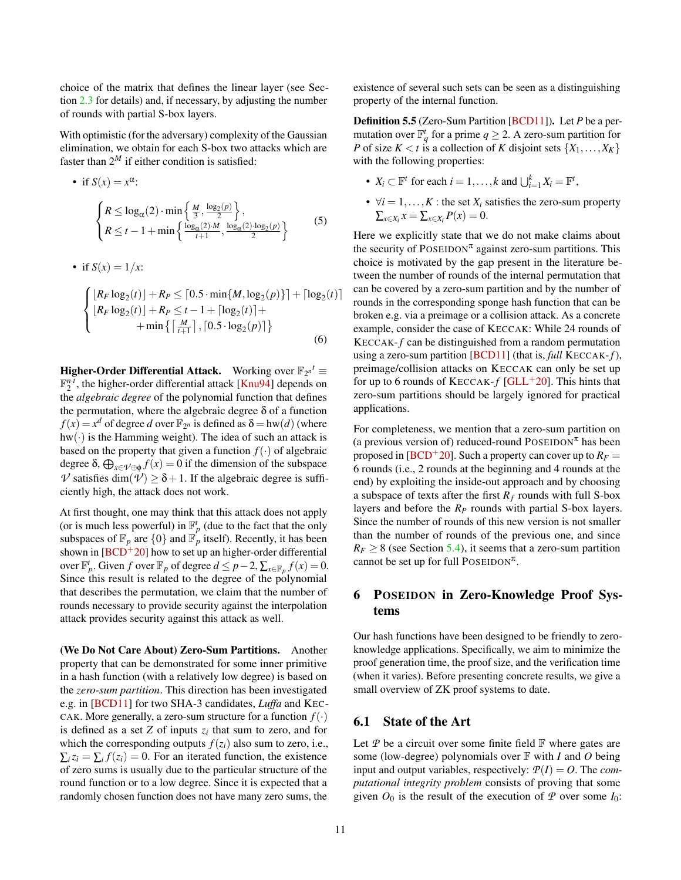choice of the matrix that defines the linear layer (see Section 2.3 for details) and, if necessary, by adjusting the number of rounds with partial S-box layers.

With optimistic (for the adversary) complexity of the Gaussian elimination, we obtain for each S-box two attacks which are faster than $2^M$ if either condition is satisfied:

- if $S(x) = x^\alpha$:

$$\begin{cases} R \leq \log_\alpha(2) \cdot \min\left\{\frac{M}{3}, \frac{\log_2(p)}{2}\right\}, \\ R \leq t - 1 + \min\left\{\frac{\log_\alpha(2) \cdot M}{t+1}, \frac{\log_\alpha(2) \cdot \log_2(p)}{2}\right\} \end{cases} \tag{5}$$

- if $S(x) = 1/x$:

$$\begin{cases} \lfloor R_F \log_2(t) \rfloor + R_P \leq \lceil 0.5 \cdot \min\{M, \log_2(p)\} \rceil + \lceil \log_2(t) \rceil \\ \lfloor R_F \log_2(t) \rfloor + R_P \leq t - 1 + \lceil \log_2(t) \rceil + \\ \qquad + \min\left\{\left\lceil \frac{M}{t+1} \right\rceil, \lceil 0.5 \cdot \log_2(p) \rceil\right\} \end{cases} \tag{6}$$

**Higher-Order Differential Attack.** Working over $\mathbb{F}_{2^n}{}^t \equiv \mathbb{F}_2^{n \cdot t}$, the higher-order differential attack [Knu94] depends on the *algebraic degree* of the polynomial function that defines the permutation, where the algebraic degree $\delta$ of a function $f(x) = x^d$ of degree $d$ over $\mathbb{F}_{2^n}$ is defined as $\delta = \text{hw}(d)$ (where $\text{hw}(\cdot)$ is the Hamming weight). The idea of such an attack is based on the property that given a function $f(\cdot)$ of algebraic degree $\delta$, $\bigoplus_{x \in \mathcal{V} \oplus \phi} f(x) = 0$ if the dimension of the subspace $\mathcal{V}$ satisfies $\dim(\mathcal{V}) \geq \delta + 1$. If the algebraic degree is sufficiently high, the attack does not work.

At first thought, one may think that this attack does not apply (or is much less powerful) in $\mathbb{F}_p^t$ (due to the fact that the only subspaces of $\mathbb{F}_p$ are $\{0\}$ and $\mathbb{F}_p$ itself). Recently, it has been shown in [BCD+20] how to set up an higher-order differential over $\mathbb{F}_p^t$. Given $f$ over $\mathbb{F}_p$ of degree $d \leq p-2$, $\sum_{x \in \mathbb{F}_p} f(x) = 0$. Since this result is related to the degree of the polynomial that describes the permutation, we claim that the number of rounds necessary to provide security against the interpolation attack provides security against this attack as well.

**(We Do Not Care About) Zero-Sum Partitions.** Another property that can be demonstrated for some inner primitive in a hash function (with a relatively low degree) is based on the *zero-sum partition*. This direction has been investigated e.g. in [BCD11] for two SHA-3 candidates, *Luffa* and KECCAK. More generally, a zero-sum structure for a function $f(\cdot)$ is defined as a set $Z$ of inputs $z_i$ that sum to zero, and for which the corresponding outputs $f(z_i)$ also sum to zero, i.e., $\sum_i z_i = \sum_i f(z_i) = 0$. For an iterated function, the existence of zero sums is usually due to the particular structure of the round function or to a low degree. Since it is expected that a randomly chosen function does not have many zero sums, the existence of several such sets can be seen as a distinguishing property of the internal function.

**Definition 5.5** (Zero-Sum Partition [BCD11])**.** Let $P$ be a permutation over $\mathbb{F}_q^t$ for a prime $q \geq 2$. A zero-sum partition for $P$ of size $K < t$ is a collection of $K$ disjoint sets $\{X_1, \ldots, X_K\}$ with the following properties:

- $X_i \subset \mathbb{F}^t$ for each $i = 1, \ldots, k$ and $\bigcup_{i=1}^k X_i = \mathbb{F}^t$,
- $\forall i = 1, \ldots, K$ : the set $X_i$ satisfies the zero-sum property $\sum_{x \in X_i} x = \sum_{x \in X_i} P(x) = 0$.

Here we explicitly state that we do not make claims about the security of POSEIDON$^\pi$ against zero-sum partitions. This choice is motivated by the gap present in the literature between the number of rounds of the internal permutation that can be covered by a zero-sum partition and by the number of rounds in the corresponding sponge hash function that can be broken e.g. via a preimage or a collision attack. As a concrete example, consider the case of KECCAK: While 24 rounds of KECCAK-$f$ can be distinguished from a random permutation using a zero-sum partition [BCD11] (that is, *full* KECCAK-$f$), preimage/collision attacks on KECCAK can only be set up for up to 6 rounds of KECCAK-$f$ [GLL+20]. This hints that zero-sum partitions should be largely ignored for practical applications.

For completeness, we mention that a zero-sum partition on (a previous version of) reduced-round POSEIDON$^\pi$ has been proposed in [BCD+20]. Such a property can cover up to $R_F = 6$ rounds (i.e., 2 rounds at the beginning and 4 rounds at the end) by exploiting the inside-out approach and by choosing a subspace of texts after the first $R_f$ rounds with full S-box layers and before the $R_P$ rounds with partial S-box layers. Since the number of rounds of this new version is not smaller than the number of rounds of the previous one, and since $R_F \geq 8$ (see Section 5.4), it seems that a zero-sum partition cannot be set up for full POSEIDON$^\pi$.

## 6 POSEIDON in Zero-Knowledge Proof Systems

Our hash functions have been designed to be friendly to zero-knowledge applications. Specifically, we aim to minimize the proof generation time, the proof size, and the verification time (when it varies). Before presenting concrete results, we give a small overview of ZK proof systems to date.

### 6.1 State of the Art

Let $\mathcal{P}$ be a circuit over some finite field $\mathbb{F}$ where gates are some (low-degree) polynomials over $\mathbb{F}$ with $I$ and $O$ being input and output variables, respectively: $\mathcal{P}(I) = O$. The *computational integrity problem* consists of proving that some given $O_0$ is the result of the execution of $\mathcal{P}$ over some $I_0$: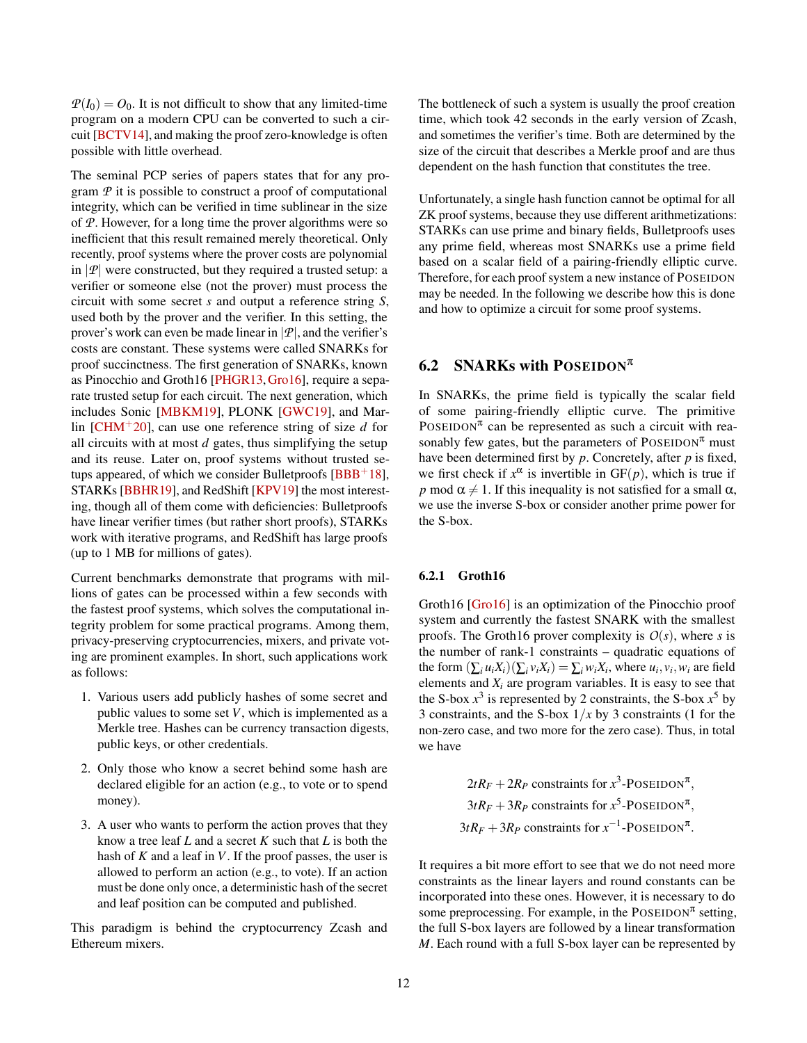$\mathcal{P}(I_0) = O_0$. It is not difficult to show that any limited-time program on a modern CPU can be converted to such a circuit [BCTV14], and making the proof zero-knowledge is often possible with little overhead.

The seminal PCP series of papers states that for any program $\mathcal{P}$ it is possible to construct a proof of computational integrity, which can be verified in time sublinear in the size of $\mathcal{P}$. However, for a long time the prover algorithms were so inefficient that this result remained merely theoretical. Only recently, proof systems where the prover costs are polynomial in $|\mathcal{P}|$ were constructed, but they required a trusted setup: a verifier or someone else (not the prover) must process the circuit with some secret $s$ and output a reference string $S$, used both by the prover and the verifier. In this setting, the prover's work can even be made linear in $|\mathcal{P}|$, and the verifier's costs are constant. These systems were called SNARKs for proof succinctness. The first generation of SNARKs, known as Pinocchio and Groth16 [PHGR13, Gro16], require a separate trusted setup for each circuit. The next generation, which includes Sonic [MBKM19], PLONK [GWC19], and Marlin [CHM+20], can use one reference string of size $d$ for all circuits with at most $d$ gates, thus simplifying the setup and its reuse. Later on, proof systems without trusted setups appeared, of which we consider Bulletproofs [BBB+18], STARKs [BBHR19], and RedShift [KPV19] the most interesting, though all of them come with deficiencies: Bulletproofs have linear verifier times (but rather short proofs), STARKs work with iterative programs, and RedShift has large proofs (up to 1 MB for millions of gates).

Current benchmarks demonstrate that programs with millions of gates can be processed within a few seconds with the fastest proof systems, which solves the computational integrity problem for some practical programs. Among them, privacy-preserving cryptocurrencies, mixers, and private voting are prominent examples. In short, such applications work as follows:

1. Various users add publicly hashes of some secret and public values to some set $V$, which is implemented as a Merkle tree. Hashes can be currency transaction digests, public keys, or other credentials.
2. Only those who know a secret behind some hash are declared eligible for an action (e.g., to vote or to spend money).
3. A user who wants to perform the action proves that they know a tree leaf $L$ and a secret $K$ such that $L$ is both the hash of $K$ and a leaf in $V$. If the proof passes, the user is allowed to perform an action (e.g., to vote). If an action must be done only once, a deterministic hash of the secret and leaf position can be computed and published.

This paradigm is behind the cryptocurrency Zcash and Ethereum mixers.

The bottleneck of such a system is usually the proof creation time, which took 42 seconds in the early version of Zcash, and sometimes the verifier's time. Both are determined by the size of the circuit that describes a Merkle proof and are thus dependent on the hash function that constitutes the tree.

Unfortunately, a single hash function cannot be optimal for all ZK proof systems, because they use different arithmetizations: STARKs can use prime and binary fields, Bulletproofs uses any prime field, whereas most SNARKs use a prime field based on a scalar field of a pairing-friendly elliptic curve. Therefore, for each proof system a new instance of POSEIDON may be needed. In the following we describe how this is done and how to optimize a circuit for some proof systems.

## 6.2 SNARKs with POSEIDON$^\pi$

In SNARKs, the prime field is typically the scalar field of some pairing-friendly elliptic curve. The primitive POSEIDON$^\pi$ can be represented as such a circuit with reasonably few gates, but the parameters of POSEIDON$^\pi$ must have been determined first by $p$. Concretely, after $p$ is fixed, we first check if $x^\alpha$ is invertible in GF($p$), which is true if $p \bmod \alpha \neq 1$. If this inequality is not satisfied for a small $\alpha$, we use the inverse S-box or consider another prime power for the S-box.

### 6.2.1 Groth16

Groth16 [Gro16] is an optimization of the Pinocchio proof system and currently the fastest SNARK with the smallest proofs. The Groth16 prover complexity is $O(s)$, where $s$ is the number of rank-1 constraints – quadratic equations of the form $(\sum_i u_i X_i)(\sum_i v_i X_i) = \sum_i w_i X_i$, where $u_i, v_i, w_i$ are field elements and $X_i$ are program variables. It is easy to see that the S-box $x^3$ is represented by 2 constraints, the S-box $x^5$ by 3 constraints, and the S-box $1/x$ by 3 constraints (1 for the non-zero case, and two more for the zero case). Thus, in total we have

$$
\begin{aligned}
2tR_F + 2R_P &\text{ constraints for } x^3\text{-POSEIDON}^\pi, \\
3tR_F + 3R_P &\text{ constraints for } x^5\text{-POSEIDON}^\pi, \\
3tR_F + 3R_P &\text{ constraints for } x^{-1}\text{-POSEIDON}^\pi.
\end{aligned}
$$

It requires a bit more effort to see that we do not need more constraints as the linear layers and round constants can be incorporated into these ones. However, it is necessary to do some preprocessing. For example, in the POSEIDON$^\pi$ setting, the full S-box layers are followed by a linear transformation $M$. Each round with a full S-box layer can be represented by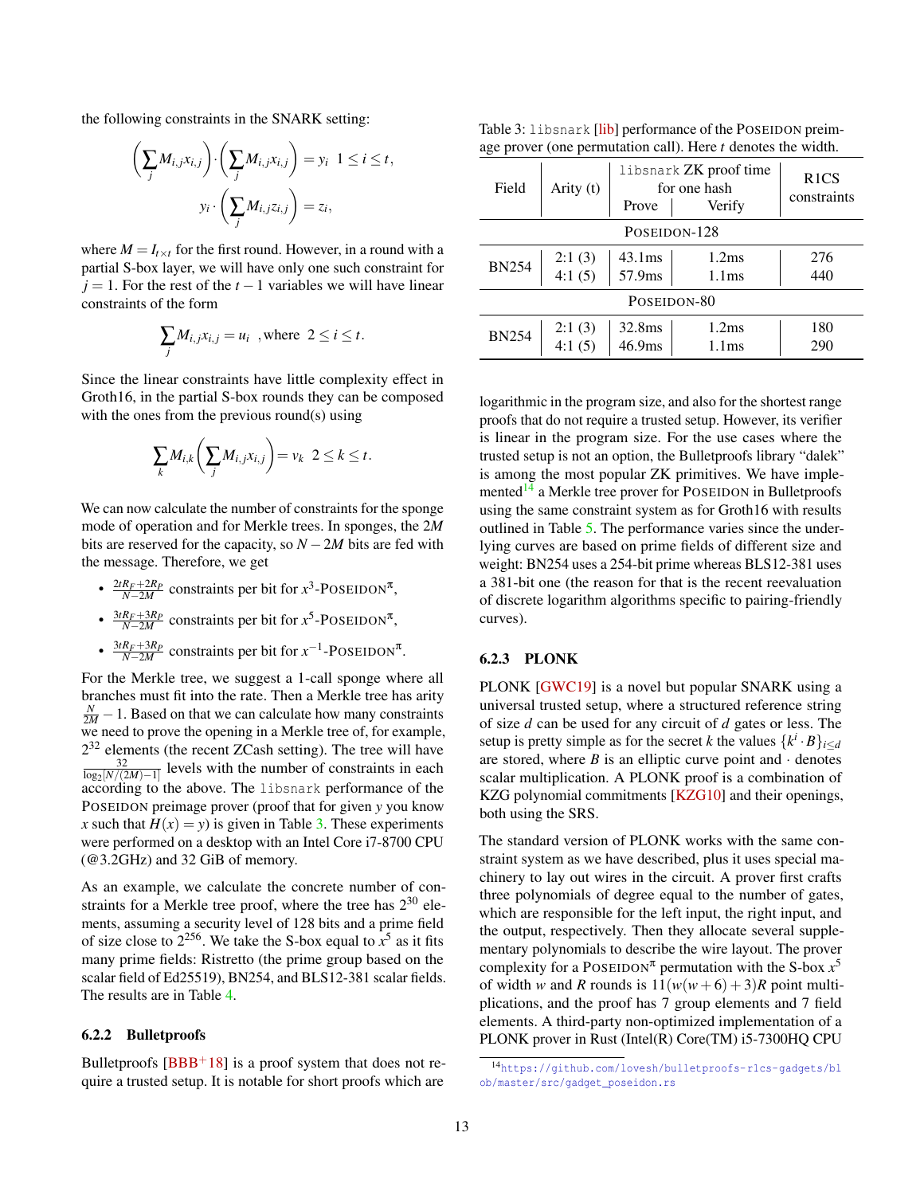the following constraints in the SNARK setting:

$$\left(\sum_j M_{i,j}x_{i,j}\right)\cdot\left(\sum_j M_{i,j}x_{i,j}\right) = y_i \quad 1 \le i \le t,$$

$$y_i \cdot \left(\sum_j M_{i,j}z_{i,j}\right) = z_i,$$

where $M = I_{t\times t}$ for the first round. However, in a round with a partial S-box layer, we will have only one such constraint for $j = 1$. For the rest of the $t-1$ variables we will have linear constraints of the form

$$\sum_j M_{i,j}x_{i,j} = u_i \quad \text{,where} \quad 2 \le i \le t.$$

Since the linear constraints have little complexity effect in Groth16, in the partial S-box rounds they can be composed with the ones from the previous round(s) using

$$\sum_k M_{i,k}\left(\sum_j M_{i,j}x_{i,j}\right) = v_k \quad 2 \le k \le t.$$

We can now calculate the number of constraints for the sponge mode of operation and for Merkle trees. In sponges, the $2M$ bits are reserved for the capacity, so $N-2M$ bits are fed with the message. Therefore, we get

- $\frac{2tR_F+2R_P}{N-2M}$ constraints per bit for $x^3$-POSEIDON$^\pi$,
- $\frac{3tR_F+3R_P}{N-2M}$ constraints per bit for $x^5$-POSEIDON$^\pi$,
- $\frac{3tR_F+3R_P}{N-2M}$ constraints per bit for $x^{-1}$-POSEIDON$^\pi$.

For the Merkle tree, we suggest a 1-call sponge where all branches must fit into the rate. Then a Merkle tree has arity $\frac{N}{2M}-1$. Based on that we can calculate how many constraints we need to prove the opening in a Merkle tree of, for example, $2^{32}$ elements (the recent ZCash setting). The tree will have $\frac{32}{\log_2[N/(2M)-1]}$ levels with the number of constraints in each according to the above. The `libsnark` performance of the POSEIDON preimage prover (proof that for given $y$ you know $x$ such that $H(x) = y$) is given in Table 3. These experiments were performed on a desktop with an Intel Core i7-8700 CPU (@3.2GHz) and 32 GiB of memory.

As an example, we calculate the concrete number of constraints for a Merkle tree proof, where the tree has $2^{30}$ elements, assuming a security level of 128 bits and a prime field of size close to $2^{256}$. We take the S-box equal to $x^5$ as it fits many prime fields: Ristretto (the prime group based on the scalar field of Ed25519), BN254, and BLS12-381 scalar fields. The results are in Table 4.

### 6.2.2 Bulletproofs

Bulletproofs [BBB+18] is a proof system that does not require a trusted setup. It is notable for short proofs which are logarithmic in the program size, and also for the shortest range proofs that do not require a trusted setup. However, its verifier is linear in the program size. For the use cases where the trusted setup is not an option, the Bulletproofs library "dalek" is among the most popular ZK primitives. We have implemented[14] a Merkle tree prover for POSEIDON in Bulletproofs using the same constraint system as for Groth16 with results outlined in Table 5. The performance varies since the underlying curves are based on prime fields of different size and weight: BN254 uses a 254-bit prime whereas BLS12-381 uses a 381-bit one (the reason for that is the recent reevaluation of discrete logarithm algorithms specific to pairing-friendly curves).

Table 3: `libsnark` [lib] performance of the POSEIDON preimage prover (one permutation call). Here $t$ denotes the width.

| Field | Arity (t) | `libsnark` ZK proof time for one hash | | R1CS constraints |
|---|---|---|---|---|
| | | Prove | Verify | |
| POSEIDON-128 | | | | |
| BN254 | 2:1 (3) | 43.1ms | 1.2ms | 276 |
| | 4:1 (5) | 57.9ms | 1.1ms | 440 |
| POSEIDON-80 | | | | |
| BN254 | 2:1 (3) | 32.8ms | 1.2ms | 180 |
| | 4:1 (5) | 46.9ms | 1.1ms | 290 |

### 6.2.3 PLONK

PLONK [GWC19] is a novel but popular SNARK using a universal trusted setup, where a structured reference string of size $d$ can be used for any circuit of $d$ gates or less. The setup is pretty simple as for the secret $k$ the values $\{k^i \cdot B\}_{i\le d}$ are stored, where $B$ is an elliptic curve point and $\cdot$ denotes scalar multiplication. A PLONK proof is a combination of KZG polynomial commitments [KZG10] and their openings, both using the SRS.

The standard version of PLONK works with the same constraint system as we have described, plus it uses special machinery to lay out wires in the circuit. A prover first crafts three polynomials of degree equal to the number of gates, which are responsible for the left input, the right input, and the output, respectively. Then they allocate several supplementary polynomials to describe the wire layout. The prover complexity for a POSEIDON$^\pi$ permutation with the S-box $x^5$ of width $w$ and $R$ rounds is $11(w(w+6)+3)R$ point multiplications, and the proof has 7 group elements and 7 field elements. A third-party non-optimized implementation of a PLONK prover in Rust (Intel(R) Core(TM) i5-7300HQ CPU

[14] https://github.com/lovesh/bulletproofs-r1cs-gadgets/blob/master/src/gadget_poseidon.rs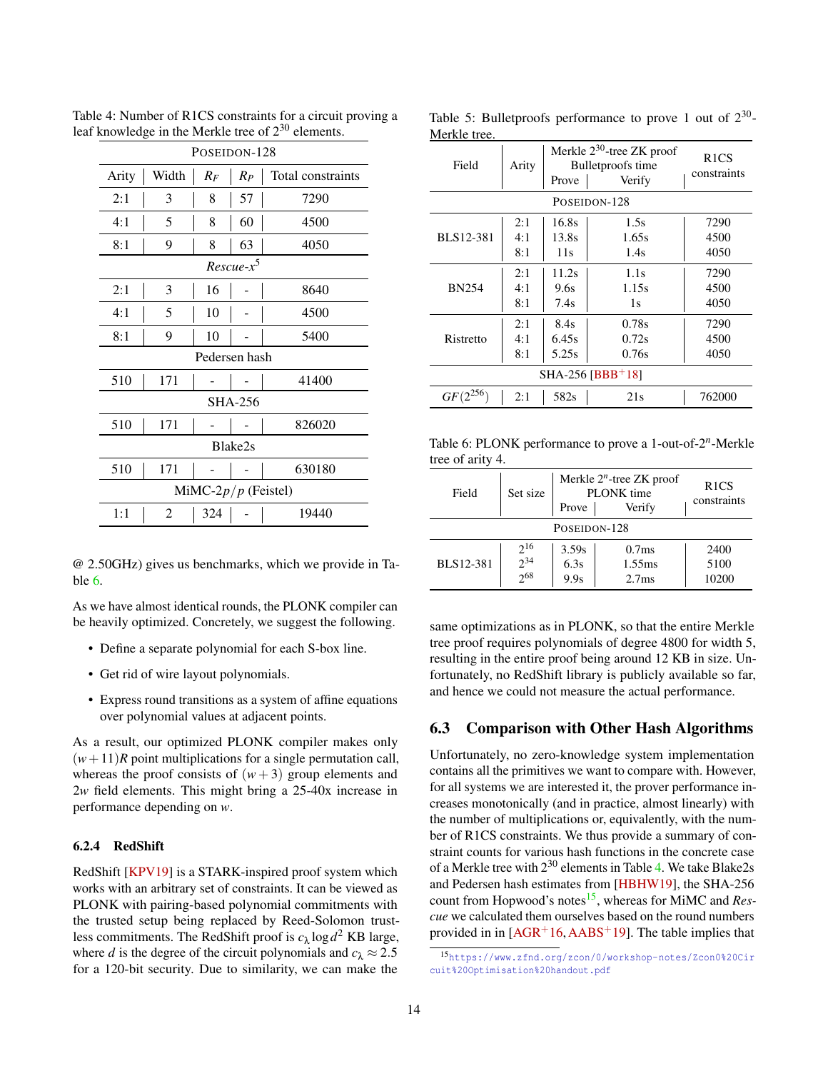Table 4: Number of R1CS constraints for a circuit proving a leaf knowledge in the Merkle tree of $2^{30}$ elements.

| Arity | Width | $R_F$ | $R_P$ | Total constraints |
|---|---|---|---|---|
| POSEIDON-128 | | | | |
| 2:1 | 3 | 8 | 57 | 7290 |
| 4:1 | 5 | 8 | 60 | 4500 |
| 8:1 | 9 | 8 | 63 | 4050 |
| *Rescue*-$x^5$ | | | | |
| 2:1 | 3 | 16 | - | 8640 |
| 4:1 | 5 | 10 | - | 4500 |
| 8:1 | 9 | 10 | - | 5400 |
| Pedersen hash | | | | |
| 510 | 171 | - | - | 41400 |
| SHA-256 | | | | |
| 510 | 171 | - | - | 826020 |
| Blake2s | | | | |
| 510 | 171 | - | - | 630180 |
| MiMC-$2p/p$ (Feistel) | | | | |
| 1:1 | 2 | 324 | - | 19440 |

@ 2.50GHz) gives us benchmarks, which we provide in Table 6.

As we have almost identical rounds, the PLONK compiler can be heavily optimized. Concretely, we suggest the following.

- Define a separate polynomial for each S-box line.
- Get rid of wire layout polynomials.
- Express round transitions as a system of affine equations over polynomial values at adjacent points.

As a result, our optimized PLONK compiler makes only $(w+11)R$ point multiplications for a single permutation call, whereas the proof consists of $(w+3)$ group elements and $2w$ field elements. This might bring a 25-40x increase in performance depending on $w$.

#### 6.2.4 RedShift

RedShift [KPV19] is a STARK-inspired proof system which works with an arbitrary set of constraints. It can be viewed as PLONK with pairing-based polynomial commitments with the trusted setup being replaced by Reed-Solomon trustless commitments. The RedShift proof is $c_\lambda \log d^2$ KB large, where $d$ is the degree of the circuit polynomials and $c_\lambda \approx 2.5$ for a 120-bit security. Due to similarity, we can make the same optimizations as in PLONK, so that the entire Merkle tree proof requires polynomials of degree 4800 for width 5, resulting in the entire proof being around 12 KB in size. Unfortunately, no RedShift library is publicly available so far, and hence we could not measure the actual performance.

Table 5: Bulletproofs performance to prove 1 out of $2^{30}$-Merkle tree.

| Field | Arity | Merkle $2^{30}$-tree ZK proof Bulletproofs time: Prove | Verify | R1CS constraints |
|---|---|---|---|---|
| POSEIDON-128 | | | | |
| BLS12-381 | 2:1 | 16.8s | 1.5s | 7290 |
| | 4:1 | 13.8s | 1.65s | 4500 |
| | 8:1 | 11s | 1.4s | 4050 |
| BN254 | 2:1 | 11.2s | 1.1s | 7290 |
| | 4:1 | 9.6s | 1.15s | 4500 |
| | 8:1 | 7.4s | 1s | 4050 |
| Ristretto | 2:1 | 8.4s | 0.78s | 7290 |
| | 4:1 | 6.45s | 0.72s | 4500 |
| | 8:1 | 5.25s | 0.76s | 4050 |
| SHA-256 [BBB+18] | | | | |
| $GF(2^{256})$ | 2:1 | 582s | 21s | 762000 |

Table 6: PLONK performance to prove a 1-out-of-$2^n$-Merkle tree of arity 4.

| Field | Set size | Merkle $2^n$-tree ZK proof PLONK time: Prove | Verify | R1CS constraints |
|---|---|---|---|---|
| POSEIDON-128 | | | | |
| BLS12-381 | $2^{16}$ | 3.59s | 0.7ms | 2400 |
| | $2^{34}$ | 6.3s | 1.55ms | 5100 |
| | $2^{68}$ | 9.9s | 2.7ms | 10200 |

### 6.3 Comparison with Other Hash Algorithms

Unfortunately, no zero-knowledge system implementation contains all the primitives we want to compare with. However, for all systems we are interested it, the prover performance increases monotonically (and in practice, almost linearly) with the number of multiplications or, equivalently, with the number of R1CS constraints. We thus provide a summary of constraint counts for various hash functions in the concrete case of a Merkle tree with $2^{30}$ elements in Table 4. We take Blake2s and Pedersen hash estimates from [HBHW19], the SHA-256 count from Hopwood's notes[15], whereas for MiMC and *Rescue* we calculated them ourselves based on the round numbers provided in in [AGR+16, AABS+19]. The table implies that

[15] https://www.zfnd.org/zcon/0/workshop-notes/Zcon0%20Circuit%20Optimisation%20handout.pdf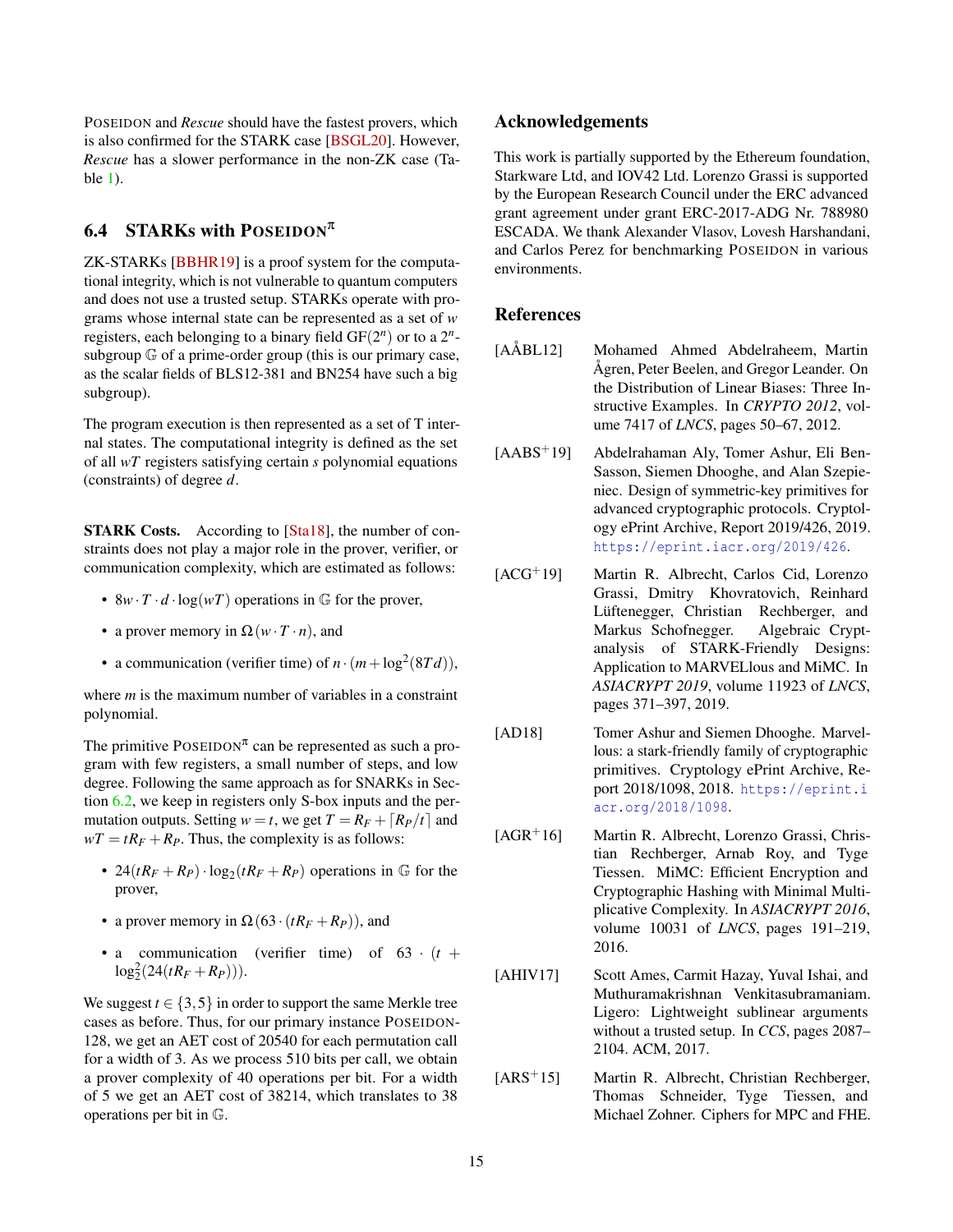POSEIDON and *Rescue* should have the fastest provers, which is also confirmed for the STARK case [BSGL20]. However, *Rescue* has a slower performance in the non-ZK case (Table 1).

### 6.4 STARKs with POSEIDON$^\pi$

ZK-STARKs [BBHR19] is a proof system for the computational integrity, which is not vulnerable to quantum computers and does not use a trusted setup. STARKs operate with programs whose internal state can be represented as a set of $w$ registers, each belonging to a binary field $GF(2^n)$ or to a $2^n$-subgroup $\mathbb{G}$ of a prime-order group (this is our primary case, as the scalar fields of BLS12-381 and BN254 have such a big subgroup).

The program execution is then represented as a set of T internal states. The computational integrity is defined as the set of all $wT$ registers satisfying certain $s$ polynomial equations (constraints) of degree $d$.

**STARK Costs.** According to [Sta18], the number of constraints does not play a major role in the prover, verifier, or communication complexity, which are estimated as follows:

- $8w \cdot T \cdot d \cdot \log(wT)$ operations in $\mathbb{G}$ for the prover,
- a prover memory in $\Omega(w \cdot T \cdot n)$, and
- a communication (verifier time) of $n \cdot (m + \log^2(8Td))$,

where $m$ is the maximum number of variables in a constraint polynomial.

The primitive POSEIDON$^\pi$ can be represented as such a program with few registers, a small number of steps, and low degree. Following the same approach as for SNARKs in Section 6.2, we keep in registers only S-box inputs and the permutation outputs. Setting $w = t$, we get $T = R_F + \lceil R_P/t \rceil$ and $wT = tR_F + R_P$. Thus, the complexity is as follows:

- $24(tR_F + R_P) \cdot \log_2(tR_F + R_P)$ operations in $\mathbb{G}$ for the prover,
- a prover memory in $\Omega(63 \cdot (tR_F + R_P))$, and
- a communication (verifier time) of $63 \cdot (t + \log_2^2(24(tR_F + R_P)))$.

We suggest $t \in \{3, 5\}$ in order to support the same Merkle tree cases as before. Thus, for our primary instance POSEIDON-128, we get an AET cost of 20540 for each permutation call for a width of 3. As we process 510 bits per call, we obtain a prover complexity of 40 operations per bit. For a width of 5 we get an AET cost of 38214, which translates to 38 operations per bit in $\mathbb{G}$.

## Acknowledgements

This work is partially supported by the Ethereum foundation, Starkware Ltd, and IOV42 Ltd. Lorenzo Grassi is supported by the European Research Council under the ERC advanced grant agreement under grant ERC-2017-ADG Nr. 788980 ESCADA. We thank Alexander Vlasov, Lovesh Harshandani, and Carlos Perez for benchmarking POSEIDON in various environments.

## References

[AÅBL12] Mohamed Ahmed Abdelraheem, Martin Ågren, Peter Beelen, and Gregor Leander. On the Distribution of Linear Biases: Three Instructive Examples. In *CRYPTO 2012*, volume 7417 of *LNCS*, pages 50–67, 2012.

[AABS+19] Abdelrahaman Aly, Tomer Ashur, Eli Ben-Sasson, Siemen Dhooghe, and Alan Szepieniec. Design of symmetric-key primitives for advanced cryptographic protocols. Cryptology ePrint Archive, Report 2019/426, 2019. https://eprint.iacr.org/2019/426.

[ACG+19] Martin R. Albrecht, Carlos Cid, Lorenzo Grassi, Dmitry Khovratovich, Reinhard Lüftenegger, Christian Rechberger, and Markus Schofnegger. Algebraic Cryptanalysis of STARK-Friendly Designs: Application to MARVELlous and MiMC. In *ASIACRYPT 2019*, volume 11923 of *LNCS*, pages 371–397, 2019.

[AD18] Tomer Ashur and Siemen Dhooghe. Marvellous: a stark-friendly family of cryptographic primitives. Cryptology ePrint Archive, Report 2018/1098, 2018. https://eprint.iacr.org/2018/1098.

[AGR+16] Martin R. Albrecht, Lorenzo Grassi, Christian Rechberger, Arnab Roy, and Tyge Tiessen. MiMC: Efficient Encryption and Cryptographic Hashing with Minimal Multiplicative Complexity. In *ASIACRYPT 2016*, volume 10031 of *LNCS*, pages 191–219, 2016.

[AHIV17] Scott Ames, Carmit Hazay, Yuval Ishai, and Muthuramakrishnan Venkitasubramaniam. Ligero: Lightweight sublinear arguments without a trusted setup. In *CCS*, pages 2087–2104. ACM, 2017.

[ARS+15] Martin R. Albrecht, Christian Rechberger, Thomas Schneider, Tyge Tiessen, and Michael Zohner. Ciphers for MPC and FHE.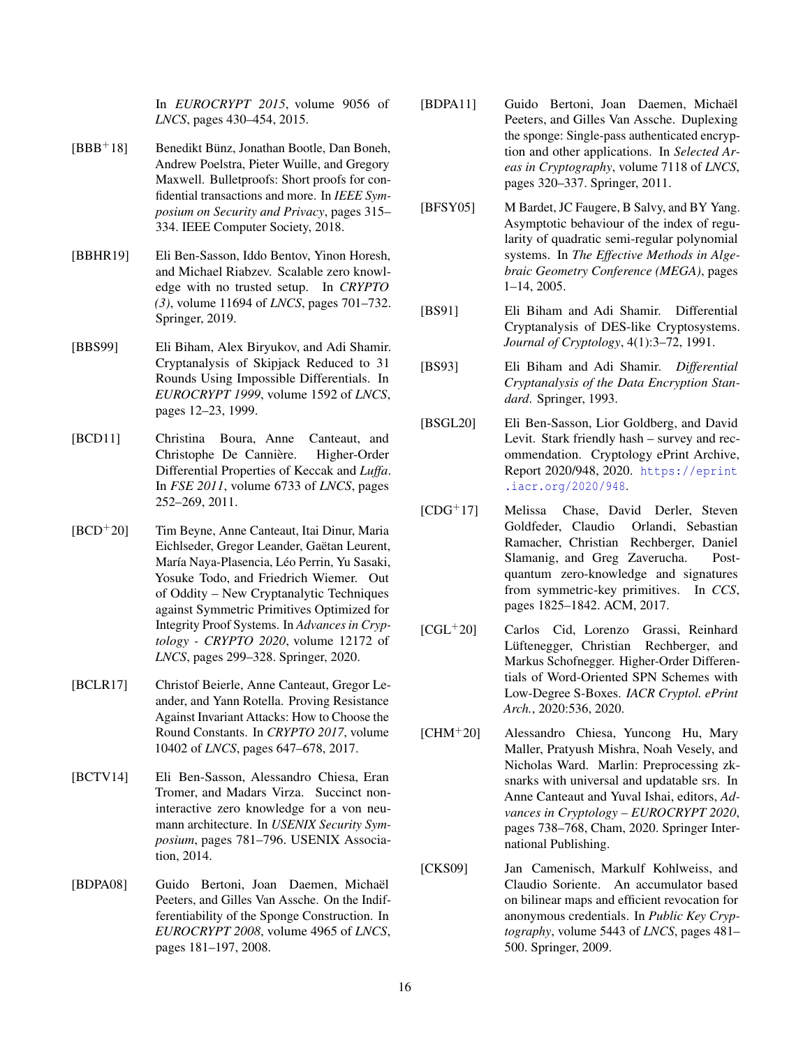In *EUROCRYPT 2015*, volume 9056 of *LNCS*, pages 430–454, 2015.

[BBB+18] Benedikt Bünz, Jonathan Bootle, Dan Boneh, Andrew Poelstra, Pieter Wuille, and Gregory Maxwell. Bulletproofs: Short proofs for confidential transactions and more. In *IEEE Symposium on Security and Privacy*, pages 315–334. IEEE Computer Society, 2018.

[BBHR19] Eli Ben-Sasson, Iddo Bentov, Yinon Horesh, and Michael Riabzev. Scalable zero knowledge with no trusted setup. In *CRYPTO (3)*, volume 11694 of *LNCS*, pages 701–732. Springer, 2019.

[BBS99] Eli Biham, Alex Biryukov, and Adi Shamir. Cryptanalysis of Skipjack Reduced to 31 Rounds Using Impossible Differentials. In *EUROCRYPT 1999*, volume 1592 of *LNCS*, pages 12–23, 1999.

[BCD11] Christina Boura, Anne Canteaut, and Christophe De Cannière. Higher-Order Differential Properties of Keccak and *Luffa*. In *FSE 2011*, volume 6733 of *LNCS*, pages 252–269, 2011.

[BCD+20] Tim Beyne, Anne Canteaut, Itai Dinur, Maria Eichlseder, Gregor Leander, Gaëtan Leurent, María Naya-Plasencia, Léo Perrin, Yu Sasaki, Yosuke Todo, and Friedrich Wiemer. Out of Oddity – New Cryptanalytic Techniques against Symmetric Primitives Optimized for Integrity Proof Systems. In *Advances in Cryptology - CRYPTO 2020*, volume 12172 of *LNCS*, pages 299–328. Springer, 2020.

[BCLR17] Christof Beierle, Anne Canteaut, Gregor Leander, and Yann Rotella. Proving Resistance Against Invariant Attacks: How to Choose the Round Constants. In *CRYPTO 2017*, volume 10402 of *LNCS*, pages 647–678, 2017.

[BCTV14] Eli Ben-Sasson, Alessandro Chiesa, Eran Tromer, and Madars Virza. Succinct non-interactive zero knowledge for a von neumann architecture. In *USENIX Security Symposium*, pages 781–796. USENIX Association, 2014.

[BDPA08] Guido Bertoni, Joan Daemen, Michaël Peeters, and Gilles Van Assche. On the Indifferentiability of the Sponge Construction. In *EUROCRYPT 2008*, volume 4965 of *LNCS*, pages 181–197, 2008.

[BDPA11] Guido Bertoni, Joan Daemen, Michaël Peeters, and Gilles Van Assche. Duplexing the sponge: Single-pass authenticated encryption and other applications. In *Selected Areas in Cryptography*, volume 7118 of *LNCS*, pages 320–337. Springer, 2011.

[BFSY05] M Bardet, JC Faugere, B Salvy, and BY Yang. Asymptotic behaviour of the index of regularity of quadratic semi-regular polynomial systems. In *The Effective Methods in Algebraic Geometry Conference (MEGA)*, pages 1–14, 2005.

[BS91] Eli Biham and Adi Shamir. Differential Cryptanalysis of DES-like Cryptosystems. *Journal of Cryptology*, 4(1):3–72, 1991.

[BS93] Eli Biham and Adi Shamir. *Differential Cryptanalysis of the Data Encryption Standard*. Springer, 1993.

[BSGL20] Eli Ben-Sasson, Lior Goldberg, and David Levit. Stark friendly hash – survey and recommendation. Cryptology ePrint Archive, Report 2020/948, 2020. https://eprint.iacr.org/2020/948.

[CDG+17] Melissa Chase, David Derler, Steven Goldfeder, Claudio Orlandi, Sebastian Ramacher, Christian Rechberger, Daniel Slamanig, and Greg Zaverucha. Post-quantum zero-knowledge and signatures from symmetric-key primitives. In *CCS*, pages 1825–1842. ACM, 2017.

[CGL+20] Carlos Cid, Lorenzo Grassi, Reinhard Lüftenegger, Christian Rechberger, and Markus Schofnegger. Higher-Order Differentials of Word-Oriented SPN Schemes with Low-Degree S-Boxes. *IACR Cryptol. ePrint Arch.*, 2020:536, 2020.

[CHM+20] Alessandro Chiesa, Yuncong Hu, Mary Maller, Pratyush Mishra, Noah Vesely, and Nicholas Ward. Marlin: Preprocessing zk-snarks with universal and updatable srs. In Anne Canteaut and Yuval Ishai, editors, *Advances in Cryptology – EUROCRYPT 2020*, pages 738–768, Cham, 2020. Springer International Publishing.

[CKS09] Jan Camenisch, Markulf Kohlweiss, and Claudio Soriente. An accumulator based on bilinear maps and efficient revocation for anonymous credentials. In *Public Key Cryptography*, volume 5443 of *LNCS*, pages 481–500. Springer, 2009.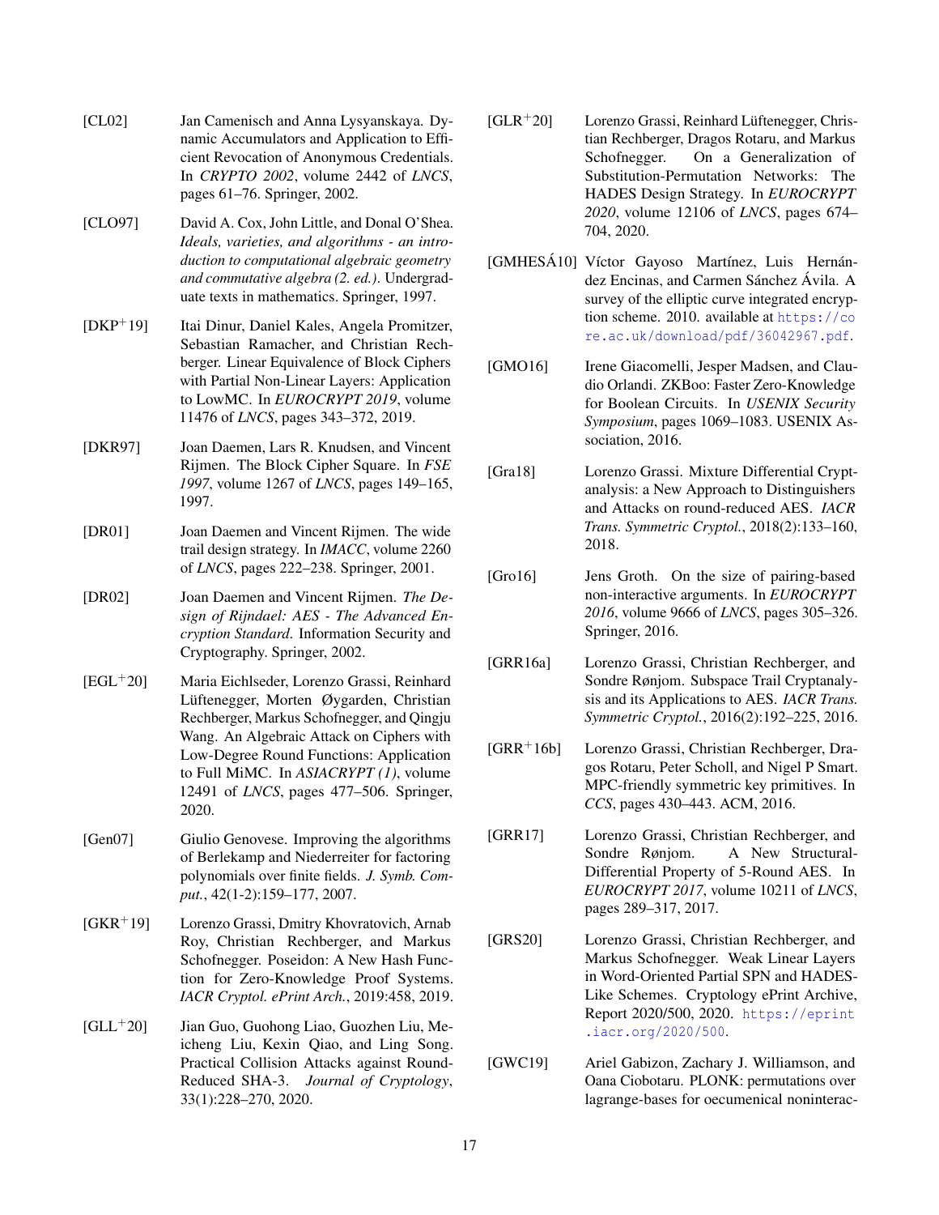[CL02] Jan Camenisch and Anna Lysyanskaya. Dynamic Accumulators and Application to Efficient Revocation of Anonymous Credentials. In *CRYPTO 2002*, volume 2442 of *LNCS*, pages 61–76. Springer, 2002.

[CLO97] David A. Cox, John Little, and Donal O'Shea. *Ideals, varieties, and algorithms - an introduction to computational algebraic geometry and commutative algebra (2. ed.)*. Undergraduate texts in mathematics. Springer, 1997.

[DKP+19] Itai Dinur, Daniel Kales, Angela Promitzer, Sebastian Ramacher, and Christian Rechberger. Linear Equivalence of Block Ciphers with Partial Non-Linear Layers: Application to LowMC. In *EUROCRYPT 2019*, volume 11476 of *LNCS*, pages 343–372, 2019.

[DKR97] Joan Daemen, Lars R. Knudsen, and Vincent Rijmen. The Block Cipher Square. In *FSE 1997*, volume 1267 of *LNCS*, pages 149–165, 1997.

[DR01] Joan Daemen and Vincent Rijmen. The wide trail design strategy. In *IMACC*, volume 2260 of *LNCS*, pages 222–238. Springer, 2001.

[DR02] Joan Daemen and Vincent Rijmen. *The Design of Rijndael: AES - The Advanced Encryption Standard*. Information Security and Cryptography. Springer, 2002.

[EGL+20] Maria Eichlseder, Lorenzo Grassi, Reinhard Lüftenegger, Morten Øygarden, Christian Rechberger, Markus Schofnegger, and Qingju Wang. An Algebraic Attack on Ciphers with Low-Degree Round Functions: Application to Full MiMC. In *ASIACRYPT (1)*, volume 12491 of *LNCS*, pages 477–506. Springer, 2020.

[Gen07] Giulio Genovese. Improving the algorithms of Berlekamp and Niederreiter for factoring polynomials over finite fields. *J. Symb. Comput.*, 42(1-2):159–177, 2007.

[GKR+19] Lorenzo Grassi, Dmitry Khovratovich, Arnab Roy, Christian Rechberger, and Markus Schofnegger. Poseidon: A New Hash Function for Zero-Knowledge Proof Systems. *IACR Cryptol. ePrint Arch.*, 2019:458, 2019.

[GLL+20] Jian Guo, Guohong Liao, Guozhen Liu, Meicheng Liu, Kexin Qiao, and Ling Song. Practical Collision Attacks against Round-Reduced SHA-3. *Journal of Cryptology*, 33(1):228–270, 2020.

[GLR+20] Lorenzo Grassi, Reinhard Lüftenegger, Christian Rechberger, Dragos Rotaru, and Markus Schofnegger. On a Generalization of Substitution-Permutation Networks: The HADES Design Strategy. In *EUROCRYPT 2020*, volume 12106 of *LNCS*, pages 674–704, 2020.

[GMHESÁ10] Víctor Gayoso Martínez, Luis Hernández Encinas, and Carmen Sánchez Ávila. A survey of the elliptic curve integrated encryption scheme. 2010. available at https://core.ac.uk/download/pdf/36042967.pdf.

[GMO16] Irene Giacomelli, Jesper Madsen, and Claudio Orlandi. ZKBoo: Faster Zero-Knowledge for Boolean Circuits. In *USENIX Security Symposium*, pages 1069–1083. USENIX Association, 2016.

[Gra18] Lorenzo Grassi. Mixture Differential Cryptanalysis: a New Approach to Distinguishers and Attacks on round-reduced AES. *IACR Trans. Symmetric Cryptol.*, 2018(2):133–160, 2018.

[Gro16] Jens Groth. On the size of pairing-based non-interactive arguments. In *EUROCRYPT 2016*, volume 9666 of *LNCS*, pages 305–326. Springer, 2016.

[GRR16a] Lorenzo Grassi, Christian Rechberger, and Sondre Rønjom. Subspace Trail Cryptanalysis and its Applications to AES. *IACR Trans. Symmetric Cryptol.*, 2016(2):192–225, 2016.

[GRR+16b] Lorenzo Grassi, Christian Rechberger, Dragos Rotaru, Peter Scholl, and Nigel P Smart. MPC-friendly symmetric key primitives. In *CCS*, pages 430–443. ACM, 2016.

[GRR17] Lorenzo Grassi, Christian Rechberger, and Sondre Rønjom. A New Structural-Differential Property of 5-Round AES. In *EUROCRYPT 2017*, volume 10211 of *LNCS*, pages 289–317, 2017.

[GRS20] Lorenzo Grassi, Christian Rechberger, and Markus Schofnegger. Weak Linear Layers in Word-Oriented Partial SPN and HADES-Like Schemes. Cryptology ePrint Archive, Report 2020/500, 2020. https://eprint.iacr.org/2020/500.

[GWC19] Ariel Gabizon, Zachary J. Williamson, and Oana Ciobotaru. PLONK: permutations over lagrange-bases for oecumenical noninterac-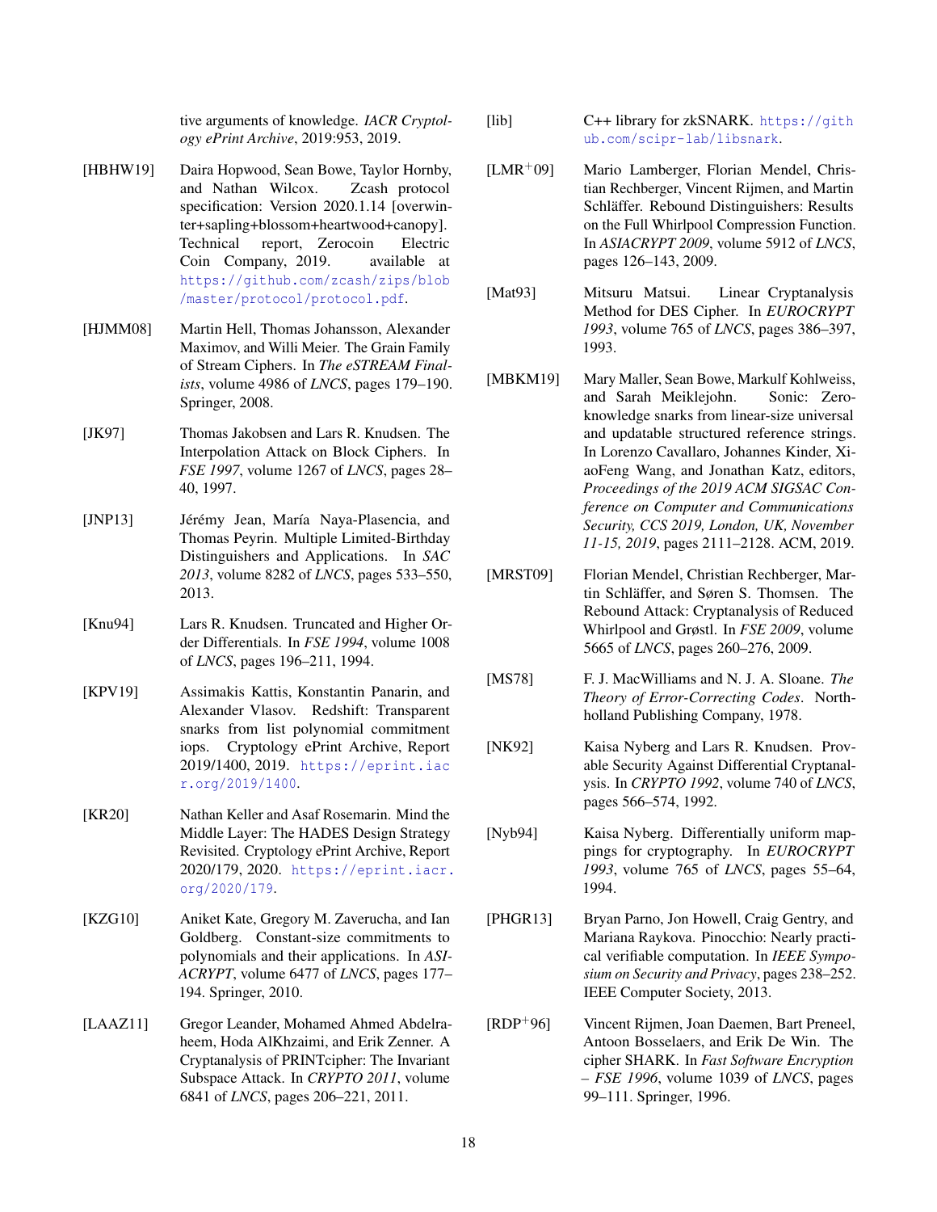tive arguments of knowledge. *IACR Cryptology ePrint Archive*, 2019:953, 2019.

[HBHW19] Daira Hopwood, Sean Bowe, Taylor Hornby, and Nathan Wilcox. Zcash protocol specification: Version 2020.1.14 [overwinter+sapling+blossom+heartwood+canopy]. Technical report, Zerocoin Electric Coin Company, 2019. available at https://github.com/zcash/zips/blob/master/protocol/protocol.pdf.

[HJMM08] Martin Hell, Thomas Johansson, Alexander Maximov, and Willi Meier. The Grain Family of Stream Ciphers. In *The eSTREAM Finalists*, volume 4986 of *LNCS*, pages 179–190. Springer, 2008.

[JK97] Thomas Jakobsen and Lars R. Knudsen. The Interpolation Attack on Block Ciphers. In *FSE 1997*, volume 1267 of *LNCS*, pages 28–40, 1997.

[JNP13] Jérémy Jean, María Naya-Plasencia, and Thomas Peyrin. Multiple Limited-Birthday Distinguishers and Applications. In *SAC 2013*, volume 8282 of *LNCS*, pages 533–550, 2013.

[Knu94] Lars R. Knudsen. Truncated and Higher Order Differentials. In *FSE 1994*, volume 1008 of *LNCS*, pages 196–211, 1994.

[KPV19] Assimakis Kattis, Konstantin Panarin, and Alexander Vlasov. Redshift: Transparent snarks from list polynomial commitment iops. Cryptology ePrint Archive, Report 2019/1400, 2019. https://eprint.iacr.org/2019/1400.

[KR20] Nathan Keller and Asaf Rosemarin. Mind the Middle Layer: The HADES Design Strategy Revisited. Cryptology ePrint Archive, Report 2020/179, 2020. https://eprint.iacr.org/2020/179.

[KZG10] Aniket Kate, Gregory M. Zaverucha, and Ian Goldberg. Constant-size commitments to polynomials and their applications. In *ASIACRYPT*, volume 6477 of *LNCS*, pages 177–194. Springer, 2010.

[LAAZ11] Gregor Leander, Mohamed Ahmed Abdelraheem, Hoda AlKhzaimi, and Erik Zenner. A Cryptanalysis of PRINTcipher: The Invariant Subspace Attack. In *CRYPTO 2011*, volume 6841 of *LNCS*, pages 206–221, 2011.

[lib] C++ library for zkSNARK. https://github.com/scipr-lab/libsnark.

[LMR+09] Mario Lamberger, Florian Mendel, Christian Rechberger, Vincent Rijmen, and Martin Schläffer. Rebound Distinguishers: Results on the Full Whirlpool Compression Function. In *ASIACRYPT 2009*, volume 5912 of *LNCS*, pages 126–143, 2009.

[Mat93] Mitsuru Matsui. Linear Cryptanalysis Method for DES Cipher. In *EUROCRYPT 1993*, volume 765 of *LNCS*, pages 386–397, 1993.

[MBKM19] Mary Maller, Sean Bowe, Markulf Kohlweiss, and Sarah Meiklejohn. Sonic: Zero-knowledge snarks from linear-size universal and updatable structured reference strings. In Lorenzo Cavallaro, Johannes Kinder, XiaoFeng Wang, and Jonathan Katz, editors, *Proceedings of the 2019 ACM SIGSAC Conference on Computer and Communications Security, CCS 2019, London, UK, November 11-15, 2019*, pages 2111–2128. ACM, 2019.

[MRST09] Florian Mendel, Christian Rechberger, Martin Schläffer, and Søren S. Thomsen. The Rebound Attack: Cryptanalysis of Reduced Whirlpool and Grøstl. In *FSE 2009*, volume 5665 of *LNCS*, pages 260–276, 2009.

[MS78] F. J. MacWilliams and N. J. A. Sloane. *The Theory of Error-Correcting Codes*. North-holland Publishing Company, 1978.

[NK92] Kaisa Nyberg and Lars R. Knudsen. Provable Security Against Differential Cryptanalysis. In *CRYPTO 1992*, volume 740 of *LNCS*, pages 566–574, 1992.

[Nyb94] Kaisa Nyberg. Differentially uniform mappings for cryptography. In *EUROCRYPT 1993*, volume 765 of *LNCS*, pages 55–64, 1994.

[PHGR13] Bryan Parno, Jon Howell, Craig Gentry, and Mariana Raykova. Pinocchio: Nearly practical verifiable computation. In *IEEE Symposium on Security and Privacy*, pages 238–252. IEEE Computer Society, 2013.

[RDP+96] Vincent Rijmen, Joan Daemen, Bart Preneel, Antoon Bosselaers, and Erik De Win. The cipher SHARK. In *Fast Software Encryption – FSE 1996*, volume 1039 of *LNCS*, pages 99–111. Springer, 1996.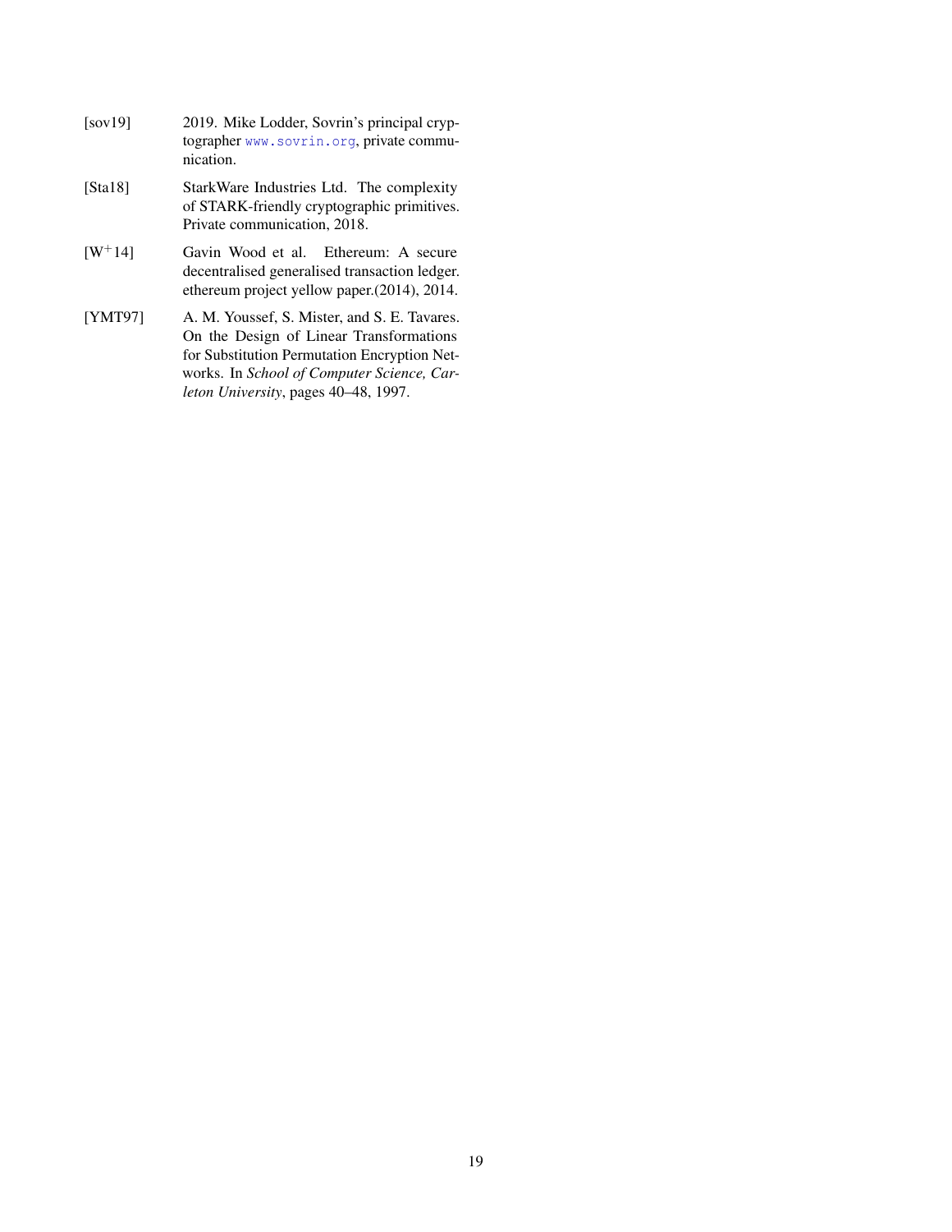[sov19] 2019. Mike Lodder, Sovrin's principal cryptographer www.sovrin.org, private communication.

[Sta18] StarkWare Industries Ltd. The complexity of STARK-friendly cryptographic primitives. Private communication, 2018.

[W+14] Gavin Wood et al. Ethereum: A secure decentralised generalised transaction ledger. ethereum project yellow paper.(2014), 2014.

[YMT97] A. M. Youssef, S. Mister, and S. E. Tavares. On the Design of Linear Transformations for Substitution Permutation Encryption Networks. In *School of Computer Science, Carleton University*, pages 40–48, 1997.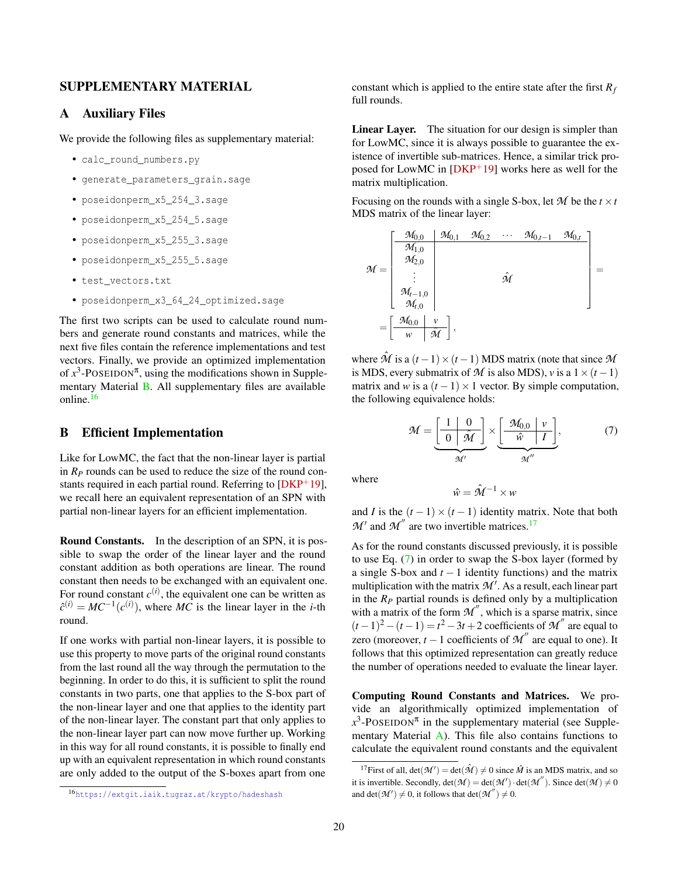## SUPPLEMENTARY MATERIAL

### A Auxiliary Files

We provide the following files as supplementary material:

- `calc_round_numbers.py`
- `generate_parameters_grain.sage`
- `poseidonperm_x5_254_3.sage`
- `poseidonperm_x5_254_5.sage`
- `poseidonperm_x5_255_3.sage`
- `poseidonperm_x5_255_5.sage`
- `test_vectors.txt`
- `poseidonperm_x3_64_24_optimized.sage`

The first two scripts can be used to calculate round numbers and generate round constants and matrices, while the next five files contain the reference implementations and test vectors. Finally, we provide an optimized implementation of $x^3$-POSEIDON$^\pi$, using the modifications shown in Supplementary Material B. All supplementary files are available online.[16]

### B Efficient Implementation

Like for LowMC, the fact that the non-linear layer is partial in $R_P$ rounds can be used to reduce the size of the round constants required in each partial round. Referring to [DKP+19], we recall here an equivalent representation of an SPN with partial non-linear layers for an efficient implementation.

**Round Constants.** In the description of an SPN, it is possible to swap the order of the linear layer and the round constant addition as both operations are linear. The round constant then needs to be exchanged with an equivalent one. For round constant $c^{(i)}$, the equivalent one can be written as $\hat{c}^{(i)} = MC^{-1}(c^{(i)})$, where $MC$ is the linear layer in the $i$-th round.

If one works with partial non-linear layers, it is possible to use this property to move parts of the original round constants from the last round all the way through the permutation to the beginning. In order to do this, it is sufficient to split the round constants in two parts, one that applies to the S-box part of the non-linear layer and one that applies to the identity part of the non-linear layer. The constant part that only applies to the non-linear layer part can now move further up. Working in this way for all round constants, it is possible to finally end up with an equivalent representation in which round constants are only added to the output of the S-boxes apart from one constant which is applied to the entire state after the first $R_f$ full rounds.

**Linear Layer.** The situation for our design is simpler than for LowMC, since it is always possible to guarantee the existence of invertible sub-matrices. Hence, a similar trick proposed for LowMC in [DKP+19] works here as well for the matrix multiplication.

Focusing on the rounds with a single S-box, let $\mathcal{M}$ be the $t \times t$ MDS matrix of the linear layer:

$$
\mathcal{M} = \left[\begin{array}{c|ccccc}
\mathcal{M}_{0,0} & \mathcal{M}_{0,1} & \mathcal{M}_{0,2} & \cdots & \mathcal{M}_{0,t-1} & \mathcal{M}_{0,t} \\
\hline
\mathcal{M}_{1,0} & & & & & \\
\mathcal{M}_{2,0} & & & & & \\
\vdots & & & \hat{\mathcal{M}} & & \\
\mathcal{M}_{t-1,0} & & & & & \\
\mathcal{M}_{t,0} & & & & &
\end{array}\right] =
$$

$$
= \left[\begin{array}{c|c}
\mathcal{M}_{0,0} & v \\
\hline
w & \hat{\mathcal{M}}
\end{array}\right],
$$

where $\hat{\mathcal{M}}$ is a $(t-1) \times (t-1)$ MDS matrix (note that since $\mathcal{M}$ is MDS, every submatrix of $\mathcal{M}$ is also MDS), $v$ is a $1 \times (t-1)$ matrix and $w$ is a $(t-1) \times 1$ vector. By simple computation, the following equivalence holds:

$$
\mathcal{M} = \underbrace{\left[\begin{array}{c|c}
1 & 0 \\
\hline
0 & \hat{\mathcal{M}}
\end{array}\right]}_{\mathcal{M}'} \times \underbrace{\left[\begin{array}{c|c}
\mathcal{M}_{0,0} & v \\
\hline
\hat{w} & I
\end{array}\right]}_{\mathcal{M}''}, \tag{7}
$$

where

$$
\hat{w} = \hat{\mathcal{M}}^{-1} \times w
$$

and $I$ is the $(t-1) \times (t-1)$ identity matrix. Note that both $\mathcal{M}'$ and $\mathcal{M}''$ are two invertible matrices.[17]

As for the round constants discussed previously, it is possible to use Eq. (7) in order to swap the S-box layer (formed by a single S-box and $t-1$ identity functions) and the matrix multiplication with the matrix $\mathcal{M}'$. As a result, each linear part in the $R_P$ partial rounds is defined only by a multiplication with a matrix of the form $\mathcal{M}''$, which is a sparse matrix, since $(t-1)^2 - (t-1) = t^2 - 3t + 2$ coefficients of $\mathcal{M}''$ are equal to zero (moreover, $t-1$ coefficients of $\mathcal{M}''$ are equal to one). It follows that this optimized representation can greatly reduce the number of operations needed to evaluate the linear layer.

**Computing Round Constants and Matrices.** We provide an algorithmically optimized implementation of $x^3$-POSEIDON$^\pi$ in the supplementary material (see Supplementary Material A). This file also contains functions to calculate the equivalent round constants and the equivalent

[16] https://extgit.iaik.tugraz.at/krypto/hadeshash

[17] First of all, $\det(\mathcal{M}') = \det(\hat{\mathcal{M}}) \neq 0$ since $\hat{\mathcal{M}}$ is an MDS matrix, and so it is invertible. Secondly, $\det(\mathcal{M}) = \det(\mathcal{M}') \cdot \det(\mathcal{M}'')$. Since $\det(\mathcal{M}) \neq 0$ and $\det(\mathcal{M}') \neq 0$, it follows that $\det(\mathcal{M}'') \neq 0$.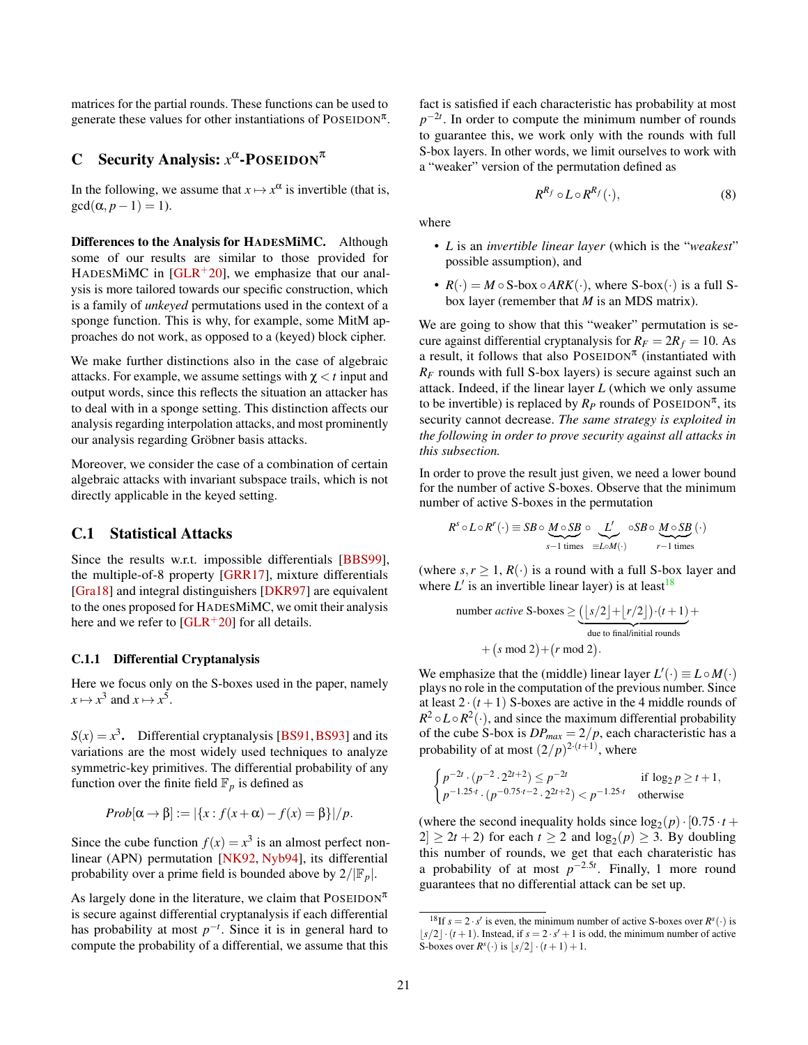matrices for the partial rounds. These functions can be used to generate these values for other instantiations of POSEIDON$^\pi$.

## C Security Analysis: $x^\alpha$-POSEIDON$^\pi$

In the following, we assume that $x \mapsto x^\alpha$ is invertible (that is, $\gcd(\alpha, p-1) = 1$).

**Differences to the Analysis for HADESMiMC.** Although some of our results are similar to those provided for HADESMiMC in [GLR+20], we emphasize that our analysis is more tailored towards our specific construction, which is a family of *unkeyed* permutations used in the context of a sponge function. This is why, for example, some MitM approaches do not work, as opposed to a (keyed) block cipher.

We make further distinctions also in the case of algebraic attacks. For example, we assume settings with $\chi < t$ input and output words, since this reflects the situation an attacker has to deal with in a sponge setting. This distinction affects our analysis regarding interpolation attacks, and most prominently our analysis regarding Gröbner basis attacks.

Moreover, we consider the case of a combination of certain algebraic attacks with invariant subspace trails, which is not directly applicable in the keyed setting.

### C.1 Statistical Attacks

Since the results w.r.t. impossible differentials [BBS99], the multiple-of-8 property [GRR17], mixture differentials [Gra18] and integral distinguishers [DKR97] are equivalent to the ones proposed for HADESMiMC, we omit their analysis here and we refer to [GLR+20] for all details.

#### C.1.1 Differential Cryptanalysis

Here we focus only on the S-boxes used in the paper, namely $x \mapsto x^3$ and $x \mapsto x^5$.

**$S(x) = x^3$.** Differential cryptanalysis [BS91, BS93] and its variations are the most widely used techniques to analyze symmetric-key primitives. The differential probability of any function over the finite field $\mathbb{F}_p$ is defined as

$$Prob[\alpha \to \beta] := |\{x : f(x+\alpha) - f(x) = \beta\}|/p.$$

Since the cube function $f(x) = x^3$ is an almost perfect nonlinear (APN) permutation [NK92, Nyb94], its differential probability over a prime field is bounded above by $2/|\mathbb{F}_p|$.

As largely done in the literature, we claim that POSEIDON$^\pi$ is secure against differential cryptanalysis if each differential has probability at most $p^{-t}$. Since it is in general hard to compute the probability of a differential, we assume that this fact is satisfied if each characteristic has probability at most $p^{-2t}$. In order to compute the minimum number of rounds to guarantee this, we work only with the rounds with full S-box layers. In other words, we limit ourselves to work with a "weaker" version of the permutation defined as

$$R^{R_f} \circ L \circ R^{R_f}(\cdot), \tag{8}$$

where

- $L$ is an *invertible linear layer* (which is the "*weakest*" possible assumption), and
- $R(\cdot) = M \circ \text{S-box} \circ ARK(\cdot)$, where S-box$(\cdot)$ is a full S-box layer (remember that $M$ is an MDS matrix).

We are going to show that this "weaker" permutation is secure against differential cryptanalysis for $R_F = 2R_f = 10$. As a result, it follows that also POSEIDON$^\pi$ (instantiated with $R_F$ rounds with full S-box layers) is secure against such an attack. Indeed, if the linear layer $L$ (which we only assume to be invertible) is replaced by $R_P$ rounds of POSEIDON$^\pi$, its security cannot decrease. *The same strategy is exploited in the following in order to prove security against all attacks in this subsection.*

In order to prove the result just given, we need a lower bound for the number of active S-boxes. Observe that the minimum number of active S-boxes in the permutation

$$R^s \circ L \circ R^r(\cdot) \equiv SB \circ \underbrace{M \circ SB}_{s-1 \text{ times}} \circ \underbrace{L'}_{\equiv L \circ M(\cdot)} \circ SB \circ \underbrace{M \circ SB}_{r-1 \text{ times}}(\cdot)$$

(where $s, r \geq 1$, $R(\cdot)$ is a round with a full S-box layer and where $L'$ is an invertible linear layer) is at least[18]

$$\text{number } \textit{active} \text{ S-boxes} \geq \underbrace{\left(\lfloor s/2 \rfloor + \lfloor r/2 \rfloor\right) \cdot (t+1)}_{\text{due to final/initial rounds}} + \\ + \left(s \bmod 2\right) + \left(r \bmod 2\right).$$

We emphasize that the (middle) linear layer $L'(\cdot) \equiv L \circ M(\cdot)$ plays no role in the computation of the previous number. Since at least $2 \cdot (t+1)$ S-boxes are active in the 4 middle rounds of $R^2 \circ L \circ R^2(\cdot)$, and since the maximum differential probability of the cube S-box is $DP_{max} = 2/p$, each characteristic has a probability of at most $(2/p)^{2\cdot(t+1)}$, where

$$\begin{cases} p^{-2t} \cdot (p^{-2} \cdot 2^{2t+2}) \leq p^{-2t} & \text{if } \log_2 p \geq t+1, \\ p^{-1.25 \cdot t} \cdot (p^{-0.75 \cdot t - 2} \cdot 2^{2t+2}) < p^{-1.25 \cdot t} & \text{otherwise} \end{cases}$$

(where the second inequality holds since $\log_2(p) \cdot [0.75 \cdot t + 2] \geq 2t + 2)$ for each $t \geq 2$ and $\log_2(p) \geq 3$. By doubling this number of rounds, we get that each charateristic has a probability of at most $p^{-2.5t}$. Finally, 1 more round guarantees that no differential attack can be set up.

[18] If $s = 2 \cdot s'$ is even, the minimum number of active S-boxes over $R^s(\cdot)$ is $\lfloor s/2 \rfloor \cdot (t+1)$. Instead, if $s = 2 \cdot s' + 1$ is odd, the minimum number of active S-boxes over $R^s(\cdot)$ is $\lfloor s/2 \rfloor \cdot (t+1) + 1$.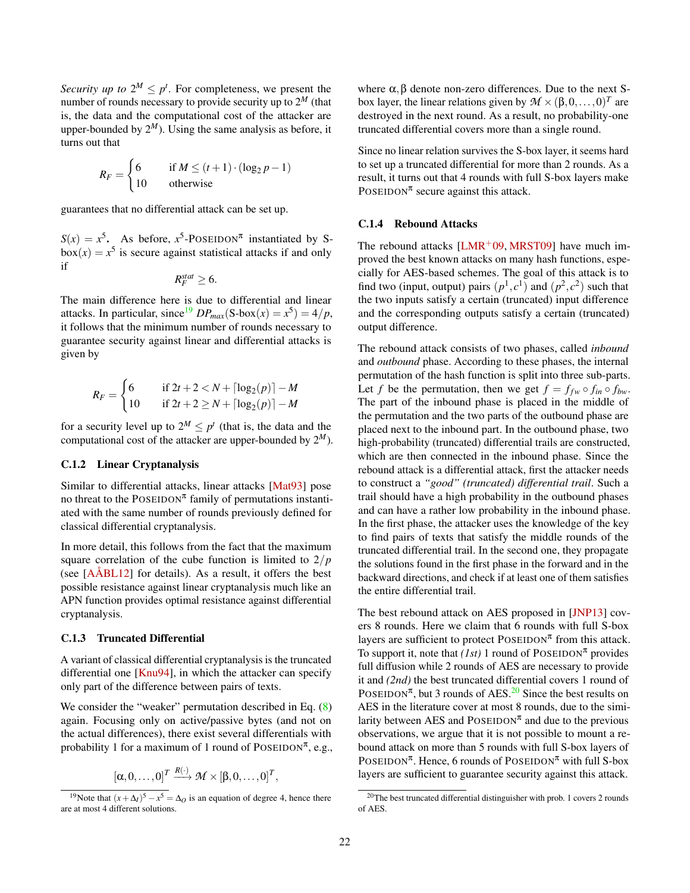*Security up to $2^M \leq p^t$.* For completeness, we present the number of rounds necessary to provide security up to $2^M$ (that is, the data and the computational cost of the attacker are upper-bounded by $2^M$). Using the same analysis as before, it turns out that

$$R_F = \begin{cases} 6 & \text{if } M \leq (t+1) \cdot (\log_2 p - 1) \\ 10 & \text{otherwise} \end{cases}$$

guarantees that no differential attack can be set up.

$S(x) = x^5$**.** As before, $x^5$-POSEIDON$^\pi$ instantiated by S-box$(x) = x^5$ is secure against statistical attacks if and only if

$$R_F^{stat} \geq 6.$$

The main difference here is due to differential and linear attacks. In particular, since[19] $DP_{max}(\text{S-box}(x) = x^5) = 4/p$, it follows that the minimum number of rounds necessary to guarantee security against linear and differential attacks is given by

$$R_F = \begin{cases} 6 & \text{if } 2t+2 < N + \lceil \log_2(p) \rceil - M \\ 10 & \text{if } 2t+2 \geq N + \lceil \log_2(p) \rceil - M \end{cases}$$

for a security level up to $2^M \leq p^t$ (that is, the data and the computational cost of the attacker are upper-bounded by $2^M$).

### C.1.2 Linear Cryptanalysis

Similar to differential attacks, linear attacks [Mat93] pose no threat to the POSEIDON$^\pi$ family of permutations instantiated with the same number of rounds previously defined for classical differential cryptanalysis.

In more detail, this follows from the fact that the maximum square correlation of the cube function is limited to $2/p$ (see [AÅBL12] for details). As a result, it offers the best possible resistance against linear cryptanalysis much like an APN function provides optimal resistance against differential cryptanalysis.

### C.1.3 Truncated Differential

A variant of classical differential cryptanalysis is the truncated differential one [Knu94], in which the attacker can specify only part of the difference between pairs of texts.

We consider the "weaker" permutation described in Eq. (8) again. Focusing only on active/passive bytes (and not on the actual differences), there exist several differentials with probability 1 for a maximum of 1 round of POSEIDON$^\pi$, e.g.,

$$[\alpha, 0, \ldots, 0]^T \xrightarrow{R(\cdot)} \mathcal{M} \times [\beta, 0, \ldots, 0]^T,$$

where $\alpha, \beta$ denote non-zero differences. Due to the next S-box layer, the linear relations given by $\mathcal{M} \times (\beta, 0, \ldots, 0)^T$ are destroyed in the next round. As a result, no probability-one truncated differential covers more than a single round.

Since no linear relation survives the S-box layer, it seems hard to set up a truncated differential for more than 2 rounds. As a result, it turns out that 4 rounds with full S-box layers make POSEIDON$^\pi$ secure against this attack.

### C.1.4 Rebound Attacks

The rebound attacks [LMR+09, MRST09] have much improved the best known attacks on many hash functions, especially for AES-based schemes. The goal of this attack is to find two (input, output) pairs $(p^1, c^1)$ and $(p^2, c^2)$ such that the two inputs satisfy a certain (truncated) input difference and the corresponding outputs satisfy a certain (truncated) output difference.

The rebound attack consists of two phases, called *inbound* and *outbound* phase. According to these phases, the internal permutation of the hash function is split into three sub-parts. Let $f$ be the permutation, then we get $f = f_{fw} \circ f_{in} \circ f_{bw}$. The part of the inbound phase is placed in the middle of the permutation and the two parts of the outbound phase are placed next to the inbound part. In the outbound phase, two high-probability (truncated) differential trails are constructed, which are then connected in the inbound phase. Since the rebound attack is a differential attack, first the attacker needs to construct a *"good" (truncated) differential trail*. Such a trail should have a high probability in the outbound phases and can have a rather low probability in the inbound phase. In the first phase, the attacker uses the knowledge of the key to find pairs of texts that satisfy the middle rounds of the truncated differential trail. In the second one, they propagate the solutions found in the first phase in the forward and in the backward directions, and check if at least one of them satisfies the entire differential trail.

The best rebound attack on AES proposed in [JNP13] covers 8 rounds. Here we claim that 6 rounds with full S-box layers are sufficient to protect POSEIDON$^\pi$ from this attack. To support it, note that *(1st)* 1 round of POSEIDON$^\pi$ provides full diffusion while 2 rounds of AES are necessary to provide it and *(2nd)* the best truncated differential covers 1 round of POSEIDON$^\pi$, but 3 rounds of AES.[20] Since the best results on AES in the literature cover at most 8 rounds, due to the similarity between AES and POSEIDON$^\pi$ and due to the previous observations, we argue that it is not possible to mount a rebound attack on more than 5 rounds with full S-box layers of POSEIDON$^\pi$. Hence, 6 rounds of POSEIDON$^\pi$ with full S-box layers are sufficient to guarantee security against this attack.

---

[19] Note that $(x+\Delta_I)^5 - x^5 = \Delta_O$ is an equation of degree 4, hence there are at most 4 different solutions.

[20] The best truncated differential distinguisher with prob. 1 covers 2 rounds of AES.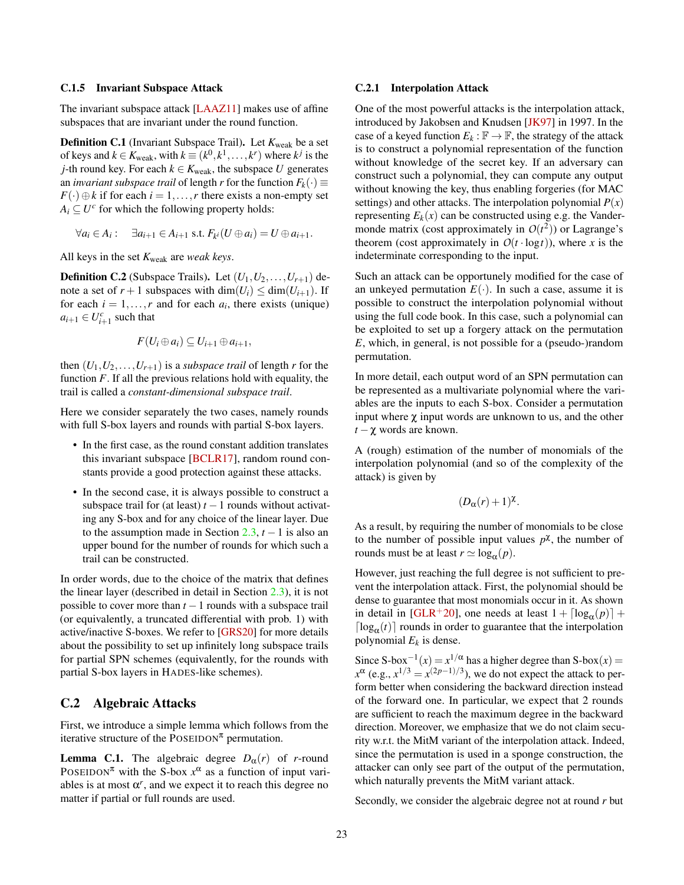### C.1.5 Invariant Subspace Attack

The invariant subspace attack [LAAZ11] makes use of affine subspaces that are invariant under the round function.

**Definition C.1** (Invariant Subspace Trail). Let $K_{\text{weak}}$ be a set of keys and $k \in K_{\text{weak}}$, with $k \equiv (k^0, k^1, \ldots, k^r)$ where $k^j$ is the $j$-th round key. For each $k \in K_{\text{weak}}$, the subspace $U$ generates an *invariant subspace trail* of length $r$ for the function $F_k(\cdot) \equiv F(\cdot) \oplus k$ if for each $i = 1, \ldots, r$ there exists a non-empty set $A_i \subseteq U^c$ for which the following property holds:

$$\forall a_i \in A_i : \quad \exists a_{i+1} \in A_{i+1} \text{ s.t. } F_{k^i}(U \oplus a_i) = U \oplus a_{i+1}.$$

All keys in the set $K_{\text{weak}}$ are *weak keys*.

**Definition C.2** (Subspace Trails). Let $(U_1, U_2, \ldots, U_{r+1})$ denote a set of $r+1$ subspaces with $\dim(U_i) \leq \dim(U_{i+1})$. If for each $i = 1, \ldots, r$ and for each $a_i$, there exists (unique) $a_{i+1} \in U_{i+1}^c$ such that

$$F(U_i \oplus a_i) \subseteq U_{i+1} \oplus a_{i+1},$$

then $(U_1, U_2, \ldots, U_{r+1})$ is a *subspace trail* of length $r$ for the function $F$. If all the previous relations hold with equality, the trail is called a *constant-dimensional subspace trail*.

Here we consider separately the two cases, namely rounds with full S-box layers and rounds with partial S-box layers.

- In the first case, as the round constant addition translates this invariant subspace [BCLR17], random round constants provide a good protection against these attacks.
- In the second case, it is always possible to construct a subspace trail for (at least) $t-1$ rounds without activating any S-box and for any choice of the linear layer. Due to the assumption made in Section 2.3, $t-1$ is also an upper bound for the number of rounds for which such a trail can be constructed.

In order words, due to the choice of the matrix that defines the linear layer (described in detail in Section 2.3), it is not possible to cover more than $t-1$ rounds with a subspace trail (or equivalently, a truncated differential with prob. 1) with active/inactive S-boxes. We refer to [GRS20] for more details about the possibility to set up infinitely long subspace trails for partial SPN schemes (equivalently, for the rounds with partial S-box layers in HADES-like schemes).

## C.2 Algebraic Attacks

First, we introduce a simple lemma which follows from the iterative structure of the POSEIDON$^\pi$ permutation.

**Lemma C.1.** The algebraic degree $D_\alpha(r)$ of $r$-round POSEIDON$^\pi$ with the S-box $x^\alpha$ as a function of input variables is at most $\alpha^r$, and we expect it to reach this degree no matter if partial or full rounds are used.

### C.2.1 Interpolation Attack

One of the most powerful attacks is the interpolation attack, introduced by Jakobsen and Knudsen [JK97] in 1997. In the case of a keyed function $E_k : \mathbb{F} \to \mathbb{F}$, the strategy of the attack is to construct a polynomial representation of the function without knowledge of the secret key. If an adversary can construct such a polynomial, they can compute any output without knowing the key, thus enabling forgeries (for MAC settings) and other attacks. The interpolation polynomial $P(x)$ representing $E_k(x)$ can be constructed using e.g. the Vandermonde matrix (cost approximately in $O(t^2)$) or Lagrange's theorem (cost approximately in $O(t \cdot \log t)$), where $x$ is the indeterminate corresponding to the input.

Such an attack can be opportunely modified for the case of an unkeyed permutation $E(\cdot)$. In such a case, assume it is possible to construct the interpolation polynomial without using the full code book. In this case, such a polynomial can be exploited to set up a forgery attack on the permutation $E$, which, in general, is not possible for a (pseudo-)random permutation.

In more detail, each output word of an SPN permutation can be represented as a multivariate polynomial where the variables are the inputs to each S-box. Consider a permutation input where $\chi$ input words are unknown to us, and the other $t - \chi$ words are known.

A (rough) estimation of the number of monomials of the interpolation polynomial (and so of the complexity of the attack) is given by

$$(D_\alpha(r) + 1)^\chi.$$

As a result, by requiring the number of monomials to be close to the number of possible input values $p^\chi$, the number of rounds must be at least $r \simeq \log_\alpha(p)$.

However, just reaching the full degree is not sufficient to prevent the interpolation attack. First, the polynomial should be dense to guarantee that most monomials occur in it. As shown in detail in [GLR+20], one needs at least $1 + \lceil \log_\alpha(p) \rceil + \lceil \log_\alpha(t) \rceil$ rounds in order to guarantee that the interpolation polynomial $E_k$ is dense.

Since S-box$^{-1}(x) = x^{1/\alpha}$ has a higher degree than S-box$(x) = x^\alpha$ (e.g., $x^{1/3} = x^{(2p-1)/3}$), we do not expect the attack to perform better when considering the backward direction instead of the forward one. In particular, we expect that 2 rounds are sufficient to reach the maximum degree in the backward direction. Moreover, we emphasize that we do not claim security w.r.t. the MitM variant of the interpolation attack. Indeed, since the permutation is used in a sponge construction, the attacker can only see part of the output of the permutation, which naturally prevents the MitM variant attack.

Secondly, we consider the algebraic degree not at round $r$ but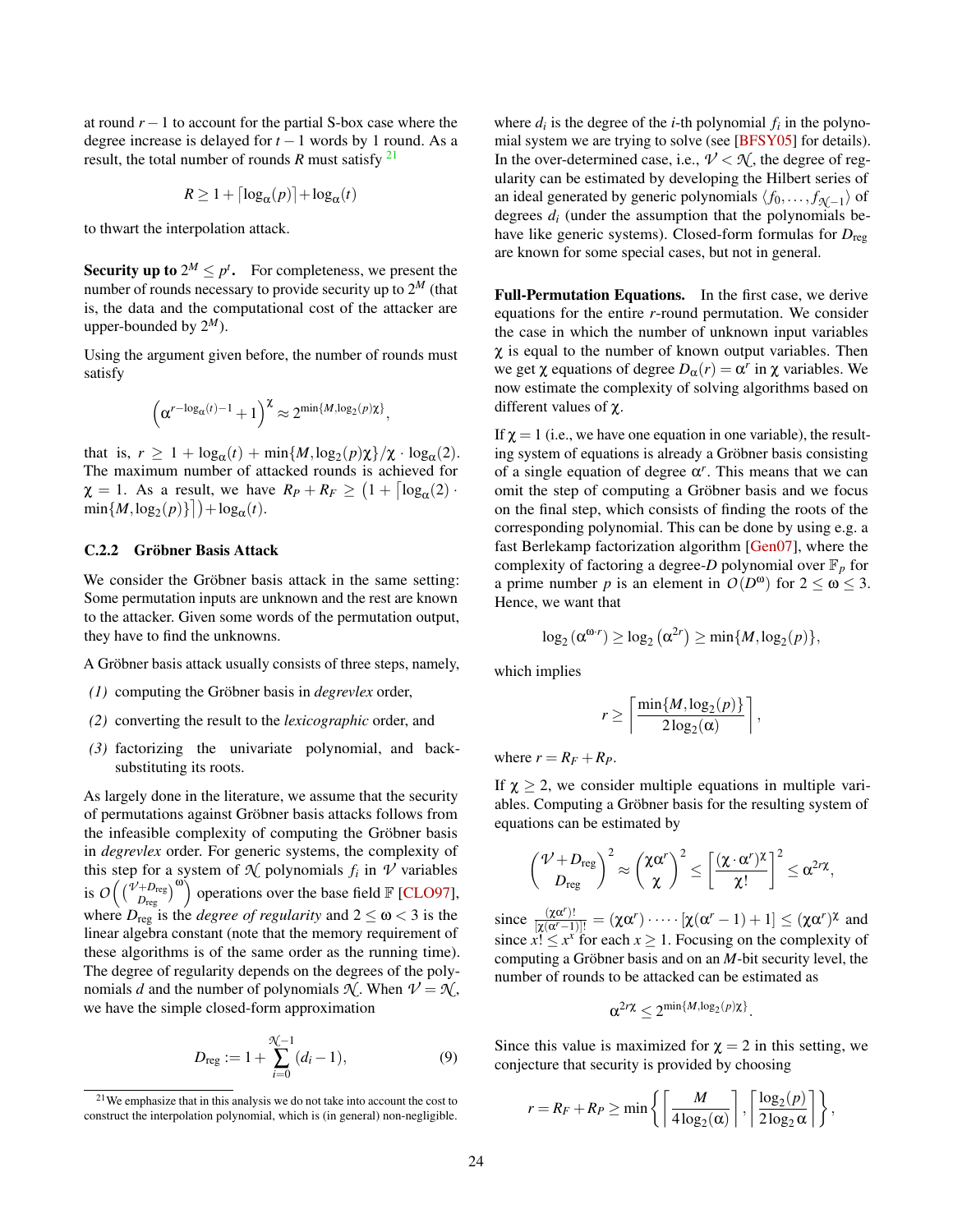at round $r-1$ to account for the partial S-box case where the degree increase is delayed for $t-1$ words by 1 round. As a result, the total number of rounds $R$ must satisfy [21]

$$R \geq 1 + \lceil \log_\alpha(p) \rceil + \log_\alpha(t)$$

to thwart the interpolation attack.

**Security up to $2^M \leq p^t$.** For completeness, we present the number of rounds necessary to provide security up to $2^M$ (that is, the data and the computational cost of the attacker are upper-bounded by $2^M$).

Using the argument given before, the number of rounds must satisfy

$$\left(\alpha^{r-\log_\alpha(t)-1}+1\right)^\chi \approx 2^{\min\{M, \log_2(p)\chi\}},$$

that is, $r \geq 1 + \log_\alpha(t) + \min\{M, \log_2(p)\chi\}/\chi \cdot \log_\alpha(2)$. The maximum number of attacked rounds is achieved for $\chi = 1$. As a result, we have $R_P + R_F \geq \left(1 + \lceil \log_\alpha(2) \cdot \min\{M, \log_2(p)\} \rceil\right) + \log_\alpha(t)$.

### C.2.2 Gröbner Basis Attack

We consider the Gröbner basis attack in the same setting: Some permutation inputs are unknown and the rest are known to the attacker. Given some words of the permutation output, they have to find the unknowns.

A Gröbner basis attack usually consists of three steps, namely,

*(1)* computing the Gröbner basis in *degrevlex* order,

*(2)* converting the result to the *lexicographic* order, and

*(3)* factorizing the univariate polynomial, and back-substituting its roots.

As largely done in the literature, we assume that the security of permutations against Gröbner basis attacks follows from the infeasible complexity of computing the Gröbner basis in *degrevlex* order. For generic systems, the complexity of this step for a system of $\mathcal{N}$ polynomials $f_i$ in $\mathcal{V}$ variables is $O\left(\binom{\mathcal{V}+D_{\text{reg}}}{D_{\text{reg}}}^\omega\right)$ operations over the base field $\mathbb{F}$ [CLO97], where $D_{\text{reg}}$ is the *degree of regularity* and $2 \leq \omega < 3$ is the linear algebra constant (note that the memory requirement of these algorithms is of the same order as the running time). The degree of regularity depends on the degrees of the polynomials $d$ and the number of polynomials $\mathcal{N}$. When $\mathcal{V} = \mathcal{N}$, we have the simple closed-form approximation

$$D_{\text{reg}} := 1 + \sum_{i=0}^{\mathcal{N}-1} (d_i - 1), \tag{9}$$

where $d_i$ is the degree of the $i$-th polynomial $f_i$ in the polynomial system we are trying to solve (see [BFSY05] for details). In the over-determined case, i.e., $\mathcal{V} < \mathcal{N}$, the degree of regularity can be estimated by developing the Hilbert series of an ideal generated by generic polynomials $\langle f_0, \ldots, f_{\mathcal{N}-1} \rangle$ of degrees $d_i$ (under the assumption that the polynomials behave like generic systems). Closed-form formulas for $D_{\text{reg}}$ are known for some special cases, but not in general.

**Full-Permutation Equations.** In the first case, we derive equations for the entire $r$-round permutation. We consider the case in which the number of unknown input variables $\chi$ is equal to the number of known output variables. Then we get $\chi$ equations of degree $D_\alpha(r) = \alpha^r$ in $\chi$ variables. We now estimate the complexity of solving algorithms based on different values of $\chi$.

If $\chi = 1$ (i.e., we have one equation in one variable), the resulting system of equations is already a Gröbner basis consisting of a single equation of degree $\alpha^r$. This means that we can omit the step of computing a Gröbner basis and we focus on the final step, which consists of finding the roots of the corresponding polynomial. This can be done by using e.g. a fast Berlekamp factorization algorithm [Gen07], where the complexity of factoring a degree-$D$ polynomial over $\mathbb{F}_p$ for a prime number $p$ is an element in $O(D^\omega)$ for $2 \leq \omega \leq 3$. Hence, we want that

$$\log_2(\alpha^{\omega \cdot r}) \geq \log_2\left(\alpha^{2r}\right) \geq \min\{M, \log_2(p)\},$$

which implies

$$r \geq \left\lceil \frac{\min\{M, \log_2(p)\}}{2\log_2(\alpha)} \right\rceil,$$

where $r = R_F + R_P$.

If $\chi \geq 2$, we consider multiple equations in multiple variables. Computing a Gröbner basis for the resulting system of equations can be estimated by

$$\binom{\mathcal{V}+D_{\text{reg}}}{D_{\text{reg}}}^2 \approx \binom{\chi\alpha^r}{\chi}^2 \leq \left[\frac{(\chi \cdot \alpha^r)^\chi}{\chi!}\right]^2 \leq \alpha^{2r\chi},$$

since $\frac{(\chi\alpha^r)!}{[\chi(\alpha^r-1)]!} = (\chi\alpha^r) \cdot \cdots \cdot [\chi(\alpha^r-1)+1] \leq (\chi\alpha^r)^\chi$ and since $x! \leq x^x$ for each $x \geq 1$. Focusing on the complexity of computing a Gröbner basis and on an $M$-bit security level, the number of rounds to be attacked can be estimated as

$$\alpha^{2r\chi} \leq 2^{\min\{M, \log_2(p)\chi\}}.$$

Since this value is maximized for $\chi = 2$ in this setting, we conjecture that security is provided by choosing

$$r = R_F + R_P \geq \min\left\{\left\lceil \frac{M}{4\log_2(\alpha)} \right\rceil, \left\lceil \frac{\log_2(p)}{2\log_2\alpha} \right\rceil\right\},$$

[21] We emphasize that in this analysis we do not take into account the cost to construct the interpolation polynomial, which is (in general) non-negligible.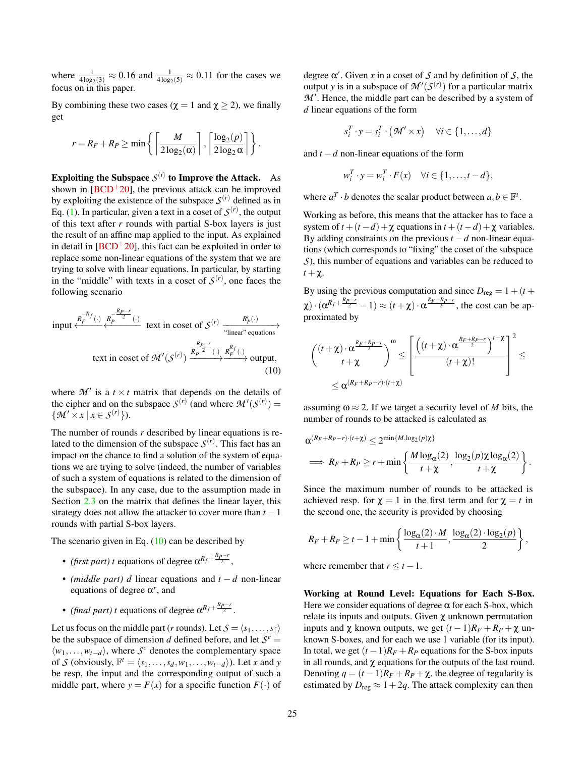where $\frac{1}{4\log_2(3)} \approx 0.16$ and $\frac{1}{4\log_2(5)} \approx 0.11$ for the cases we focus on in this paper.

By combining these two cases ($\chi = 1$ and $\chi \geq 2$), we finally get

$$r = R_F + R_P \geq \min\left\{ \left\lceil \frac{M}{2\log_2(\alpha)} \right\rceil , \left\lceil \frac{\log_2(p)}{2\log_2 \alpha} \right\rceil \right\}.$$

**Exploiting the Subspace $\mathcal{S}^{(i)}$ to Improve the Attack.** As shown in [BCD+20], the previous attack can be improved by exploiting the existence of the subspace $\mathcal{S}^{(r)}$ defined as in Eq. (1). In particular, given a text in a coset of $\mathcal{S}^{(r)}$, the output of this text after $r$ rounds with partial S-box layers is just the result of an affine map applied to the input. As explained in detail in [BCD+20], this fact can be exploited in order to replace some non-linear equations of the system that we are trying to solve with linear equations. In particular, by starting in the "middle" with texts in a coset of $\mathcal{S}^{(r)}$, one faces the following scenario

$$\text{input} \xleftarrow{R_F^{-R_f}(\cdot)} \xleftarrow{R_P^{-\frac{R_P - r}{2}}(\cdot)} \text{text in coset of } \mathcal{S}^{(r)} \xrightarrow[\text{"linear" equations}]{R_P^r(\cdot)} \text{text in coset of } \mathcal{M}'(\mathcal{S}^{(r)}) \xrightarrow{R_P^{\frac{R_P - r}{2}}(\cdot)} \xrightarrow{R_F^{R_f}(\cdot)} \text{output}, \tag{10}$$

where $\mathcal{M}'$ is a $t \times t$ matrix that depends on the details of the cipher and on the subspace $\mathcal{S}^{(r)}$ (and where $\mathcal{M}'(\mathcal{S}^{(r)}) = \{\mathcal{M}' \times x \mid x \in \mathcal{S}^{(r)}\}$).

The number of rounds $r$ described by linear equations is related to the dimension of the subspace $\mathcal{S}^{(r)}$. This fact has an impact on the chance to find a solution of the system of equations we are trying to solve (indeed, the number of variables of such a system of equations is related to the dimension of the subspace). In any case, due to the assumption made in Section 2.3 on the matrix that defines the linear layer, this strategy does not allow the attacker to cover more than $t-1$ rounds with partial S-box layers.

The scenario given in Eq. (10) can be described by

- *(first part)* $t$ equations of degree $\alpha^{R_f + \frac{R_P - r}{2}}$,
- *(middle part)* $d$ linear equations and $t-d$ non-linear equations of degree $\alpha^r$, and
- *(final part)* $t$ equations of degree $\alpha^{R_f + \frac{R_P - r}{2}}$.

Let us focus on the middle part ($r$ rounds). Let $\mathcal{S} = \langle s_1, \ldots, s_{|}\rangle$ be the subspace of dimension $d$ defined before, and let $\mathcal{S}^c = \langle w_1, \ldots, w_{t-d}\rangle$, where $\mathcal{S}^c$ denotes the complementary space of $\mathcal{S}$ (obviously, $\mathbb{F}^t = \langle s_1, \ldots, s_d, w_1, \ldots, w_{t-d}\rangle$). Let $x$ and $y$ be resp. the input and the corresponding output of such a middle part, where $y = F(x)$ for a specific function $F(\cdot)$ of degree $\alpha^r$. Given $x$ in a coset of $\mathcal{S}$ and by definition of $\mathcal{S}$, the output $y$ is in a subspace of $\mathcal{M}'(\mathcal{S}^{(r)})$ for a particular matrix $\mathcal{M}'$. Hence, the middle part can be described by a system of $d$ linear equations of the form

$$s_i^T \cdot y = s_i^T \cdot (\mathcal{M}' \times x) \quad \forall i \in \{1, \ldots, d\}$$

and $t-d$ non-linear equations of the form

$$w_i^T \cdot y = w_i^T \cdot F(x) \quad \forall i \in \{1, \ldots, t-d\},$$

where $a^T \cdot b$ denotes the scalar product between $a, b \in \mathbb{F}^t$.

Working as before, this means that the attacker has to face a system of $t + (t-d) + \chi$ equations in $t + (t-d) + \chi$ variables. By adding constraints on the previous $t-d$ non-linear equations (which corresponds to "fixing" the coset of the subspace $\mathcal{S}$), this number of equations and variables can be reduced to $t + \chi$.

By using the previous computation and since $D_{\text{reg}} = 1 + (t + \chi) \cdot (\alpha^{R_f + \frac{R_P - r}{2}} - 1) \approx (t + \chi) \cdot \alpha^{\frac{R_F + R_P - r}{2}}$, the cost can be approximated by

$$\binom{(t+\chi) \cdot \alpha^{\frac{R_F + R_P - r}{2}}}{t + \chi}^{\omega} \leq \left[ \frac{\left((t+\chi) \cdot \alpha^{\frac{R_F + R_P - r}{2}}\right)^{t+\chi}}{(t+\chi)!} \right]^2 \leq$$
$$\leq \alpha^{(R_F + R_P - r) \cdot (t + \chi)}$$

assuming $\omega \approx 2$. If we target a security level of $M$ bits, the number of rounds to be attacked is calculated as

$$\alpha^{(R_F + R_P - r) \cdot (t+\chi)} \leq 2^{\min\{M, \log_2(p)\chi\}}$$
$$\Longrightarrow R_F + R_P \geq r + \min\left\{ \frac{M \log_\alpha(2)}{t + \chi}, \frac{\log_2(p) \chi \log_\alpha(2)}{t + \chi} \right\}.$$

Since the maximum number of rounds to be attacked is achieved resp. for $\chi = 1$ in the first term and for $\chi = t$ in the second one, the security is provided by choosing

$$R_F + R_P \geq t - 1 + \min\left\{ \frac{\log_\alpha(2) \cdot M}{t + 1}, \frac{\log_\alpha(2) \cdot \log_2(p)}{2} \right\},$$

where remember that $r \leq t - 1$.

**Working at Round Level: Equations for Each S-Box.** Here we consider equations of degree $\alpha$ for each S-box, which relate its inputs and outputs. Given $\chi$ unknown permutation inputs and $\chi$ known outputs, we get $(t-1)R_F + R_P + \chi$ unknown S-boxes, and for each we use 1 variable (for its input). In total, we get $(t-1)R_F + R_P$ equations for the S-box inputs in all rounds, and $\chi$ equations for the outputs of the last round. Denoting $q = (t-1)R_F + R_P + \chi$, the degree of regularity is estimated by $D_{\text{reg}} \approx 1 + 2q$. The attack complexity can then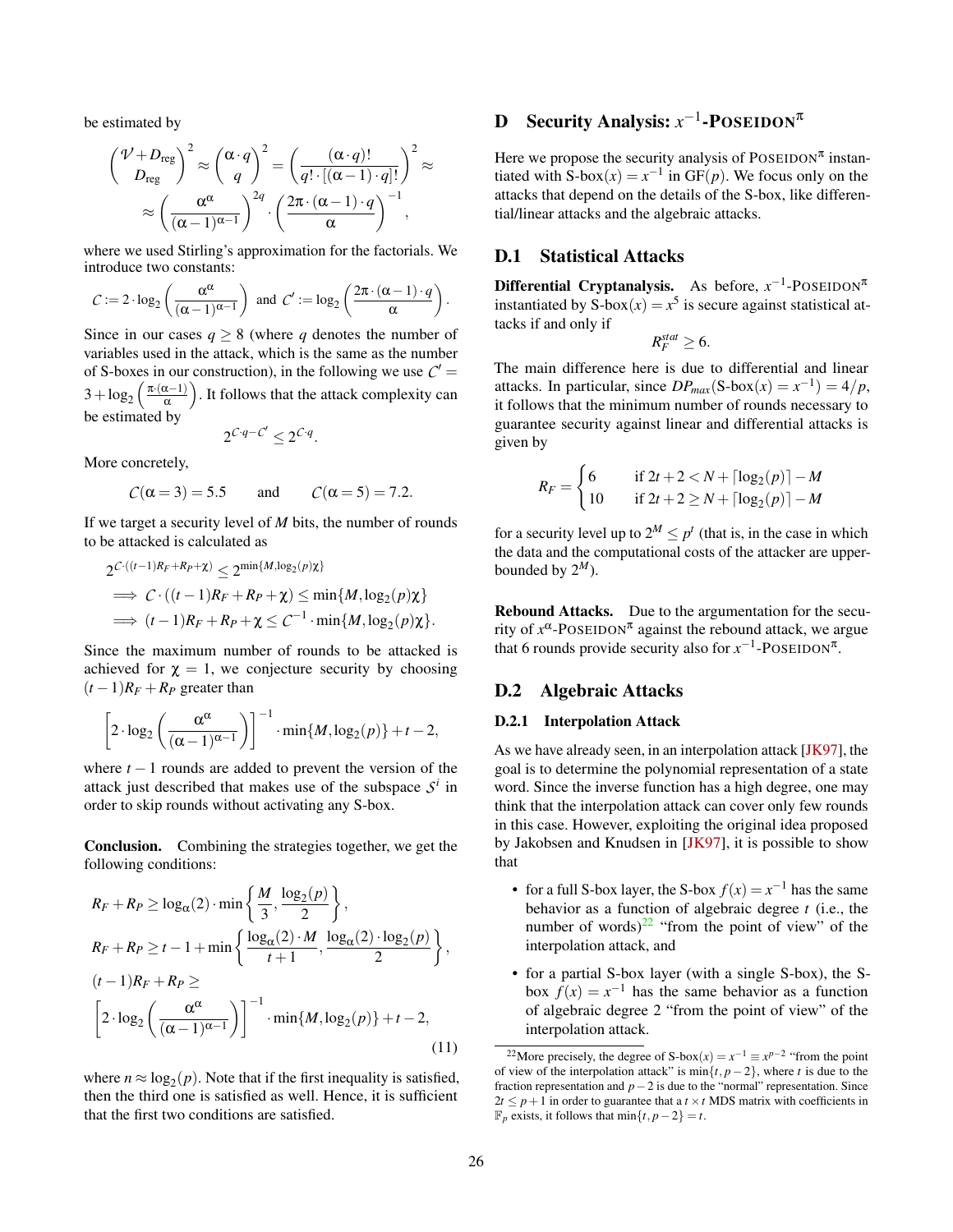be estimated by

$$\binom{\mathcal{V}+D_{\text{reg}}}{D_{\text{reg}}}^2 \approx \binom{\alpha\cdot q}{q}^2 = \left(\frac{(\alpha\cdot q)!}{q!\cdot[(\alpha-1)\cdot q]!}\right)^2 \approx$$
$$\approx \left(\frac{\alpha^\alpha}{(\alpha-1)^{\alpha-1}}\right)^{2q}\cdot\left(\frac{2\pi\cdot(\alpha-1)\cdot q}{\alpha}\right)^{-1},$$

where we used Stirling's approximation for the factorials. We introduce two constants:

$$\mathcal{C} := 2\cdot\log_2\left(\frac{\alpha^\alpha}{(\alpha-1)^{\alpha-1}}\right) \text{ and } \mathcal{C}' := \log_2\left(\frac{2\pi\cdot(\alpha-1)\cdot q}{\alpha}\right).$$

Since in our cases $q \geq 8$ (where $q$ denotes the number of variables used in the attack, which is the same as the number of S-boxes in our construction), in the following we use $\mathcal{C}' = 3 + \log_2\left(\frac{\pi\cdot(\alpha-1)}{\alpha}\right)$. It follows that the attack complexity can be estimated by

$$2^{\mathcal{C}\cdot q-\mathcal{C}'} \leq 2^{\mathcal{C}\cdot q}.$$

More concretely,

$$\mathcal{C}(\alpha=3) = 5.5 \qquad \text{and} \qquad \mathcal{C}(\alpha=5) = 7.2.$$

If we target a security level of $M$ bits, the number of rounds to be attacked is calculated as

$$2^{\mathcal{C}\cdot((t-1)R_F+R_P+\chi)} \leq 2^{\min\{M,\log_2(p)\chi\}}$$
$$\implies \mathcal{C}\cdot((t-1)R_F+R_P+\chi) \leq \min\{M,\log_2(p)\chi\}$$
$$\implies (t-1)R_F+R_P+\chi \leq \mathcal{C}^{-1}\cdot\min\{M,\log_2(p)\chi\}.$$

Since the maximum number of rounds to be attacked is achieved for $\chi = 1$, we conjecture security by choosing $(t-1)R_F + R_P$ greater than

$$\left[2\cdot\log_2\left(\frac{\alpha^\alpha}{(\alpha-1)^{\alpha-1}}\right)\right]^{-1}\cdot\min\{M,\log_2(p)\}+t-2,$$

where $t-1$ rounds are added to prevent the version of the attack just described that makes use of the subspace $\mathcal{S}^i$ in order to skip rounds without activating any S-box.

**Conclusion.** Combining the strategies together, we get the following conditions:

$$R_F + R_P \geq \log_\alpha(2)\cdot\min\left\{\frac{M}{3},\frac{\log_2(p)}{2}\right\},$$
$$R_F + R_P \geq t-1+\min\left\{\frac{\log_\alpha(2)\cdot M}{t+1},\frac{\log_\alpha(2)\cdot\log_2(p)}{2}\right\},$$
$$(t-1)R_F + R_P \geq$$
$$\left[2\cdot\log_2\left(\frac{\alpha^\alpha}{(\alpha-1)^{\alpha-1}}\right)\right]^{-1}\cdot\min\{M,\log_2(p)\}+t-2, \tag{11}$$

where $n \approx \log_2(p)$. Note that if the first inequality is satisfied, then the third one is satisfied as well. Hence, it is sufficient that the first two conditions are satisfied.

# D Security Analysis: $x^{-1}$-POSEIDON$^\pi$

Here we propose the security analysis of POSEIDON$^\pi$ instantiated with S-box$(x) = x^{-1}$ in GF$(p)$. We focus only on the attacks that depend on the details of the S-box, like differential/linear attacks and the algebraic attacks.

## D.1 Statistical Attacks

**Differential Cryptanalysis.** As before, $x^{-1}$-POSEIDON$^\pi$ instantiated by S-box$(x) = x^5$ is secure against statistical attacks if and only if

$$R_F^{stat} \geq 6.$$

The main difference here is due to differential and linear attacks. In particular, since $DP_{max}(\text{S-box}(x) = x^{-1}) = 4/p$, it follows that the minimum number of rounds necessary to guarantee security against linear and differential attacks is given by

$$R_F = \begin{cases} 6 & \text{if } 2t+2 < N + \lceil\log_2(p)\rceil - M \\ 10 & \text{if } 2t+2 \geq N + \lceil\log_2(p)\rceil - M \end{cases}$$

for a security level up to $2^M \leq p^t$ (that is, in the case in which the data and the computational costs of the attacker are upper-bounded by $2^M$).

**Rebound Attacks.** Due to the argumentation for the security of $x^\alpha$-POSEIDON$^\pi$ against the rebound attack, we argue that 6 rounds provide security also for $x^{-1}$-POSEIDON$^\pi$.

## D.2 Algebraic Attacks

### D.2.1 Interpolation Attack

As we have already seen, in an interpolation attack [JK97], the goal is to determine the polynomial representation of a state word. Since the inverse function has a high degree, one may think that the interpolation attack can cover only few rounds in this case. However, exploiting the original idea proposed by Jakobsen and Knudsen in [JK97], it is possible to show that

- for a full S-box layer, the S-box $f(x) = x^{-1}$ has the same behavior as a function of algebraic degree $t$ (i.e., the number of words)[22] "from the point of view" of the interpolation attack, and
- for a partial S-box layer (with a single S-box), the S-box $f(x) = x^{-1}$ has the same behavior as a function of algebraic degree 2 "from the point of view" of the interpolation attack.

[22] More precisely, the degree of S-box$(x) = x^{-1} \equiv x^{p-2}$ "from the point of view of the interpolation attack" is $\min\{t, p-2\}$, where $t$ is due to the fraction representation and $p-2$ is due to the "normal" representation. Since $2t \leq p+1$ in order to guarantee that a $t\times t$ MDS matrix with coefficients in $\mathbb{F}_p$ exists, it follows that $\min\{t, p-2\} = t$.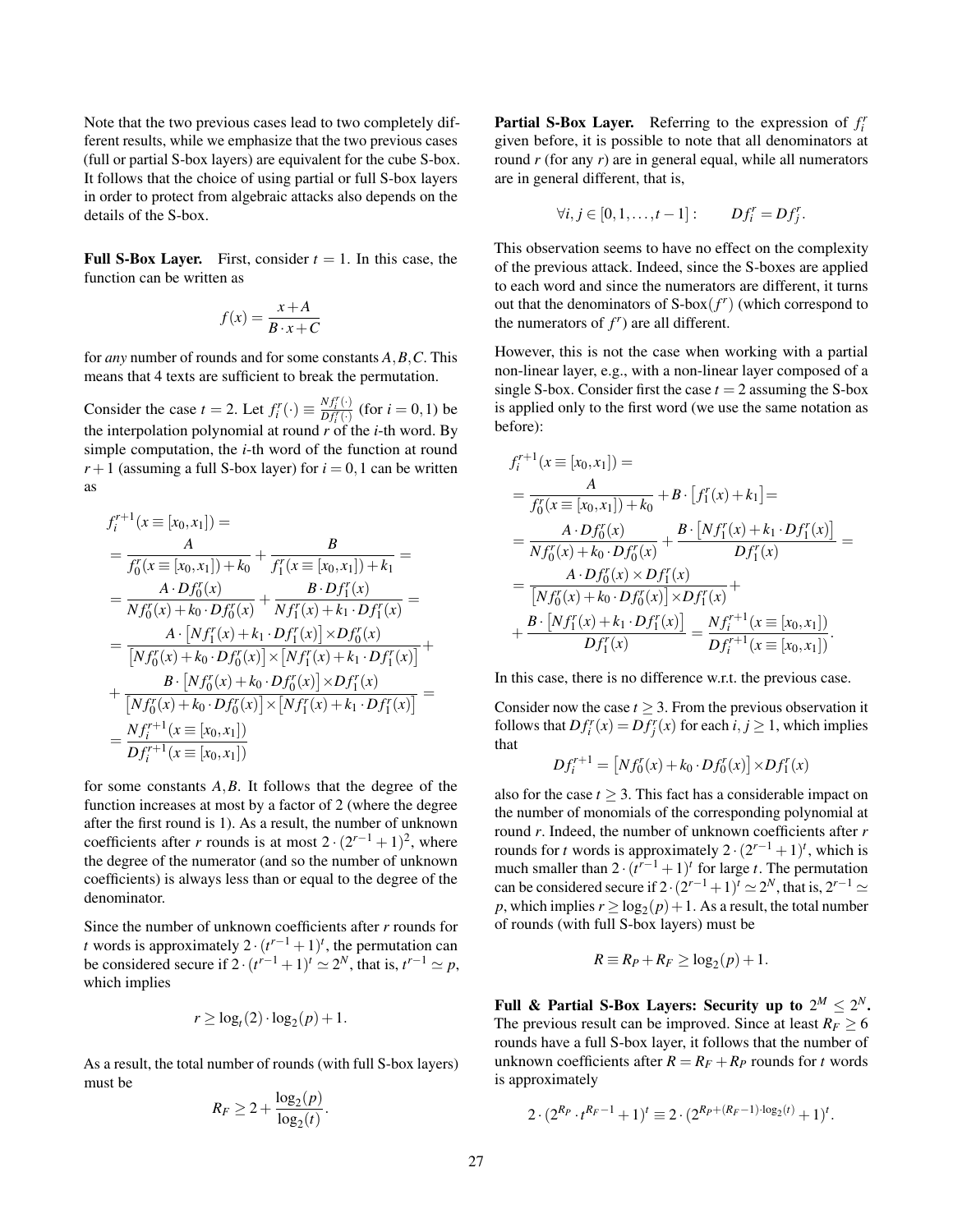Note that the two previous cases lead to two completely different results, while we emphasize that the two previous cases (full or partial S-box layers) are equivalent for the cube S-box. It follows that the choice of using partial or full S-box layers in order to protect from algebraic attacks also depends on the details of the S-box.

**Full S-Box Layer.** First, consider $t=1$. In this case, the function can be written as

$$f(x) = \frac{x+A}{B\cdot x + C}$$

for *any* number of rounds and for some constants $A,B,C$. This means that 4 texts are sufficient to break the permutation.

Consider the case $t=2$. Let $f_i^r(\cdot) \equiv \frac{Nf_i^r(\cdot)}{Df_i^r(\cdot)}$ (for $i=0,1$) be the interpolation polynomial at round $r$ of the $i$-th word. By simple computation, the $i$-th word of the function at round $r+1$ (assuming a full S-box layer) for $i=0,1$ can be written as

$$\begin{aligned}
&f_i^{r+1}(x\equiv[x_0,x_1]) = \\
&= \frac{A}{f_0^r(x\equiv[x_0,x_1])+k_0} + \frac{B}{f_1^r(x\equiv[x_0,x_1])+k_1} = \\
&= \frac{A\cdot Df_0^r(x)}{Nf_0^r(x)+k_0\cdot Df_0^r(x)} + \frac{B\cdot Df_1^r(x)}{Nf_1^r(x)+k_1\cdot Df_1^r(x)} = \\
&= \frac{A\cdot\left[Nf_1^r(x)+k_1\cdot Df_1^r(x)\right]\times Df_0^r(x)}{\left[Nf_0^r(x)+k_0\cdot Df_0^r(x)\right]\times\left[Nf_1^r(x)+k_1\cdot Df_1^r(x)\right]} + \\
&+ \frac{B\cdot\left[Nf_0^r(x)+k_0\cdot Df_0^r(x)\right]\times Df_1^r(x)}{\left[Nf_0^r(x)+k_0\cdot Df_0^r(x)\right]\times\left[Nf_1^r(x)+k_1\cdot Df_1^r(x)\right]} = \\
&= \frac{Nf_i^{r+1}(x\equiv[x_0,x_1])}{Df_i^{r+1}(x\equiv[x_0,x_1])}
\end{aligned}$$

for some constants $A,B$. It follows that the degree of the function increases at most by a factor of 2 (where the degree after the first round is 1). As a result, the number of unknown coefficients after $r$ rounds is at most $2\cdot(2^{r-1}+1)^2$, where the degree of the numerator (and so the number of unknown coefficients) is always less than or equal to the degree of the denominator.

Since the number of unknown coefficients after $r$ rounds for $t$ words is approximately $2\cdot(t^{r-1}+1)^t$, the permutation can be considered secure if $2\cdot(t^{r-1}+1)^t \simeq 2^N$, that is, $t^{r-1}\simeq p$, which implies

$$r \geq \log_t(2)\cdot\log_2(p)+1.$$

As a result, the total number of rounds (with full S-box layers) must be

$$R_F \geq 2 + \frac{\log_2(p)}{\log_2(t)}.$$

**Partial S-Box Layer.** Referring to the expression of $f_i^r$ given before, it is possible to note that all denominators at round $r$ (for any $r$) are in general equal, while all numerators are in general different, that is,

$$\forall i,j\in[0,1,\ldots,t-1]: \qquad Df_i^r = Df_j^r.$$

This observation seems to have no effect on the complexity of the previous attack. Indeed, since the S-boxes are applied to each word and since the numerators are different, it turns out that the denominators of S-box$(f^r)$ (which correspond to the numerators of $f^r$) are all different.

However, this is not the case when working with a partial non-linear layer, e.g., with a non-linear layer composed of a single S-box. Consider first the case $t=2$ assuming the S-box is applied only to the first word (we use the same notation as before):

$$\begin{aligned}
&f_i^{r+1}(x\equiv[x_0,x_1]) = \\
&= \frac{A}{f_0^r(x\equiv[x_0,x_1])+k_0} + B\cdot\left[f_1^r(x)+k_1\right] = \\
&= \frac{A\cdot Df_0^r(x)}{Nf_0^r(x)+k_0\cdot Df_0^r(x)} + \frac{B\cdot\left[Nf_1^r(x)+k_1\cdot Df_1^r(x)\right]}{Df_1^r(x)} = \\
&= \frac{A\cdot Df_0^r(x)\times Df_1^r(x)}{\left[Nf_0^r(x)+k_0\cdot Df_0^r(x)\right]\times Df_1^r(x)} + \\
&+ \frac{B\cdot\left[Nf_1^r(x)+k_1\cdot Df_1^r(x)\right]}{Df_1^r(x)} = \frac{Nf_i^{r+1}(x\equiv[x_0,x_1])}{Df_i^{r+1}(x\equiv[x_0,x_1])}.
\end{aligned}$$

In this case, there is no difference w.r.t. the previous case.

Consider now the case $t\geq 3$. From the previous observation it follows that $Df_i^r(x) = Df_j^r(x)$ for each $i,j\geq 1$, which implies that

$$Df_i^{r+1} = \left[Nf_0^r(x)+k_0\cdot Df_0^r(x)\right]\times Df_1^r(x)$$

also for the case $t\geq 3$. This fact has a considerable impact on the number of monomials of the corresponding polynomial at round $r$. Indeed, the number of unknown coefficients after $r$ rounds for $t$ words is approximately $2\cdot(2^{r-1}+1)^t$, which is much smaller than $2\cdot(t^{r-1}+1)^t$ for large $t$. The permutation can be considered secure if $2\cdot(2^{r-1}+1)^t\simeq 2^N$, that is, $2^{r-1}\simeq p$, which implies $r\geq\log_2(p)+1$. As a result, the total number of rounds (with full S-box layers) must be

$$R\equiv R_P+R_F\geq\log_2(p)+1.$$

**Full & Partial S-Box Layers: Security up to $2^M\leq 2^N$.** The previous result can be improved. Since at least $R_F\geq 6$ rounds have a full S-box layer, it follows that the number of unknown coefficients after $R=R_F+R_P$ rounds for $t$ words is approximately

$$2\cdot(2^{R_P}\cdot t^{R_F-1}+1)^t \equiv 2\cdot(2^{R_P+(R_F-1)\cdot\log_2(t)}+1)^t.$$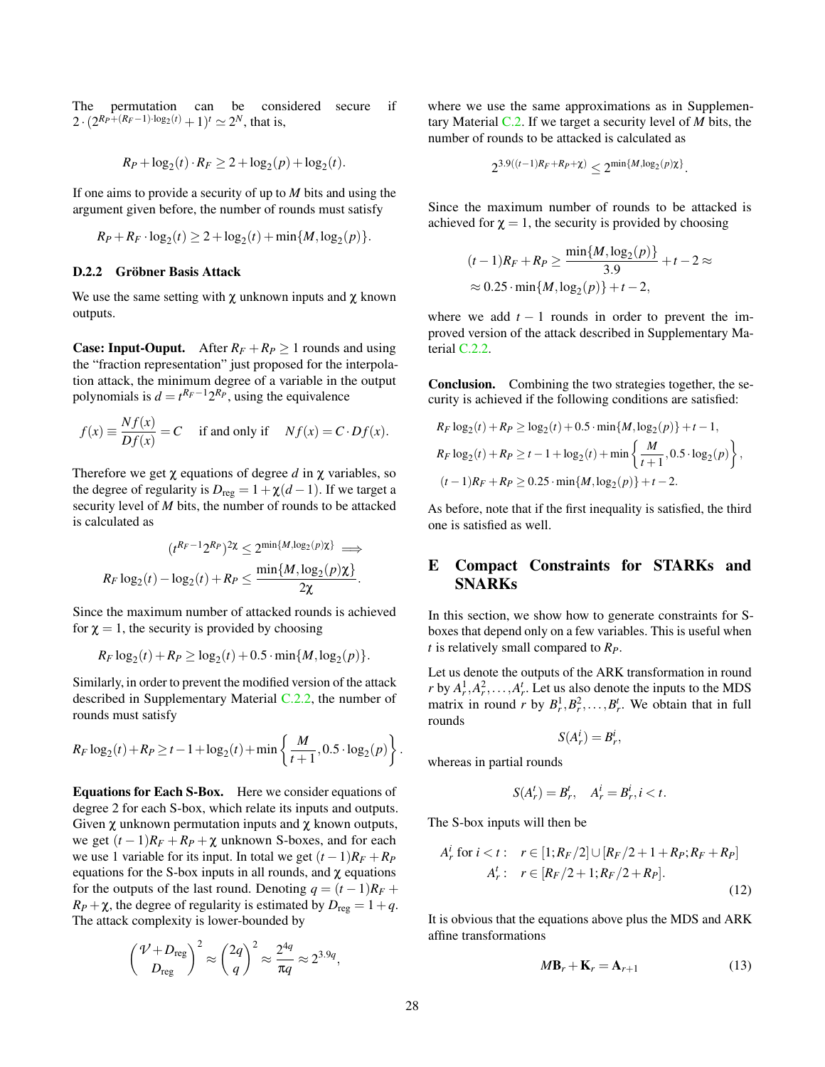The permutation can be considered secure if $2 \cdot (2^{R_P + (R_F - 1)\cdot \log_2(t)} + 1)^t \simeq 2^N$, that is,

$$R_P + \log_2(t) \cdot R_F \geq 2 + \log_2(p) + \log_2(t).$$

If one aims to provide a security of up to $M$ bits and using the argument given before, the number of rounds must satisfy

$$R_P + R_F \cdot \log_2(t) \geq 2 + \log_2(t) + \min\{M, \log_2(p)\}.$$

### D.2.2 Gröbner Basis Attack

We use the same setting with $\chi$ unknown inputs and $\chi$ known outputs.

**Case: Input-Ouput.** After $R_F + R_P \geq 1$ rounds and using the "fraction representation" just proposed for the interpolation attack, the minimum degree of a variable in the output polynomials is $d = t^{R_F - 1} 2^{R_P}$, using the equivalence

$$f(x) \equiv \frac{Nf(x)}{Df(x)} = C \quad \text{if and only if} \quad Nf(x) = C \cdot Df(x).$$

Therefore we get $\chi$ equations of degree $d$ in $\chi$ variables, so the degree of regularity is $D_{\text{reg}} = 1 + \chi(d-1)$. If we target a security level of $M$ bits, the number of rounds to be attacked is calculated as

$$(t^{R_F - 1} 2^{R_P})^{2\chi} \leq 2^{\min\{M, \log_2(p)\chi\}} \implies$$
$$R_F \log_2(t) - \log_2(t) + R_P \leq \frac{\min\{M, \log_2(p)\chi\}}{2\chi}.$$

Since the maximum number of attacked rounds is achieved for $\chi = 1$, the security is provided by choosing

$$R_F \log_2(t) + R_P \geq \log_2(t) + 0.5 \cdot \min\{M, \log_2(p)\}.$$

Similarly, in order to prevent the modified version of the attack described in Supplementary Material C.2.2, the number of rounds must satisfy

$$R_F \log_2(t) + R_P \geq t - 1 + \log_2(t) + \min\left\{\frac{M}{t+1}, 0.5 \cdot \log_2(p)\right\}.$$

**Equations for Each S-Box.** Here we consider equations of degree 2 for each S-box, which relate its inputs and outputs. Given $\chi$ unknown permutation inputs and $\chi$ known outputs, we get $(t-1)R_F + R_P + \chi$ unknown S-boxes, and for each we use 1 variable for its input. In total we get $(t-1)R_F + R_P$ equations for the S-box inputs in all rounds, and $\chi$ equations for the outputs of the last round. Denoting $q = (t-1)R_F + R_P + \chi$, the degree of regularity is estimated by $D_{\text{reg}} = 1 + q$. The attack complexity is lower-bounded by

$$\binom{\mathcal{V} + D_{\text{reg}}}{D_{\text{reg}}}^2 \approx \binom{2q}{q}^2 \approx \frac{2^{4q}}{\pi q} \approx 2^{3.9q},$$

where we use the same approximations as in Supplementary Material C.2. If we target a security level of $M$ bits, the number of rounds to be attacked is calculated as

$$2^{3.9((t-1)R_F + R_P + \chi)} \leq 2^{\min\{M, \log_2(p)\chi\}}.$$

Since the maximum number of rounds to be attacked is achieved for $\chi = 1$, the security is provided by choosing

$$(t-1)R_F + R_P \geq \frac{\min\{M, \log_2(p)\}}{3.9} + t - 2 \approx$$
$$\approx 0.25 \cdot \min\{M, \log_2(p)\} + t - 2,$$

where we add $t - 1$ rounds in order to prevent the improved version of the attack described in Supplementary Material C.2.2.

**Conclusion.** Combining the two strategies together, the security is achieved if the following conditions are satisfied:

$$R_F \log_2(t) + R_P \geq \log_2(t) + 0.5 \cdot \min\{M, \log_2(p)\} + t - 1,$$
$$R_F \log_2(t) + R_P \geq t - 1 + \log_2(t) + \min\left\{\frac{M}{t+1}, 0.5 \cdot \log_2(p)\right\},$$
$$(t-1)R_F + R_P \geq 0.25 \cdot \min\{M, \log_2(p)\} + t - 2.$$

As before, note that if the first inequality is satisfied, the third one is satisfied as well.

## E Compact Constraints for STARKs and SNARKs

In this section, we show how to generate constraints for S-boxes that depend only on a few variables. This is useful when $t$ is relatively small compared to $R_P$.

Let us denote the outputs of the ARK transformation in round $r$ by $A_r^1, A_r^2, \ldots, A_r^t$. Let us also denote the inputs to the MDS matrix in round $r$ by $B_r^1, B_r^2, \ldots, B_r^t$. We obtain that in full rounds

$$S(A_r^i) = B_r^i,$$

whereas in partial rounds

$$S(A_r^t) = B_r^t, \quad A_r^i = B_r^i, i < t.$$

The S-box inputs will then be

$$\begin{aligned} A_r^i \text{ for } i < t: & \quad r \in [1; R_F/2] \cup [R_F/2 + 1 + R_P; R_F + R_P] \\ A_r^t: & \quad r \in [R_F/2 + 1; R_F/2 + R_P]. \end{aligned} \tag{12}$$

It is obvious that the equations above plus the MDS and ARK affine transformations

$$M\mathbf{B}_r + \mathbf{K}_r = \mathbf{A}_{r+1} \tag{13}$$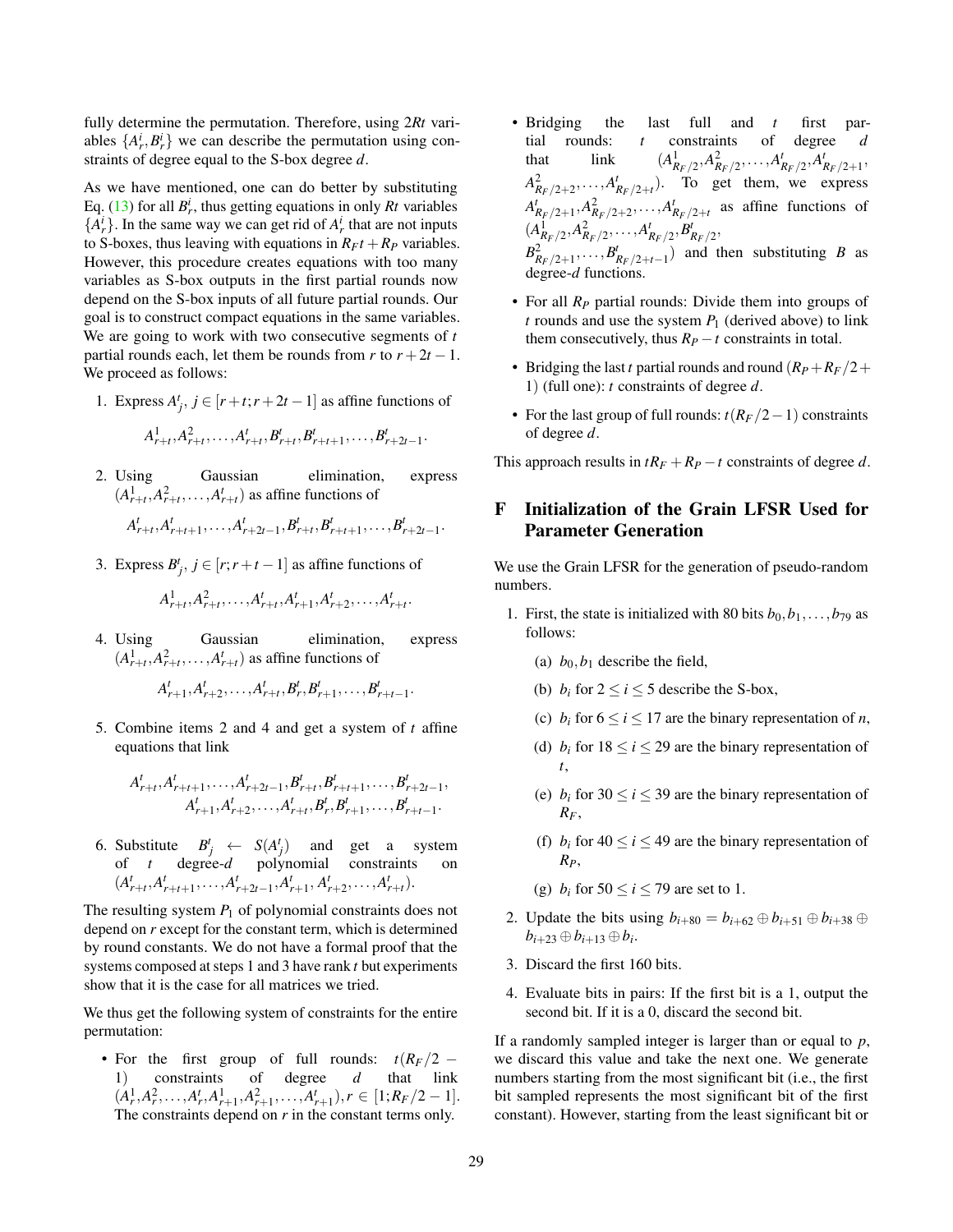fully determine the permutation. Therefore, using $2Rt$ variables $\{A^i_r, B^i_r\}$ we can describe the permutation using constraints of degree equal to the S-box degree $d$.

As we have mentioned, one can do better by substituting Eq. (13) for all $B^i_r$, thus getting equations in only $Rt$ variables $\{A^i_r\}$. In the same way we can get rid of $A^i_r$ that are not inputs to S-boxes, thus leaving with equations in $R_F t + R_P$ variables. However, this procedure creates equations with too many variables as S-box outputs in the first partial rounds now depend on the S-box inputs of all future partial rounds. Our goal is to construct compact equations in the same variables. We are going to work with two consecutive segments of $t$ partial rounds each, let them be rounds from $r$ to $r+2t-1$. We proceed as follows:

1. Express $A^t_j$, $j \in [r+t; r+2t-1]$ as affine functions of

$$A^1_{r+t}, A^2_{r+t}, \ldots, A^t_{r+t}, B^t_{r+t}, B^t_{r+t+1}, \ldots, B^t_{r+2t-1}.$$

2. Using Gaussian elimination, express $(A^1_{r+t}, A^2_{r+t}, \ldots, A^t_{r+t})$ as affine functions of

$$A^t_{r+t}, A^t_{r+t+1}, \ldots, A^t_{r+2t-1}, B^t_{r+t}, B^t_{r+t+1}, \ldots, B^t_{r+2t-1}.$$

3. Express $B^t_j$, $j \in [r; r+t-1]$ as affine functions of

$$A^1_{r+t}, A^2_{r+t}, \ldots, A^t_{r+t}, A^t_{r+1}, A^t_{r+2}, \ldots, A^t_{r+t}.$$

4. Using Gaussian elimination, express $(A^1_{r+t}, A^2_{r+t}, \ldots, A^t_{r+t})$ as affine functions of

$$A^t_{r+1}, A^t_{r+2}, \ldots, A^t_{r+t}, B^t_r, B^t_{r+1}, \ldots, B^t_{r+t-1}.$$

5. Combine items 2 and 4 and get a system of $t$ affine equations that link

$$A^t_{r+t}, A^t_{r+t+1}, \ldots, A^t_{r+2t-1}, B^t_{r+t}, B^t_{r+t+1}, \ldots, B^t_{r+2t-1},$$
$$A^t_{r+1}, A^t_{r+2}, \ldots, A^t_{r+t}, B^t_r, B^t_{r+1}, \ldots, B^t_{r+t-1}.$$

6. Substitute $B^t_j \leftarrow S(A^t_j)$ and get a system of $t$ degree-$d$ polynomial constraints on $(A^t_{r+t}, A^t_{r+t+1}, \ldots, A^t_{r+2t-1}, A^t_{r+1}, A^t_{r+2}, \ldots, A^t_{r+t})$.

The resulting system $P_1$ of polynomial constraints does not depend on $r$ except for the constant term, which is determined by round constants. We do not have a formal proof that the systems composed at steps 1 and 3 have rank $t$ but experiments show that it is the case for all matrices we tried.

We thus get the following system of constraints for the entire permutation:

- For the first group of full rounds: $t(R_F/2 - 1)$ constraints of degree $d$ that link $(A^1_r, A^2_r, \ldots, A^t_r, A^1_{r+1}, A^2_{r+1}, \ldots, A^t_{r+1})$, $r \in [1; R_F/2 - 1]$. The constraints depend on $r$ in the constant terms only.
- Bridging the last full and $t$ first partial rounds: $t$ constraints of degree $d$ that link $(A^1_{R_F/2}, A^2_{R_F/2}, \ldots, A^t_{R_F/2}, A^t_{R_F/2+1}, A^2_{R_F/2+2}, \ldots, A^t_{R_F/2+t})$. To get them, we express $A^t_{R_F/2+1}, A^2_{R_F/2+2}, \ldots, A^t_{R_F/2+t}$ as affine functions of $(A^1_{R_F/2}, A^2_{R_F/2}, \ldots, A^t_{R_F/2}, B^t_{R_F/2}, B^2_{R_F/2+1}, \ldots, B^t_{R_F/2+t-1})$ and then substituting $B$ as degree-$d$ functions.
- For all $R_P$ partial rounds: Divide them into groups of $t$ rounds and use the system $P_1$ (derived above) to link them consecutively, thus $R_P - t$ constraints in total.
- Bridging the last $t$ partial rounds and round $(R_P + R_F/2 + 1)$ (full one): $t$ constraints of degree $d$.
- For the last group of full rounds: $t(R_F/2 - 1)$ constraints of degree $d$.

This approach results in $tR_F + R_P - t$ constraints of degree $d$.

## F Initialization of the Grain LFSR Used for Parameter Generation

We use the Grain LFSR for the generation of pseudo-random numbers.

1. First, the state is initialized with 80 bits $b_0, b_1, \ldots, b_{79}$ as follows:
   (a) $b_0, b_1$ describe the field,
   (b) $b_i$ for $2 \le i \le 5$ describe the S-box,
   (c) $b_i$ for $6 \le i \le 17$ are the binary representation of $n$,
   (d) $b_i$ for $18 \le i \le 29$ are the binary representation of $t$,
   (e) $b_i$ for $30 \le i \le 39$ are the binary representation of $R_F$,
   (f) $b_i$ for $40 \le i \le 49$ are the binary representation of $R_P$,
   (g) $b_i$ for $50 \le i \le 79$ are set to 1.
2. Update the bits using $b_{i+80} = b_{i+62} \oplus b_{i+51} \oplus b_{i+38} \oplus b_{i+23} \oplus b_{i+13} \oplus b_i$.
3. Discard the first 160 bits.
4. Evaluate bits in pairs: If the first bit is a 1, output the second bit. If it is a 0, discard the second bit.

If a randomly sampled integer is larger than or equal to $p$, we discard this value and take the next one. We generate numbers starting from the most significant bit (i.e., the first bit sampled represents the most significant bit of the first constant). However, starting from the least significant bit or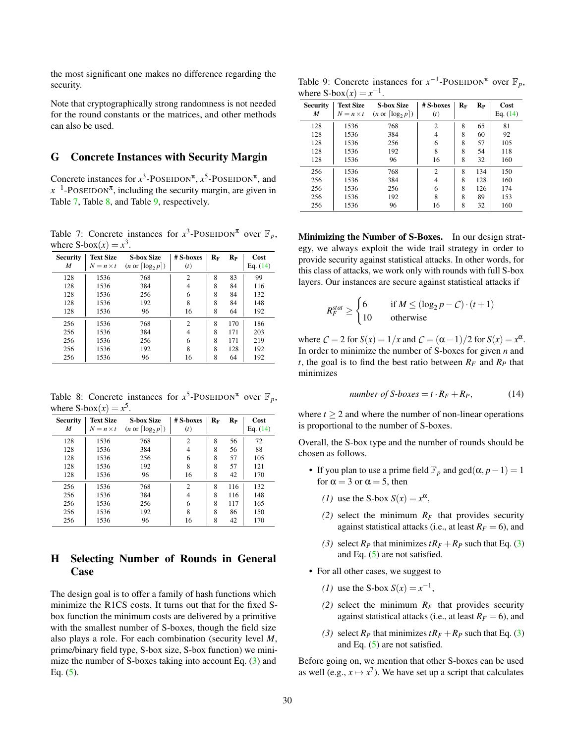the most significant one makes no difference regarding the security.

Note that cryptographically strong randomness is not needed for the round constants or the matrices, and other methods can also be used.

## G Concrete Instances with Security Margin

Concrete instances for $x^3$-POSEIDON$^\pi$, $x^5$-POSEIDON$^\pi$, and $x^{-1}$-POSEIDON$^\pi$, including the security margin, are given in Table 7, Table 8, and Table 9, respectively.

Table 7: Concrete instances for $x^3$-POSEIDON$^\pi$ over $\mathbb{F}_p$, where S-box$(x) = x^3$.

| Security $M$ | Text Size $N = n \times t$ | S-box Size ($n$ or $\lceil \log_2 p \rceil$) | # S-boxes ($t$) | $R_F$ | $R_P$ | Cost Eq. (14) |
|---|---|---|---|---|---|---|
| 128 | 1536 | 768 | 2 | 8 | 83 | 99 |
| 128 | 1536 | 384 | 4 | 8 | 84 | 116 |
| 128 | 1536 | 256 | 6 | 8 | 84 | 132 |
| 128 | 1536 | 192 | 8 | 8 | 84 | 148 |
| 128 | 1536 | 96 | 16 | 8 | 64 | 192 |
| 256 | 1536 | 768 | 2 | 8 | 170 | 186 |
| 256 | 1536 | 384 | 4 | 8 | 171 | 203 |
| 256 | 1536 | 256 | 6 | 8 | 171 | 219 |
| 256 | 1536 | 192 | 8 | 8 | 128 | 192 |
| 256 | 1536 | 96 | 16 | 8 | 64 | 192 |

Table 8: Concrete instances for $x^5$-POSEIDON$^\pi$ over $\mathbb{F}_p$, where S-box$(x) = x^5$.

| Security $M$ | Text Size $N = n \times t$ | S-box Size ($n$ or $\lceil \log_2 p \rceil$) | # S-boxes ($t$) | $R_F$ | $R_P$ | Cost Eq. (14) |
|---|---|---|---|---|---|---|
| 128 | 1536 | 768 | 2 | 8 | 56 | 72 |
| 128 | 1536 | 384 | 4 | 8 | 56 | 88 |
| 128 | 1536 | 256 | 6 | 8 | 57 | 105 |
| 128 | 1536 | 192 | 8 | 8 | 57 | 121 |
| 128 | 1536 | 96 | 16 | 8 | 42 | 170 |
| 256 | 1536 | 768 | 2 | 8 | 116 | 132 |
| 256 | 1536 | 384 | 4 | 8 | 116 | 148 |
| 256 | 1536 | 256 | 6 | 8 | 117 | 165 |
| 256 | 1536 | 192 | 8 | 8 | 86 | 150 |
| 256 | 1536 | 96 | 16 | 8 | 42 | 170 |

## H Selecting Number of Rounds in General Case

The design goal is to offer a family of hash functions which minimize the R1CS costs. It turns out that for the fixed S-box function the minimum costs are delivered by a primitive with the smallest number of S-boxes, though the field size also plays a role. For each combination (security level $M$, prime/binary field type, S-box size, S-box function) we minimize the number of S-boxes taking into account Eq. (3) and Eq. (5).

Table 9: Concrete instances for $x^{-1}$-POSEIDON$^\pi$ over $\mathbb{F}_p$, where S-box$(x) = x^{-1}$.

| Security $M$ | Text Size $N = n \times t$ | S-box Size ($n$ or $\lceil \log_2 p \rceil$) | # S-boxes ($t$) | $R_F$ | $R_P$ | Cost Eq. (14) |
|---|---|---|---|---|---|---|
| 128 | 1536 | 768 | 2 | 8 | 65 | 81 |
| 128 | 1536 | 384 | 4 | 8 | 60 | 92 |
| 128 | 1536 | 256 | 6 | 8 | 57 | 105 |
| 128 | 1536 | 192 | 8 | 8 | 54 | 118 |
| 128 | 1536 | 96 | 16 | 8 | 32 | 160 |
| 256 | 1536 | 768 | 2 | 8 | 134 | 150 |
| 256 | 1536 | 384 | 4 | 8 | 128 | 160 |
| 256 | 1536 | 256 | 6 | 8 | 126 | 174 |
| 256 | 1536 | 192 | 8 | 8 | 89 | 153 |
| 256 | 1536 | 96 | 16 | 8 | 32 | 160 |

**Minimizing the Number of S-Boxes.** In our design strategy, we always exploit the wide trail strategy in order to provide security against statistical attacks. In other words, for this class of attacks, we work only with rounds with full S-box layers. Our instances are secure against statistical attacks if

$$R_F^{stat} \geq \begin{cases} 6 & \text{if } M \leq (\log_2 p - \mathcal{C}) \cdot (t+1) \\ 10 & \text{otherwise} \end{cases}$$

where $\mathcal{C} = 2$ for $S(x) = 1/x$ and $\mathcal{C} = (\alpha - 1)/2$ for $S(x) = x^\alpha$. In order to minimize the number of S-boxes for given $n$ and $t$, the goal is to find the best ratio between $R_F$ and $R_P$ that minimizes

$$\textit{number of S-boxes} = t \cdot R_F + R_P, \tag{14}$$

where $t \geq 2$ and where the number of non-linear operations is proportional to the number of S-boxes.

Overall, the S-box type and the number of rounds should be chosen as follows.

- If you plan to use a prime field $\mathbb{F}_p$ and $\gcd(\alpha, p-1) = 1$ for $\alpha = 3$ or $\alpha = 5$, then
  - *(1)* use the S-box $S(x) = x^\alpha$,
  - *(2)* select the minimum $R_F$ that provides security against statistical attacks (i.e., at least $R_F = 6$), and
  - *(3)* select $R_P$ that minimizes $tR_F + R_P$ such that Eq. (3) and Eq. (5) are not satisfied.
- For all other cases, we suggest to
  - *(1)* use the S-box $S(x) = x^{-1}$,
  - *(2)* select the minimum $R_F$ that provides security against statistical attacks (i.e., at least $R_F = 6$), and
  - *(3)* select $R_P$ that minimizes $tR_F + R_P$ such that Eq. (3) and Eq. (5) are not satisfied.

Before going on, we mention that other S-boxes can be used as well (e.g., $x \mapsto x^7$). We have set up a script that calculates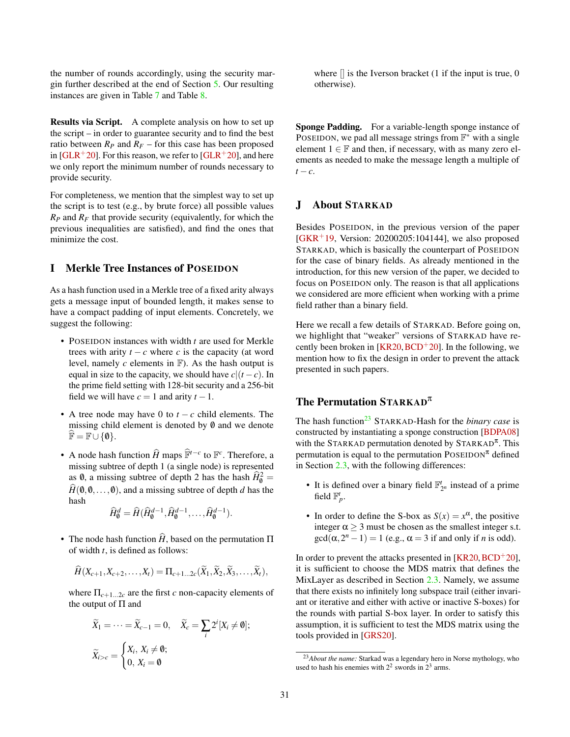the number of rounds accordingly, using the security margin further described at the end of Section 5. Our resulting instances are given in Table 7 and Table 8.

**Results via Script.** A complete analysis on how to set up the script – in order to guarantee security and to find the best ratio between $R_P$ and $R_F$ – for this case has been proposed in [GLR+20]. For this reason, we refer to [GLR+20], and here we only report the minimum number of rounds necessary to provide security.

For completeness, we mention that the simplest way to set up the script is to test (e.g., by brute force) all possible values $R_P$ and $R_F$ that provide security (equivalently, for which the previous inequalities are satisfied), and find the ones that minimize the cost.

# I Merkle Tree Instances of POSEIDON

As a hash function used in a Merkle tree of a fixed arity always gets a message input of bounded length, it makes sense to have a compact padding of input elements. Concretely, we suggest the following:

- POSEIDON instances with width $t$ are used for Merkle trees with arity $t-c$ where $c$ is the capacity (at word level, namely $c$ elements in $\mathbb{F}$). As the hash output is equal in size to the capacity, we should have $c|(t-c)$. In the prime field setting with 128-bit security and a 256-bit field we will have $c = 1$ and arity $t-1$.
- A tree node may have 0 to $t-c$ child elements. The missing child element is denoted by $\emptyset$ and we denote $\widehat{\mathbb{F}} = \mathbb{F} \cup \{\emptyset\}$.
- A node hash function $\widehat{H}$ maps $\widehat{\mathbb{F}}^{t-c}$ to $\mathbb{F}^c$. Therefore, a missing subtree of depth 1 (a single node) is represented as $\emptyset$, a missing subtree of depth 2 has the hash $\widehat{H}^2_\emptyset = \widehat{H}(\emptyset, \emptyset, \ldots, \emptyset)$, and a missing subtree of depth $d$ has the hash
$$\widehat{H}^d_\emptyset = \widehat{H}(\widehat{H}^{d-1}_\emptyset, \widehat{H}^{d-1}_\emptyset, \ldots, \widehat{H}^{d-1}_\emptyset).$$
- The node hash function $\widehat{H}$, based on the permutation $\Pi$ of width $t$, is defined as follows:
$$\widehat{H}(X_{c+1}, X_{c+2}, \ldots, X_t) = \Pi_{c+1\ldots 2c}(\widetilde{X}_1, \widetilde{X}_2, \widetilde{X}_3, \ldots, \widetilde{X}_t),$$
where $\Pi_{c+1\ldots 2c}$ are the first $c$ non-capacity elements of the output of $\Pi$ and
$$\widetilde{X}_1 = \cdots = \widetilde{X}_{c-1} = 0, \quad \widetilde{X}_c = \sum_i 2^i [X_i \neq \emptyset];$$
$$\widetilde{X}_{i>c} = \begin{cases} X_i, \ X_i \neq \emptyset; \\ 0, \ X_i = \emptyset \end{cases}$$
where $[]$ is the Iverson bracket (1 if the input is true, 0 otherwise).

**Sponge Padding.** For a variable-length sponge instance of POSEIDON, we pad all message strings from $\mathbb{F}^*$ with a single element $1 \in \mathbb{F}$ and then, if necessary, with as many zero elements as needed to make the message length a multiple of $t-c$.

# J About STARKAD

Besides POSEIDON, in the previous version of the paper [GKR+19, Version: 20200205:104144], we also proposed STARKAD, which is basically the counterpart of POSEIDON for the case of binary fields. As already mentioned in the introduction, for this new version of the paper, we decided to focus on POSEIDON only. The reason is that all applications we considered are more efficient when working with a prime field rather than a binary field.

Here we recall a few details of STARKAD. Before going on, we highlight that "weaker" versions of STARKAD have recently been broken in [KR20, BCD+20]. In the following, we mention how to fix the design in order to prevent the attack presented in such papers.

## The Permutation STARKAD$^\pi$

The hash function[23] STARKAD-Hash for the *binary case* is constructed by instantiating a sponge construction [BDPA08] with the STARKAD permutation denoted by STARKAD$^\pi$. This permutation is equal to the permutation POSEIDON$^\pi$ defined in Section 2.3, with the following differences:

- It is defined over a binary field $\mathbb{F}^t_{2^n}$ instead of a prime field $\mathbb{F}^t_p$.
- In order to define the S-box as $S(x) = x^\alpha$, the positive integer $\alpha \geq 3$ must be chosen as the smallest integer s.t. $\gcd(\alpha, 2^n - 1) = 1$ (e.g., $\alpha = 3$ if and only if $n$ is odd).

In order to prevent the attacks presented in [KR20, BCD+20], it is sufficient to choose the MDS matrix that defines the MixLayer as described in Section 2.3. Namely, we assume that there exists no infinitely long subspace trail (either invariant or iterative and either with active or inactive S-boxes) for the rounds with partial S-box layer. In order to satisfy this assumption, it is sufficient to test the MDS matrix using the tools provided in [GRS20].

[23] *About the name:* Starkad was a legendary hero in Norse mythology, who used to hash his enemies with $2^2$ swords in $2^3$ arms.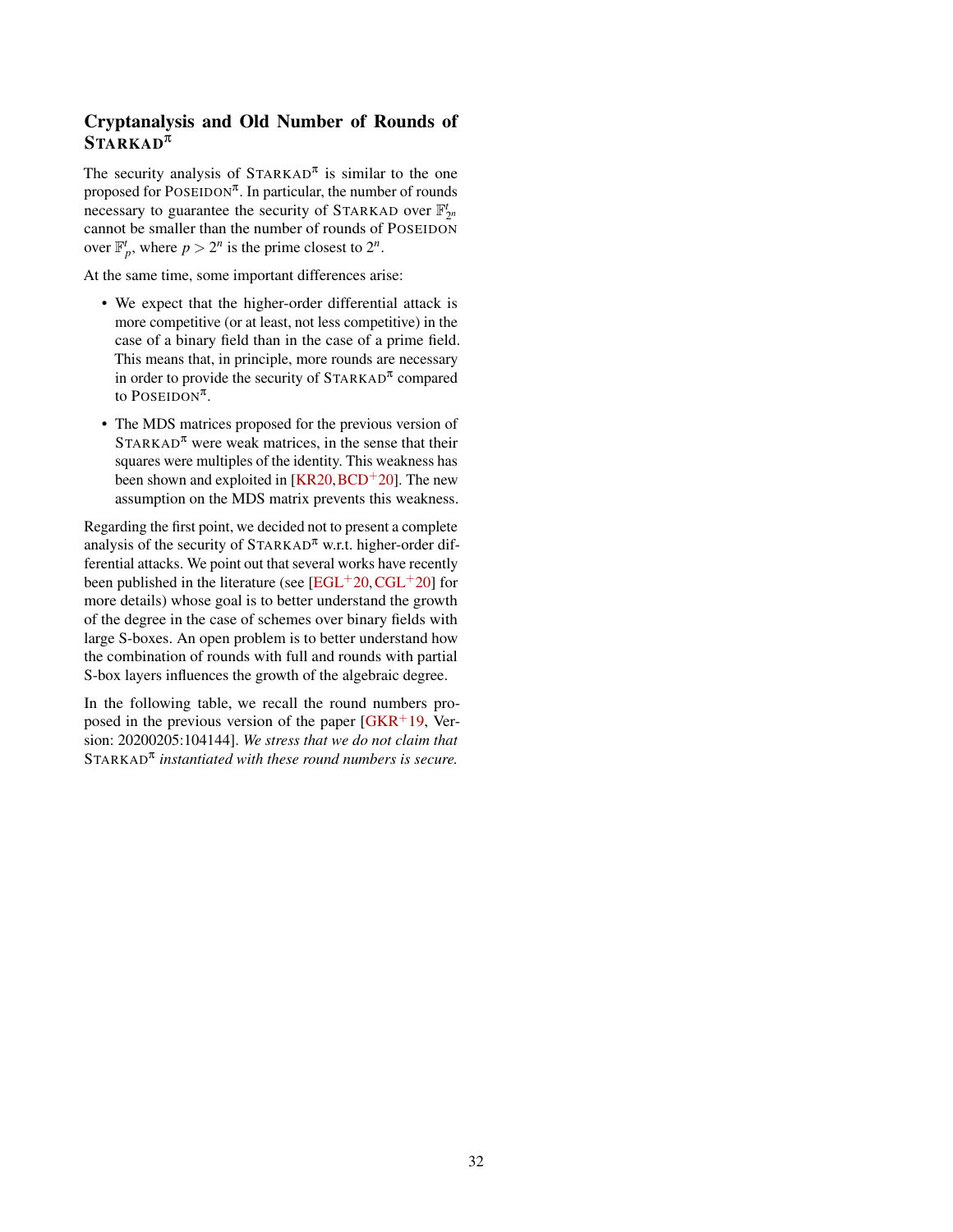## Cryptanalysis and Old Number of Rounds of STARKAD$^{\pi}$

The security analysis of STARKAD$^{\pi}$ is similar to the one proposed for POSEIDON$^{\pi}$. In particular, the number of rounds necessary to guarantee the security of STARKAD over $\mathbb{F}_{2^n}^t$ cannot be smaller than the number of rounds of POSEIDON over $\mathbb{F}_p^t$, where $p > 2^n$ is the prime closest to $2^n$.

At the same time, some important differences arise:

- We expect that the higher-order differential attack is more competitive (or at least, not less competitive) in the case of a binary field than in the case of a prime field. This means that, in principle, more rounds are necessary in order to provide the security of STARKAD$^{\pi}$ compared to POSEIDON$^{\pi}$.
- The MDS matrices proposed for the previous version of STARKAD$^{\pi}$ were weak matrices, in the sense that their squares were multiples of the identity. This weakness has been shown and exploited in [KR20, BCD+20]. The new assumption on the MDS matrix prevents this weakness.

Regarding the first point, we decided not to present a complete analysis of the security of STARKAD$^{\pi}$ w.r.t. higher-order differential attacks. We point out that several works have recently been published in the literature (see [EGL+20, CGL+20] for more details) whose goal is to better understand the growth of the degree in the case of schemes over binary fields with large S-boxes. An open problem is to better understand how the combination of rounds with full and rounds with partial S-box layers influences the growth of the algebraic degree.

In the following table, we recall the round numbers proposed in the previous version of the paper [GKR+19, Version: 20200205:104144]. *We stress that we do not claim that* STARKAD$^{\pi}$ *instantiated with these round numbers is secure.*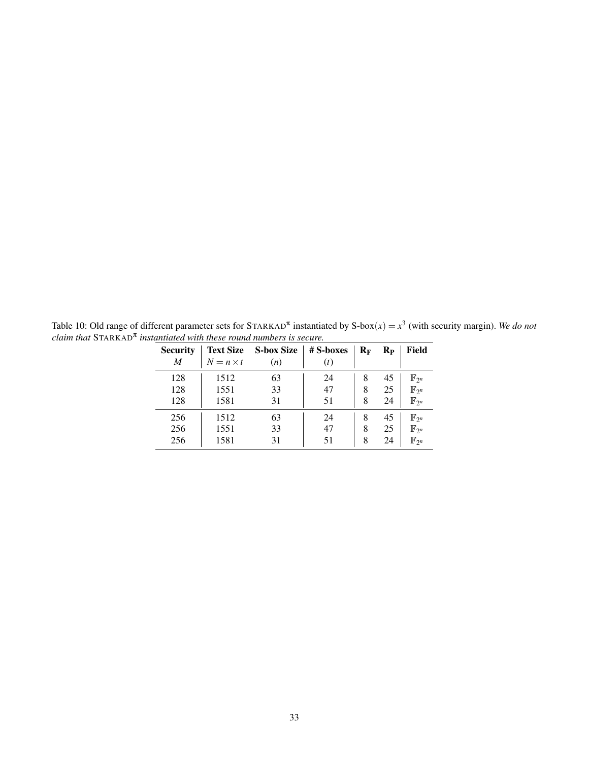Table 10: Old range of different parameter sets for STARKAD$^\pi$ instantiated by S-box$(x) = x^3$ (with security margin). *We do not claim that* STARKAD$^\pi$ *instantiated with these round numbers is secure.*

| **Security** $M$ | **Text Size** $N = n \times t$ | **S-box Size** $(n)$ | **# S-boxes** $(t)$ | $\mathbf{R_F}$ | $\mathbf{R_P}$ | **Field** |
|---|---|---|---|---|---|---|
| 128 | 1512 | 63 | 24 | 8 | 45 | $\mathbb{F}_{2^n}$ |
| 128 | 1551 | 33 | 47 | 8 | 25 | $\mathbb{F}_{2^n}$ |
| 128 | 1581 | 31 | 51 | 8 | 24 | $\mathbb{F}_{2^n}$ |
| 256 | 1512 | 63 | 24 | 8 | 45 | $\mathbb{F}_{2^n}$ |
| 256 | 1551 | 33 | 47 | 8 | 25 | $\mathbb{F}_{2^n}$ |
| 256 | 1581 | 31 | 51 | 8 | 24 | $\mathbb{F}_{2^n}$ |